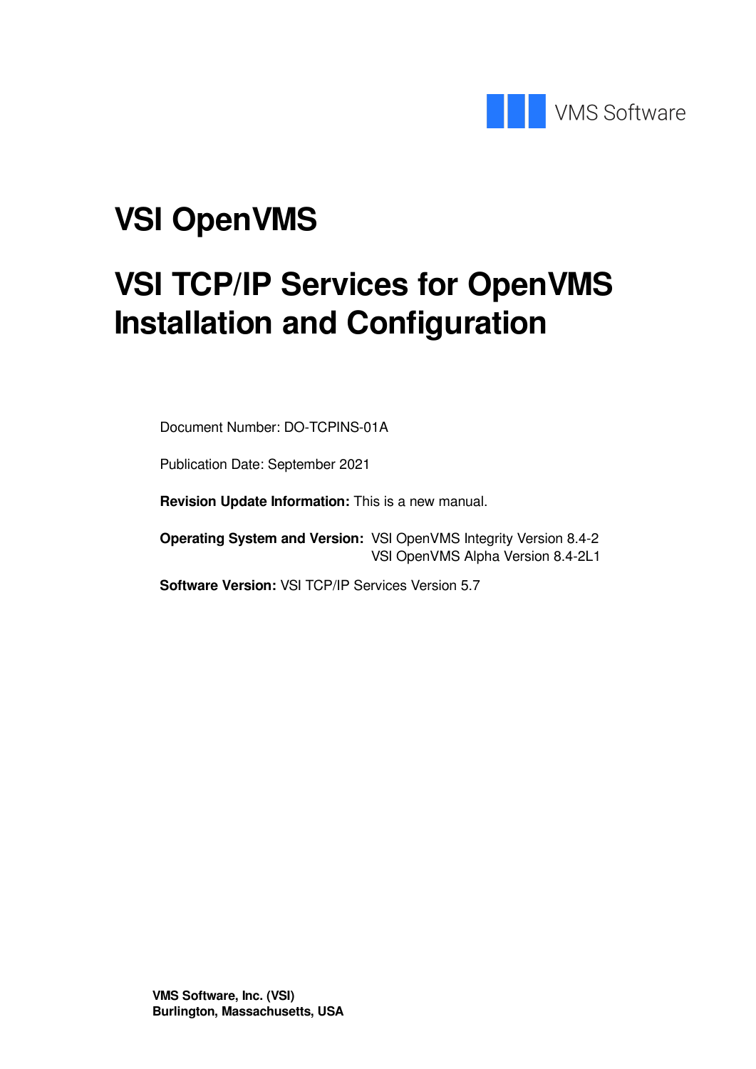VMS Software

# VSI OpenVMS

# VSI TCP/IP Services for OpenVMS Installation and Configuration

Document Number: DO-TCPINS-01A

Publication Date: September 2021

**Revision Update Information:** This is a new manual.

**Operating System and Version:** VSI OpenVMS Integrity Version 8.4-2
VSI OpenVMS Alpha Version 8.4-2L1

**Software Version:** VSI TCP/IP Services Version 5.7

**VMS Software, Inc. (VSI)**
**Burlington, Massachusetts, USA**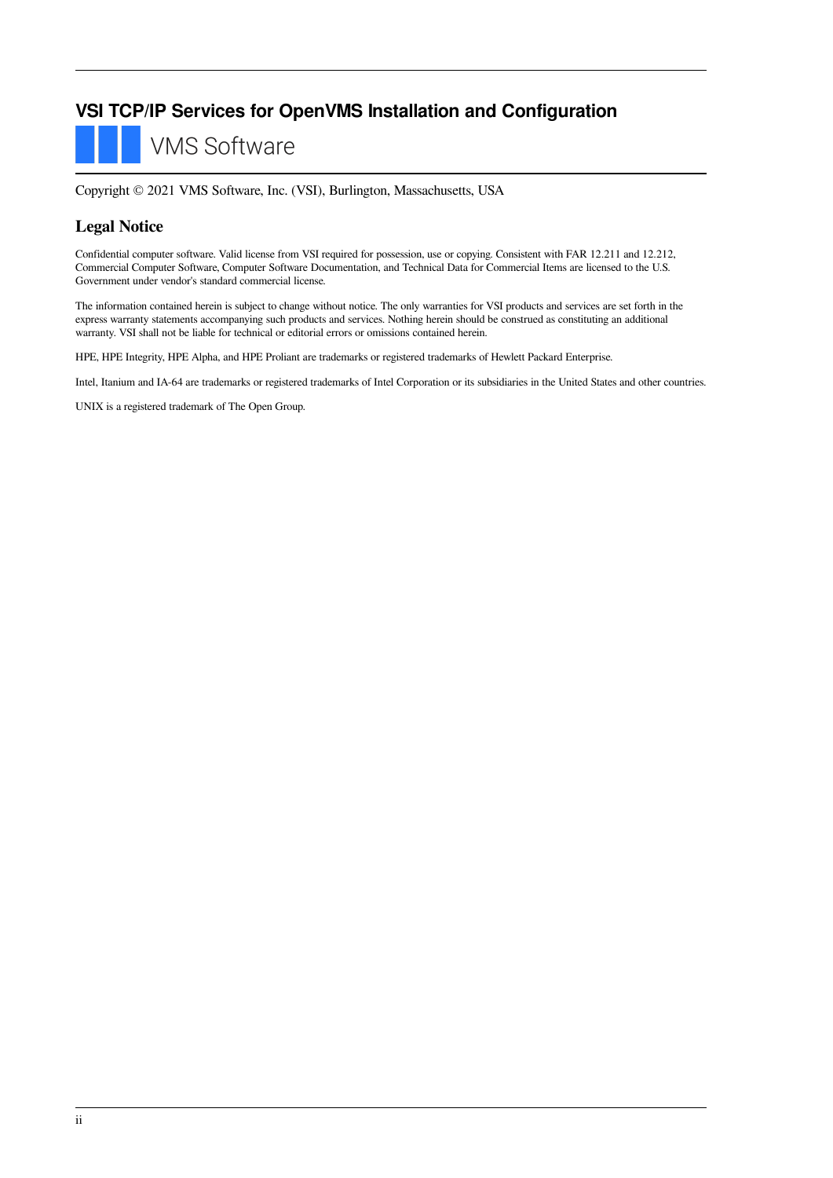# VSI TCP/IP Services for OpenVMS Installation and Configuration

VMS Software

Copyright © 2021 VMS Software, Inc. (VSI), Burlington, Massachusetts, USA

## Legal Notice

Confidential computer software. Valid license from VSI required for possession, use or copying. Consistent with FAR 12.211 and 12.212, Commercial Computer Software, Computer Software Documentation, and Technical Data for Commercial Items are licensed to the U.S. Government under vendor's standard commercial license.

The information contained herein is subject to change without notice. The only warranties for VSI products and services are set forth in the express warranty statements accompanying such products and services. Nothing herein should be construed as constituting an additional warranty. VSI shall not be liable for technical or editorial errors or omissions contained herein.

HPE, HPE Integrity, HPE Alpha, and HPE Proliant are trademarks or registered trademarks of Hewlett Packard Enterprise.

Intel, Itanium and IA-64 are trademarks or registered trademarks of Intel Corporation or its subsidiaries in the United States and other countries.

UNIX is a registered trademark of The Open Group.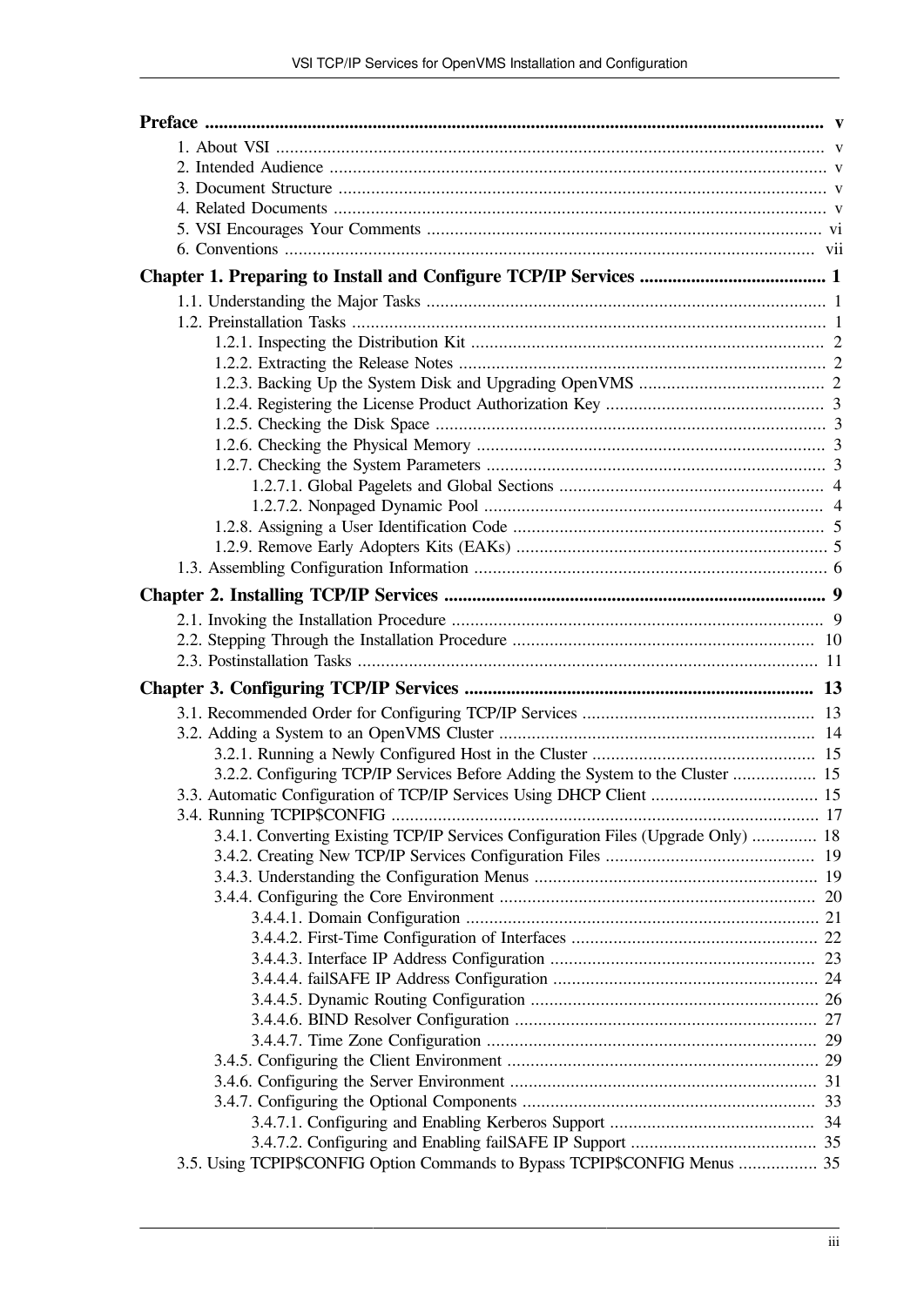Preface ..................................................................................................................................... v

- 1. About VSI ..................................................................................................................... v
- 2. Intended Audience ......................................................................................................... v
- 3. Document Structure ....................................................................................................... v
- 4. Related Documents ........................................................................................................ v
- 5. VSI Encourages Your Comments .................................................................................... vi
- 6. Conventions ................................................................................................................ vii

**Chapter 1. Preparing to Install and Configure TCP/IP Services ........................................ 1**

- 1.1. Understanding the Major Tasks ..................................................................................... 1
- 1.2. Preinstallation Tasks ..................................................................................................... 1
  - 1.2.1. Inspecting the Distribution Kit ............................................................................ 2
  - 1.2.2. Extracting the Release Notes ............................................................................... 2
  - 1.2.3. Backing Up the System Disk and Upgrading OpenVMS ........................................ 2
  - 1.2.4. Registering the License Product Authorization Key ............................................... 3
  - 1.2.5. Checking the Disk Space .................................................................................... 3
  - 1.2.6. Checking the Physical Memory ........................................................................... 3
  - 1.2.7. Checking the System Parameters ......................................................................... 3
    - 1.2.7.1. Global Pagelets and Global Sections ......................................................... 4
    - 1.2.7.2. Nonpaged Dynamic Pool ......................................................................... 4
  - 1.2.8. Assigning a User Identification Code ................................................................... 5
  - 1.2.9. Remove Early Adopters Kits (EAKs) .................................................................. 5
- 1.3. Assembling Configuration Information ............................................................................ 6

**Chapter 2. Installing TCP/IP Services ................................................................................. 9**

- 2.1. Invoking the Installation Procedure ................................................................................ 9
- 2.2. Stepping Through the Installation Procedure ................................................................. 10
- 2.3. Postinstallation Tasks .................................................................................................. 11

**Chapter 3. Configuring TCP/IP Services ........................................................................... 13**

- 3.1. Recommended Order for Configuring TCP/IP Services .................................................. 13
- 3.2. Adding a System to an OpenVMS Cluster .................................................................... 14
  - 3.2.1. Running a Newly Configured Host in the Cluster ................................................ 15
  - 3.2.2. Configuring TCP/IP Services Before Adding the System to the Cluster .................. 15
- 3.3. Automatic Configuration of TCP/IP Services Using DHCP Client .................................... 15
- 3.4. Running TCPIP$CONFIG ............................................................................................ 17
  - 3.4.1. Converting Existing TCP/IP Services Configuration Files (Upgrade Only) .............. 18
  - 3.4.2. Creating New TCP/IP Services Configuration Files ............................................. 19
  - 3.4.3. Understanding the Configuration Menus ............................................................. 19
  - 3.4.4. Configuring the Core Environment .................................................................... 20
    - 3.4.4.1. Domain Configuration ............................................................................ 21
    - 3.4.4.2. First-Time Configuration of Interfaces ..................................................... 22
    - 3.4.4.3. Interface IP Address Configuration ......................................................... 23
    - 3.4.4.4. failSAFE IP Address Configuration ......................................................... 24
    - 3.4.4.5. Dynamic Routing Configuration .............................................................. 26
    - 3.4.4.6. BIND Resolver Configuration ................................................................. 27
    - 3.4.4.7. Time Zone Configuration ....................................................................... 29
  - 3.4.5. Configuring the Client Environment ................................................................... 29
  - 3.4.6. Configuring the Server Environment .................................................................. 31
  - 3.4.7. Configuring the Optional Components ............................................................... 33
    - 3.4.7.1. Configuring and Enabling Kerberos Support ............................................ 34
    - 3.4.7.2. Configuring and Enabling failSAFE IP Support ........................................ 35
- 3.5. Using TCPIP$CONFIG Option Commands to Bypass TCPIP$CONFIG Menus ................. 35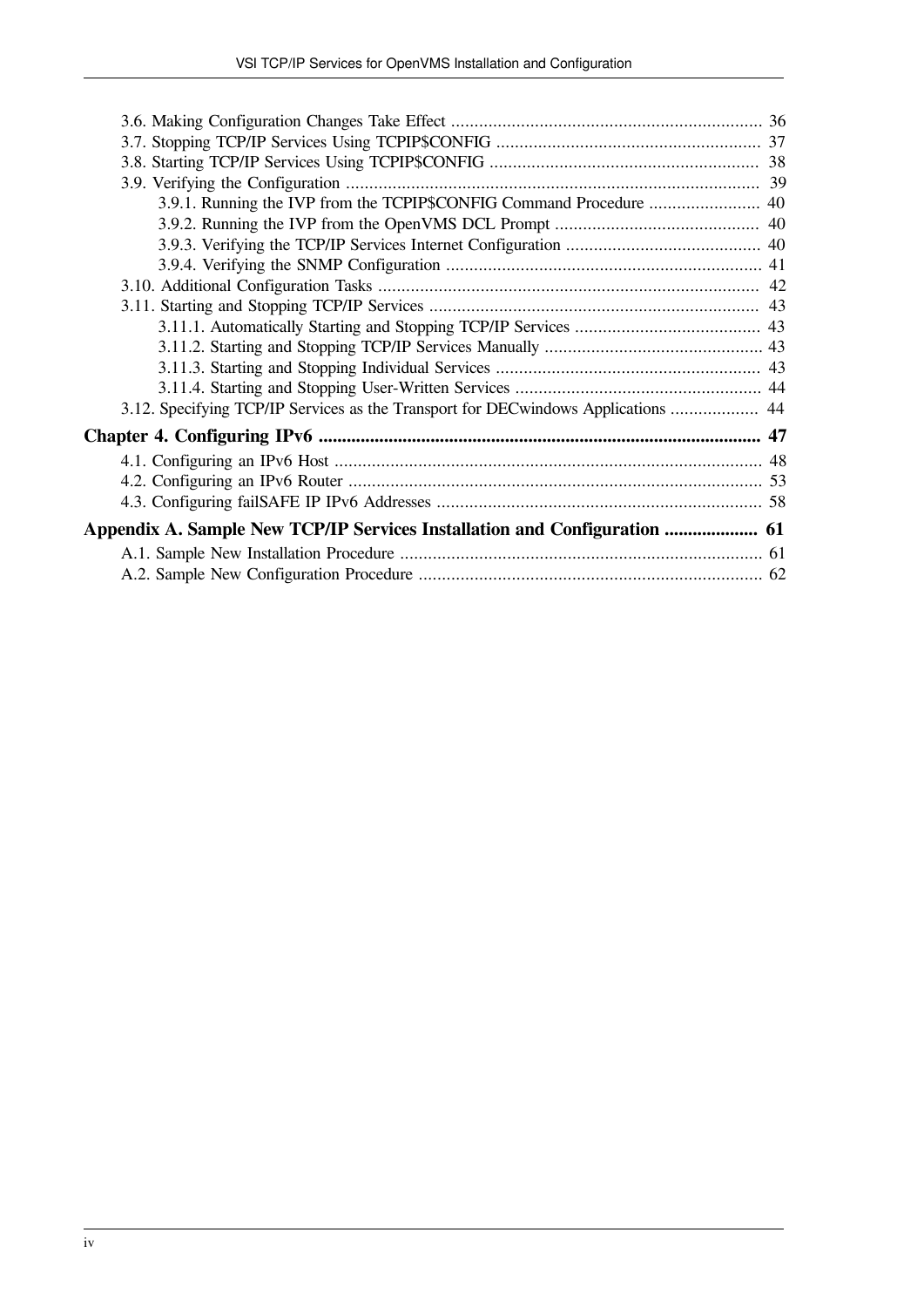3.6. Making Configuration Changes Take Effect ..................................................................... 36
3.7. Stopping TCP/IP Services Using TCPIP$CONFIG ........................................................ 37
3.8. Starting TCP/IP Services Using TCPIP$CONFIG ......................................................... 38
3.9. Verifying the Configuration ......................................................................................... 39
    3.9.1. Running the IVP from the TCPIP$CONFIG Command Procedure ........................ 40
    3.9.2. Running the IVP from the OpenVMS DCL Prompt ............................................ 40
    3.9.3. Verifying the TCP/IP Services Internet Configuration .......................................... 40
    3.9.4. Verifying the SNMP Configuration .................................................................... 41
3.10. Additional Configuration Tasks .................................................................................. 42
3.11. Starting and Stopping TCP/IP Services ....................................................................... 43
    3.11.1. Automatically Starting and Stopping TCP/IP Services ........................................ 43
    3.11.2. Starting and Stopping TCP/IP Services Manually ............................................... 43
    3.11.3. Starting and Stopping Individual Services ......................................................... 43
    3.11.4. Starting and Stopping User-Written Services ..................................................... 44
3.12. Specifying TCP/IP Services as the Transport for DECwindows Applications ................... 44

**Chapter 4. Configuring IPv6 .............................................................................................. 47**

4.1. Configuring an IPv6 Host ........................................................................................... 48
4.2. Configuring an IPv6 Router ......................................................................................... 53
4.3. Configuring failSAFE IP IPv6 Addresses ...................................................................... 58

**Appendix A. Sample New TCP/IP Services Installation and Configuration .................... 61**

A.1. Sample New Installation Procedure .............................................................................. 61
A.2. Sample New Configuration Procedure .......................................................................... 62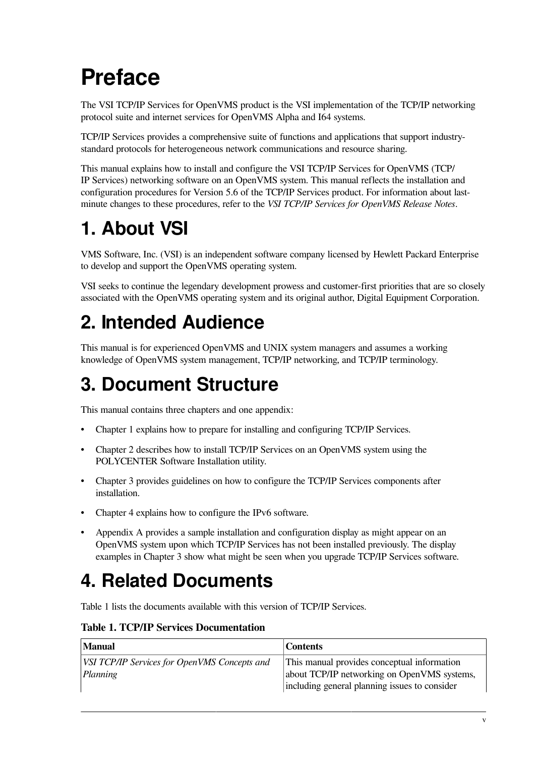# Preface

The VSI TCP/IP Services for OpenVMS product is the VSI implementation of the TCP/IP networking protocol suite and internet services for OpenVMS Alpha and I64 systems.

TCP/IP Services provides a comprehensive suite of functions and applications that support industry-standard protocols for heterogeneous network communications and resource sharing.

This manual explains how to install and configure the VSI TCP/IP Services for OpenVMS (TCP/IP Services) networking software on an OpenVMS system. This manual reflects the installation and configuration procedures for Version 5.6 of the TCP/IP Services product. For information about last-minute changes to these procedures, refer to the *VSI TCP/IP Services for OpenVMS Release Notes*.

# 1. About VSI

VMS Software, Inc. (VSI) is an independent software company licensed by Hewlett Packard Enterprise to develop and support the OpenVMS operating system.

VSI seeks to continue the legendary development prowess and customer-first priorities that are so closely associated with the OpenVMS operating system and its original author, Digital Equipment Corporation.

# 2. Intended Audience

This manual is for experienced OpenVMS and UNIX system managers and assumes a working knowledge of OpenVMS system management, TCP/IP networking, and TCP/IP terminology.

# 3. Document Structure

This manual contains three chapters and one appendix:

- Chapter 1 explains how to prepare for installing and configuring TCP/IP Services.
- Chapter 2 describes how to install TCP/IP Services on an OpenVMS system using the POLYCENTER Software Installation utility.
- Chapter 3 provides guidelines on how to configure the TCP/IP Services components after installation.
- Chapter 4 explains how to configure the IPv6 software.
- Appendix A provides a sample installation and configuration display as might appear on an OpenVMS system upon which TCP/IP Services has not been installed previously. The display examples in Chapter 3 show what might be seen when you upgrade TCP/IP Services software.

# 4. Related Documents

Table 1 lists the documents available with this version of TCP/IP Services.

**Table 1. TCP/IP Services Documentation**

| Manual | Contents |
|---|---|
| *VSI TCP/IP Services for OpenVMS Concepts and Planning* | This manual provides conceptual information about TCP/IP networking on OpenVMS systems, including general planning issues to consider |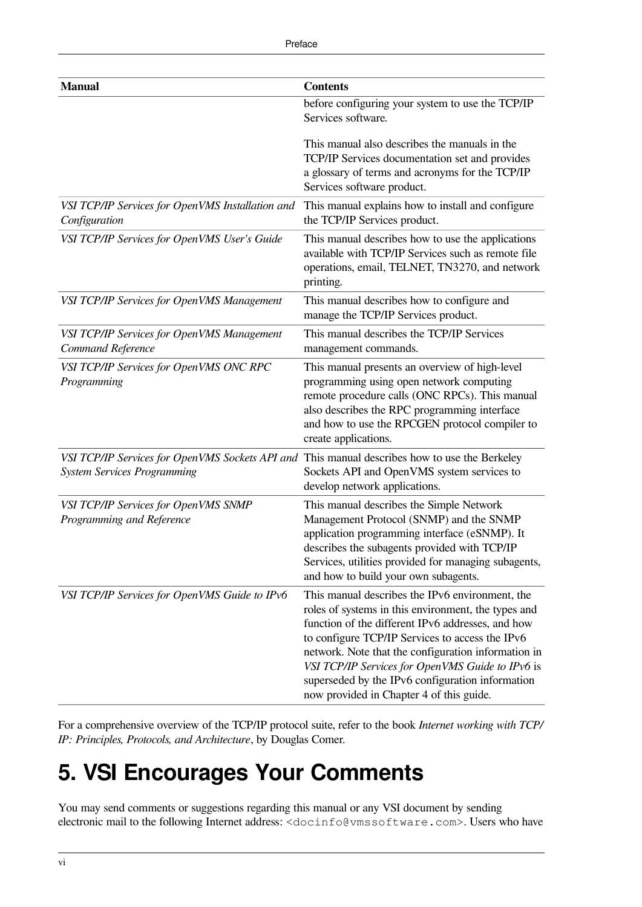| Manual | Contents |
|---|---|
| | before configuring your system to use the TCP/IP Services software.<br><br>This manual also describes the manuals in the TCP/IP Services documentation set and provides a glossary of terms and acronyms for the TCP/IP Services software product. |
| *VSI TCP/IP Services for OpenVMS Installation and Configuration* | This manual explains how to install and configure the TCP/IP Services product. |
| *VSI TCP/IP Services for OpenVMS User's Guide* | This manual describes how to use the applications available with TCP/IP Services such as remote file operations, email, TELNET, TN3270, and network printing. |
| *VSI TCP/IP Services for OpenVMS Management* | This manual describes how to configure and manage the TCP/IP Services product. |
| *VSI TCP/IP Services for OpenVMS Management Command Reference* | This manual describes the TCP/IP Services management commands. |
| *VSI TCP/IP Services for OpenVMS ONC RPC Programming* | This manual presents an overview of high-level programming using open network computing remote procedure calls (ONC RPCs). This manual also describes the RPC programming interface and how to use the RPCGEN protocol compiler to create applications. |
| *VSI TCP/IP Services for OpenVMS Sockets API and System Services Programming* | This manual describes how to use the Berkeley Sockets API and OpenVMS system services to develop network applications. |
| *VSI TCP/IP Services for OpenVMS SNMP Programming and Reference* | This manual describes the Simple Network Management Protocol (SNMP) and the SNMP application programming interface (eSNMP). It describes the subagents provided with TCP/IP Services, utilities provided for managing subagents, and how to build your own subagents. |
| *VSI TCP/IP Services for OpenVMS Guide to IPv6* | This manual describes the IPv6 environment, the roles of systems in this environment, the types and function of the different IPv6 addresses, and how to configure TCP/IP Services to access the IPv6 network. Note that the configuration information in *VSI TCP/IP Services for OpenVMS Guide to IPv6* is superseded by the IPv6 configuration information now provided in Chapter 4 of this guide. |

For a comprehensive overview of the TCP/IP protocol suite, refer to the book *Internet working with TCP/IP: Principles, Protocols, and Architecture*, by Douglas Comer.

# 5. VSI Encourages Your Comments

You may send comments or suggestions regarding this manual or any VSI document by sending electronic mail to the following Internet address: `<docinfo@vmssoftware.com>`. Users who have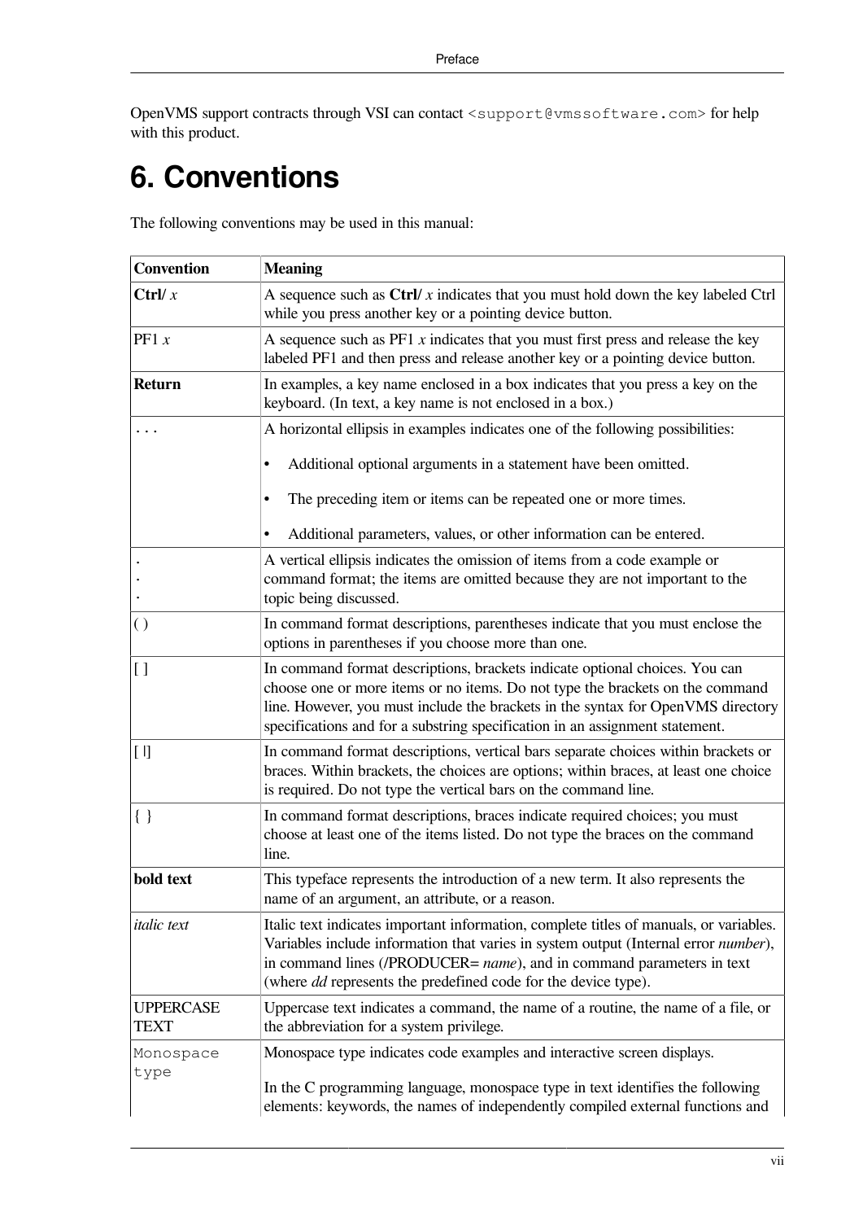OpenVMS support contracts through VSI can contact `<support@vmssoftware.com>` for help with this product.

# 6. Conventions

The following conventions may be used in this manual:

| Convention | Meaning |
|---|---|
| **Ctrl/** *x* | A sequence such as **Ctrl/** *x* indicates that you must hold down the key labeled Ctrl while you press another key or a pointing device button. |
| PF1 *x* | A sequence such as PF1 *x* indicates that you must first press and release the key labeled PF1 and then press and release another key or a pointing device button. |
| **Return** | In examples, a key name enclosed in a box indicates that you press a key on the keyboard. (In text, a key name is not enclosed in a box.) |
| . . . | A horizontal ellipsis in examples indicates one of the following possibilities:<br>• Additional optional arguments in a statement have been omitted.<br>• The preceding item or items can be repeated one or more times.<br>• Additional parameters, values, or other information can be entered. |
| .<br>.<br>. | A vertical ellipsis indicates the omission of items from a code example or command format; the items are omitted because they are not important to the topic being discussed. |
| ( ) | In command format descriptions, parentheses indicate that you must enclose the options in parentheses if you choose more than one. |
| [ ] | In command format descriptions, brackets indicate optional choices. You can choose one or more items or no items. Do not type the brackets on the command line. However, you must include the brackets in the syntax for OpenVMS directory specifications and for a substring specification in an assignment statement. |
| [ \| ] | In command format descriptions, vertical bars separate choices within brackets or braces. Within brackets, the choices are options; within braces, at least one choice is required. Do not type the vertical bars on the command line. |
| { } | In command format descriptions, braces indicate required choices; you must choose at least one of the items listed. Do not type the braces on the command line. |
| **bold text** | This typeface represents the introduction of a new term. It also represents the name of an argument, an attribute, or a reason. |
| *italic text* | Italic text indicates important information, complete titles of manuals, or variables. Variables include information that varies in system output (Internal error *number*), in command lines (/PRODUCER= *name*), and in command parameters in text (where *dd* represents the predefined code for the device type). |
| UPPERCASE TEXT | Uppercase text indicates a command, the name of a routine, the name of a file, or the abbreviation for a system privilege. |
| `Monospace type` | Monospace type indicates code examples and interactive screen displays.<br>In the C programming language, monospace type in text identifies the following elements: keywords, the names of independently compiled external functions and |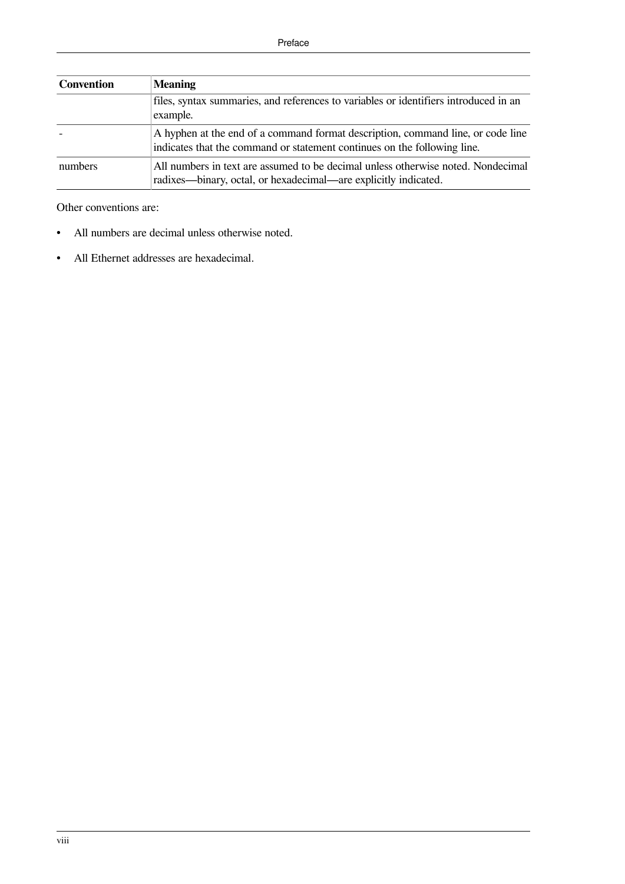| Convention | Meaning |
|---|---|
| | files, syntax summaries, and references to variables or identifiers introduced in an example. |
| - | A hyphen at the end of a command format description, command line, or code line indicates that the command or statement continues on the following line. |
| numbers | All numbers in text are assumed to be decimal unless otherwise noted. Nondecimal radixes—binary, octal, or hexadecimal—are explicitly indicated. |

Other conventions are:

- All numbers are decimal unless otherwise noted.
- All Ethernet addresses are hexadecimal.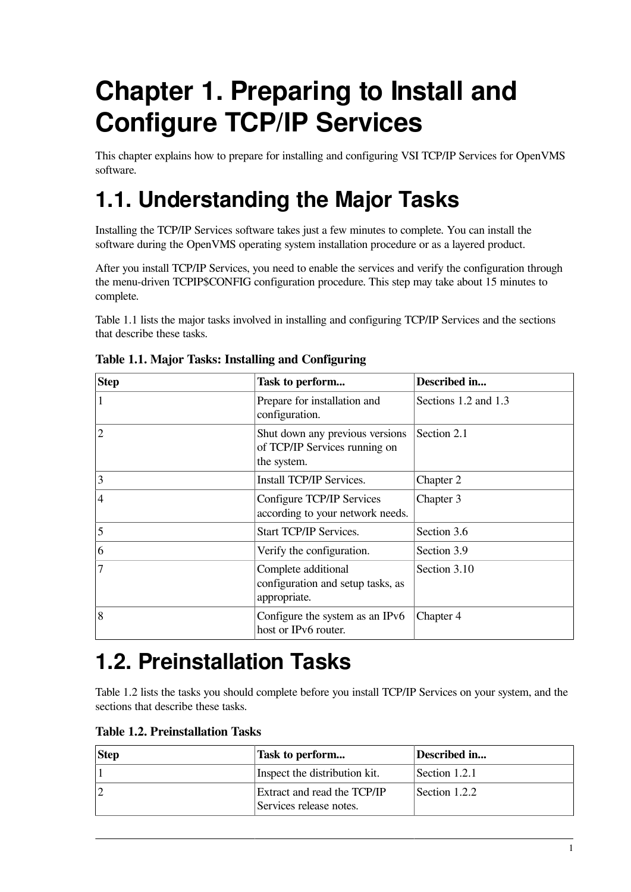# Chapter 1. Preparing to Install and Configure TCP/IP Services

This chapter explains how to prepare for installing and configuring VSI TCP/IP Services for OpenVMS software.

## 1.1. Understanding the Major Tasks

Installing the TCP/IP Services software takes just a few minutes to complete. You can install the software during the OpenVMS operating system installation procedure or as a layered product.

After you install TCP/IP Services, you need to enable the services and verify the configuration through the menu-driven TCPIP$CONFIG configuration procedure. This step may take about 15 minutes to complete.

Table 1.1 lists the major tasks involved in installing and configuring TCP/IP Services and the sections that describe these tasks.

**Table 1.1. Major Tasks: Installing and Configuring**

| Step | Task to perform... | Described in... |
|---|---|---|
| 1 | Prepare for installation and configuration. | Sections 1.2 and 1.3 |
| 2 | Shut down any previous versions of TCP/IP Services running on the system. | Section 2.1 |
| 3 | Install TCP/IP Services. | Chapter 2 |
| 4 | Configure TCP/IP Services according to your network needs. | Chapter 3 |
| 5 | Start TCP/IP Services. | Section 3.6 |
| 6 | Verify the configuration. | Section 3.9 |
| 7 | Complete additional configuration and setup tasks, as appropriate. | Section 3.10 |
| 8 | Configure the system as an IPv6 host or IPv6 router. | Chapter 4 |

## 1.2. Preinstallation Tasks

Table 1.2 lists the tasks you should complete before you install TCP/IP Services on your system, and the sections that describe these tasks.

**Table 1.2. Preinstallation Tasks**

| Step | Task to perform... | Described in... |
|---|---|---|
| 1 | Inspect the distribution kit. | Section 1.2.1 |
| 2 | Extract and read the TCP/IP Services release notes. | Section 1.2.2 |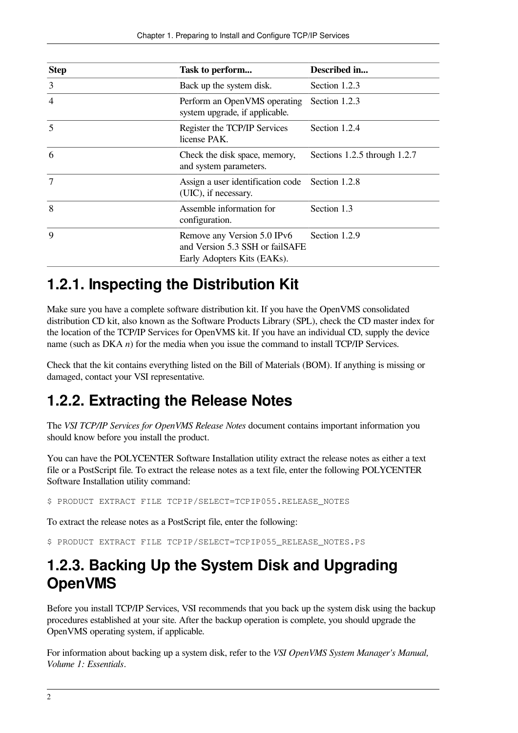| Step | Task to perform... | Described in... |
|---|---|---|
| 3 | Back up the system disk. | Section 1.2.3 |
| 4 | Perform an OpenVMS operating system upgrade, if applicable. | Section 1.2.3 |
| 5 | Register the TCP/IP Services license PAK. | Section 1.2.4 |
| 6 | Check the disk space, memory, and system parameters. | Sections 1.2.5 through 1.2.7 |
| 7 | Assign a user identification code (UIC), if necessary. | Section 1.2.8 |
| 8 | Assemble information for configuration. | Section 1.3 |
| 9 | Remove any Version 5.0 IPv6 and Version 5.3 SSH or failSAFE Early Adopters Kits (EAKs). | Section 1.2.9 |

## 1.2.1. Inspecting the Distribution Kit

Make sure you have a complete software distribution kit. If you have the OpenVMS consolidated distribution CD kit, also known as the Software Products Library (SPL), check the CD master index for the location of the TCP/IP Services for OpenVMS kit. If you have an individual CD, supply the device name (such as DKA *n*) for the media when you issue the command to install TCP/IP Services.

Check that the kit contains everything listed on the Bill of Materials (BOM). If anything is missing or damaged, contact your VSI representative.

## 1.2.2. Extracting the Release Notes

The *VSI TCP/IP Services for OpenVMS Release Notes* document contains important information you should know before you install the product.

You can have the POLYCENTER Software Installation utility extract the release notes as either a text file or a PostScript file. To extract the release notes as a text file, enter the following POLYCENTER Software Installation utility command:

```
$ PRODUCT EXTRACT FILE TCPIP/SELECT=TCPIP055.RELEASE_NOTES
```

To extract the release notes as a PostScript file, enter the following:

```
$ PRODUCT EXTRACT FILE TCPIP/SELECT=TCPIP055_RELEASE_NOTES.PS
```

## 1.2.3. Backing Up the System Disk and Upgrading OpenVMS

Before you install TCP/IP Services, VSI recommends that you back up the system disk using the backup procedures established at your site. After the backup operation is complete, you should upgrade the OpenVMS operating system, if applicable.

For information about backing up a system disk, refer to the *VSI OpenVMS System Manager's Manual, Volume 1: Essentials*.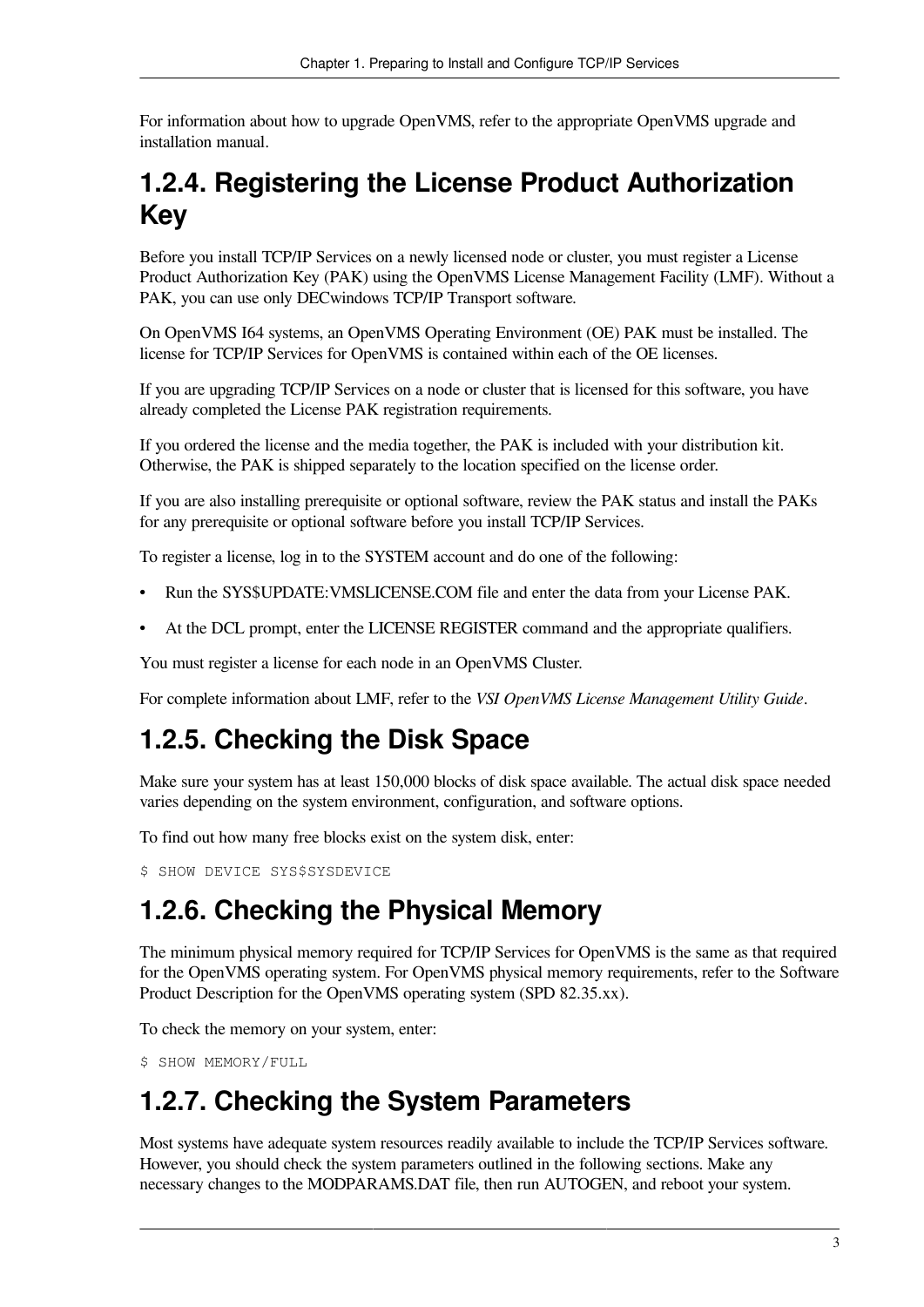For information about how to upgrade OpenVMS, refer to the appropriate OpenVMS upgrade and installation manual.

### 1.2.4. Registering the License Product Authorization Key

Before you install TCP/IP Services on a newly licensed node or cluster, you must register a License Product Authorization Key (PAK) using the OpenVMS License Management Facility (LMF). Without a PAK, you can use only DECwindows TCP/IP Transport software.

On OpenVMS I64 systems, an OpenVMS Operating Environment (OE) PAK must be installed. The license for TCP/IP Services for OpenVMS is contained within each of the OE licenses.

If you are upgrading TCP/IP Services on a node or cluster that is licensed for this software, you have already completed the License PAK registration requirements.

If you ordered the license and the media together, the PAK is included with your distribution kit. Otherwise, the PAK is shipped separately to the location specified on the license order.

If you are also installing prerequisite or optional software, review the PAK status and install the PAKs for any prerequisite or optional software before you install TCP/IP Services.

To register a license, log in to the SYSTEM account and do one of the following:

- Run the SYS$UPDATE:VMSLICENSE.COM file and enter the data from your License PAK.
- At the DCL prompt, enter the LICENSE REGISTER command and the appropriate qualifiers.

You must register a license for each node in an OpenVMS Cluster.

For complete information about LMF, refer to the *VSI OpenVMS License Management Utility Guide*.

### 1.2.5. Checking the Disk Space

Make sure your system has at least 150,000 blocks of disk space available. The actual disk space needed varies depending on the system environment, configuration, and software options.

To find out how many free blocks exist on the system disk, enter:

```
$ SHOW DEVICE SYS$SYSDEVICE
```

### 1.2.6. Checking the Physical Memory

The minimum physical memory required for TCP/IP Services for OpenVMS is the same as that required for the OpenVMS operating system. For OpenVMS physical memory requirements, refer to the Software Product Description for the OpenVMS operating system (SPD 82.35.xx).

To check the memory on your system, enter:

```
$ SHOW MEMORY/FULL
```

### 1.2.7. Checking the System Parameters

Most systems have adequate system resources readily available to include the TCP/IP Services software. However, you should check the system parameters outlined in the following sections. Make any necessary changes to the MODPARAMS.DAT file, then run AUTOGEN, and reboot your system.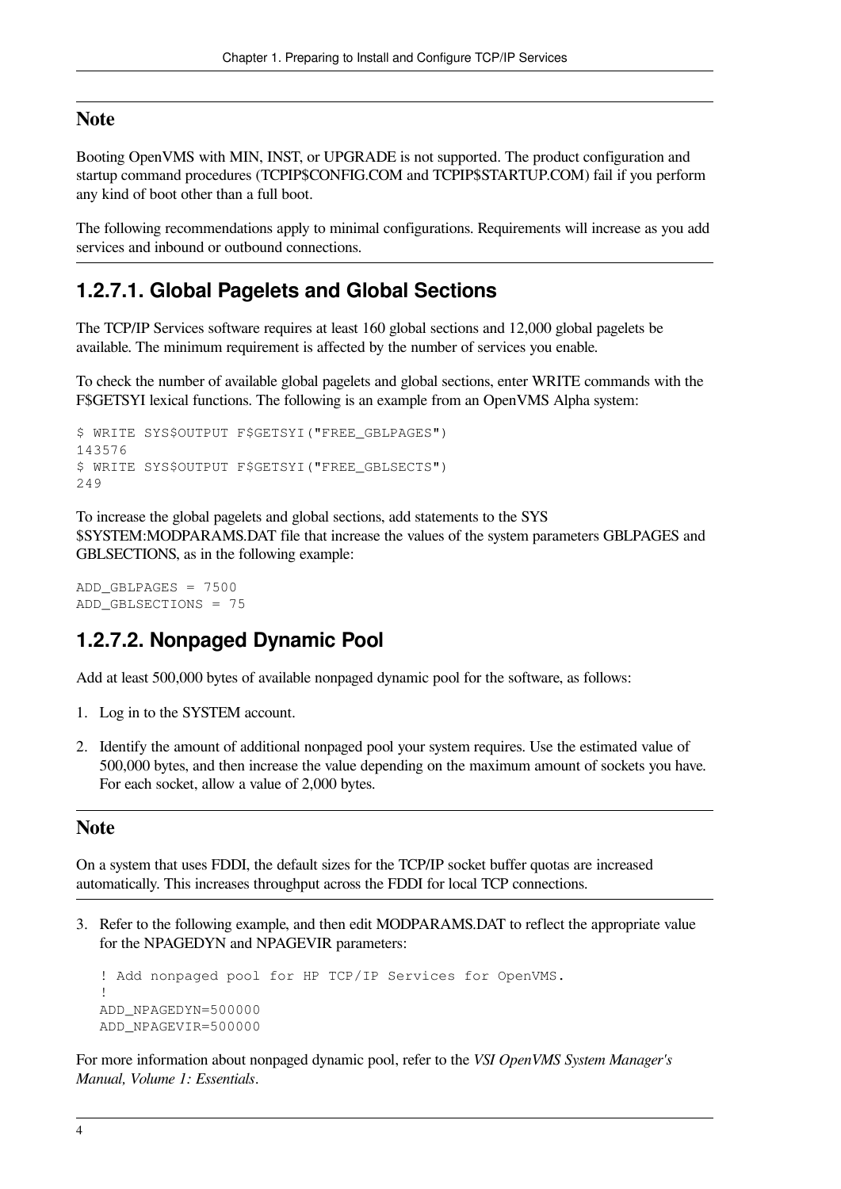### Note

Booting OpenVMS with MIN, INST, or UPGRADE is not supported. The product configuration and startup command procedures (TCPIP$CONFIG.COM and TCPIP$STARTUP.COM) fail if you perform any kind of boot other than a full boot.

The following recommendations apply to minimal configurations. Requirements will increase as you add services and inbound or outbound connections.

## 1.2.7.1. Global Pagelets and Global Sections

The TCP/IP Services software requires at least 160 global sections and 12,000 global pagelets be available. The minimum requirement is affected by the number of services you enable.

To check the number of available global pagelets and global sections, enter WRITE commands with the F$GETSYI lexical functions. The following is an example from an OpenVMS Alpha system:

```
$ WRITE SYS$OUTPUT F$GETSYI("FREE_GBLPAGES")
143576
$ WRITE SYS$OUTPUT F$GETSYI("FREE_GBLSECTS")
249
```

To increase the global pagelets and global sections, add statements to the SYS $SYSTEM:MODPARAMS.DAT file that increase the values of the system parameters GBLPAGES and GBLSECTIONS, as in the following example:

```
ADD_GBLPAGES = 7500
ADD_GBLSECTIONS = 75
```

## 1.2.7.2. Nonpaged Dynamic Pool

Add at least 500,000 bytes of available nonpaged dynamic pool for the software, as follows:

1. Log in to the SYSTEM account.
2. Identify the amount of additional nonpaged pool your system requires. Use the estimated value of 500,000 bytes, and then increase the value depending on the maximum amount of sockets you have. For each socket, allow a value of 2,000 bytes.

### Note

On a system that uses FDDI, the default sizes for the TCP/IP socket buffer quotas are increased automatically. This increases throughput across the FDDI for local TCP connections.

3. Refer to the following example, and then edit MODPARAMS.DAT to reflect the appropriate value for the NPAGEDYN and NPAGEVIR parameters:

   ```
   ! Add nonpaged pool for HP TCP/IP Services for OpenVMS.
   !
   ADD_NPAGEDYN=500000
   ADD_NPAGEVIR=500000
   ```

For more information about nonpaged dynamic pool, refer to the *VSI OpenVMS System Manager's Manual, Volume 1: Essentials*.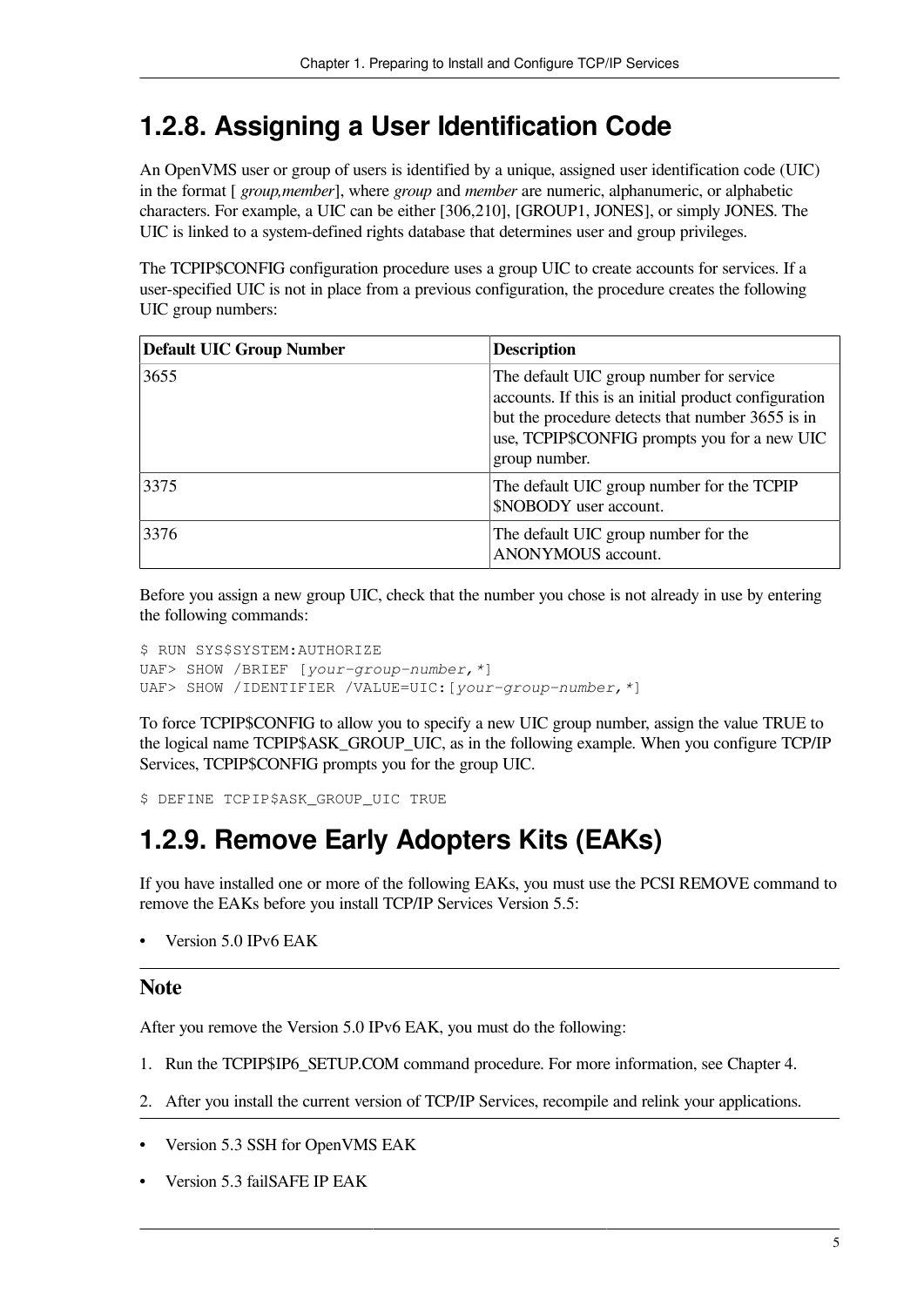## 1.2.8. Assigning a User Identification Code

An OpenVMS user or group of users is identified by a unique, assigned user identification code (UIC) in the format [ *group,member*], where *group* and *member* are numeric, alphanumeric, or alphabetic characters. For example, a UIC can be either [306,210], [GROUP1, JONES], or simply JONES. The UIC is linked to a system-defined rights database that determines user and group privileges.

The TCPIP$CONFIG configuration procedure uses a group UIC to create accounts for services. If a user-specified UIC is not in place from a previous configuration, the procedure creates the following UIC group numbers:

| Default UIC Group Number | Description |
|---|---|
| 3655 | The default UIC group number for service accounts. If this is an initial product configuration but the procedure detects that number 3655 is in use, TCPIP$CONFIG prompts you for a new UIC group number. |
| 3375 | The default UIC group number for the TCPIP $NOBODY user account. |
| 3376 | The default UIC group number for the ANONYMOUS account. |

Before you assign a new group UIC, check that the number you chose is not already in use by entering the following commands:

```
$ RUN SYS$SYSTEM:AUTHORIZE
UAF> SHOW /BRIEF [your-group-number,*]
UAF> SHOW /IDENTIFIER /VALUE=UIC:[your-group-number,*]
```

To force TCPIP$CONFIG to allow you to specify a new UIC group number, assign the value TRUE to the logical name TCPIP$ASK_GROUP_UIC, as in the following example. When you configure TCP/IP Services, TCPIP$CONFIG prompts you for the group UIC.

```
$ DEFINE TCPIP$ASK_GROUP_UIC TRUE
```

## 1.2.9. Remove Early Adopters Kits (EAKs)

If you have installed one or more of the following EAKs, you must use the PCSI REMOVE command to remove the EAKs before you install TCP/IP Services Version 5.5:

- Version 5.0 IPv6 EAK

### Note

After you remove the Version 5.0 IPv6 EAK, you must do the following:

1. Run the TCPIP$IP6_SETUP.COM command procedure. For more information, see Chapter 4.
2. After you install the current version of TCP/IP Services, recompile and relink your applications.

- Version 5.3 SSH for OpenVMS EAK
- Version 5.3 failSAFE IP EAK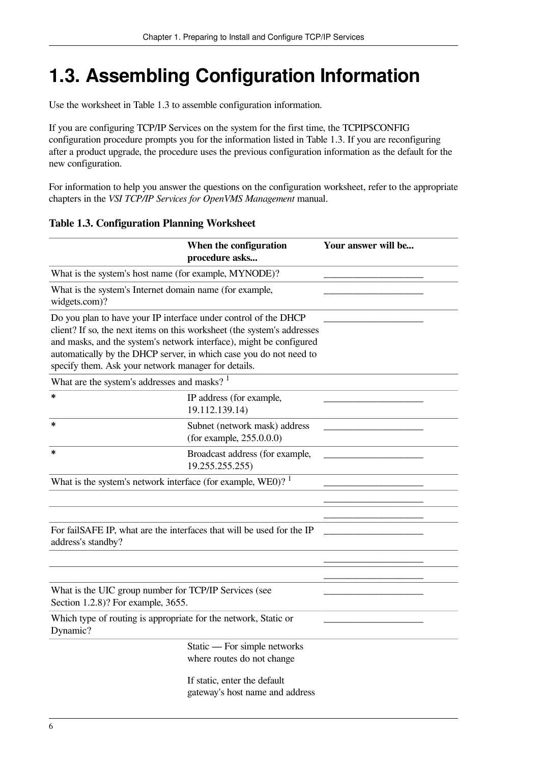# 1.3. Assembling Configuration Information

Use the worksheet in Table 1.3 to assemble configuration information.

If you are configuring TCP/IP Services on the system for the first time, the TCPIP$CONFIG configuration procedure prompts you for the information listed in Table 1.3. If you are reconfiguring after a product upgrade, the procedure uses the previous configuration information as the default for the new configuration.

For information to help you answer the questions on the configuration worksheet, refer to the appropriate chapters in the *VSI TCP/IP Services for OpenVMS Management* manual.

**Table 1.3. Configuration Planning Worksheet**

| | When the configuration procedure asks... | Your answer will be... |
|---|---|---|
| What is the system's host name (for example, MYNODE)? | | ____________________ |
| What is the system's Internet domain name (for example, widgets.com)? | | ____________________ |
| Do you plan to have your IP interface under control of the DHCP client? If so, the next items on this worksheet (the system's addresses and masks, and the system's network interface), might be configured automatically by the DHCP server, in which case you do not need to specify them. Ask your network manager for details. | | ____________________ |
| What are the system's addresses and masks? [1] | | |
| * | IP address (for example, 19.112.139.14) | ____________________ |
| * | Subnet (network mask) address (for example, 255.0.0.0) | ____________________ |
| * | Broadcast address (for example, 19.255.255.255) | ____________________ |
| What is the system's network interface (for example, WE0)? [1] | | ____________________ |
| | | ____________________ |
| | | ____________________ |
| For failSAFE IP, what are the interfaces that will be used for the IP address's standby? | | ____________________ |
| | | ____________________ |
| | | ____________________ |
| What is the UIC group number for TCP/IP Services (see Section 1.2.8)? For example, 3655. | | ____________________ |
| Which type of routing is appropriate for the network, Static or Dynamic? | | ____________________ |
| | Static — For simple networks where routes do not change<br><br>If static, enter the default gateway's host name and address | |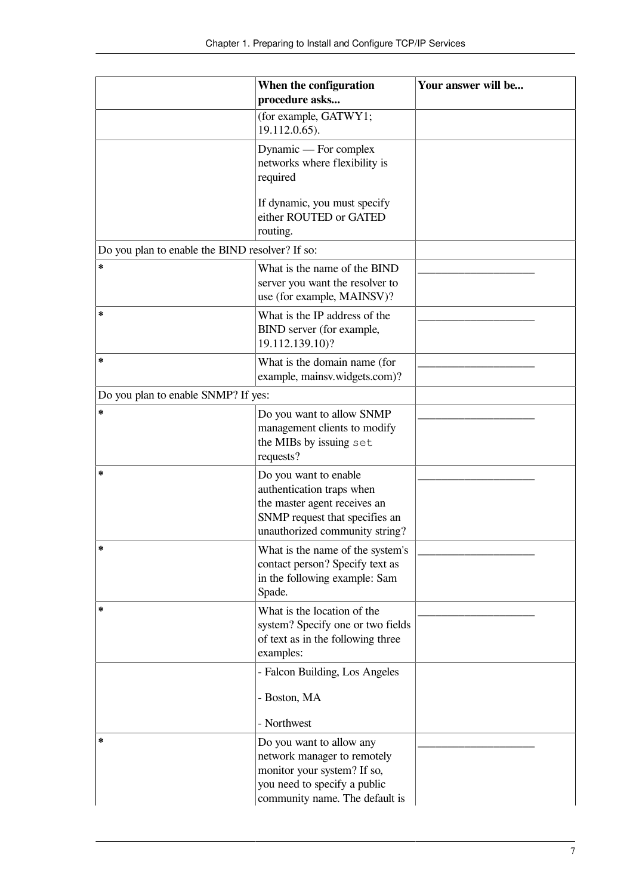| | When the configuration procedure asks... | Your answer will be... |
|---|---|---|
| | (for example, GATWY1; 19.112.0.65). | |
| | Dynamic — For complex networks where flexibility is required<br><br>If dynamic, you must specify either ROUTED or GATED routing. | |
| Do you plan to enable the BIND resolver? If so: | | |
| * | What is the name of the BIND server you want the resolver to use (for example, MAINSV)? | ____________________ |
| * | What is the IP address of the BIND server (for example, 19.112.139.10)? | ____________________ |
| * | What is the domain name (for example, mainsv.widgets.com)? | ____________________ |
| Do you plan to enable SNMP? If yes: | | |
| * | Do you want to allow SNMP management clients to modify the MIBs by issuing `set` requests? | ____________________ |
| * | Do you want to enable authentication traps when the master agent receives an SNMP request that specifies an unauthorized community string? | ____________________ |
| * | What is the name of the system's contact person? Specify text as in the following example: Sam Spade. | ____________________ |
| * | What is the location of the system? Specify one or two fields of text as in the following three examples: | ____________________ |
| | - Falcon Building, Los Angeles<br><br>- Boston, MA<br><br>- Northwest | |
| * | Do you want to allow any network manager to remotely monitor your system? If so, you need to specify a public community name. The default is | ____________________ |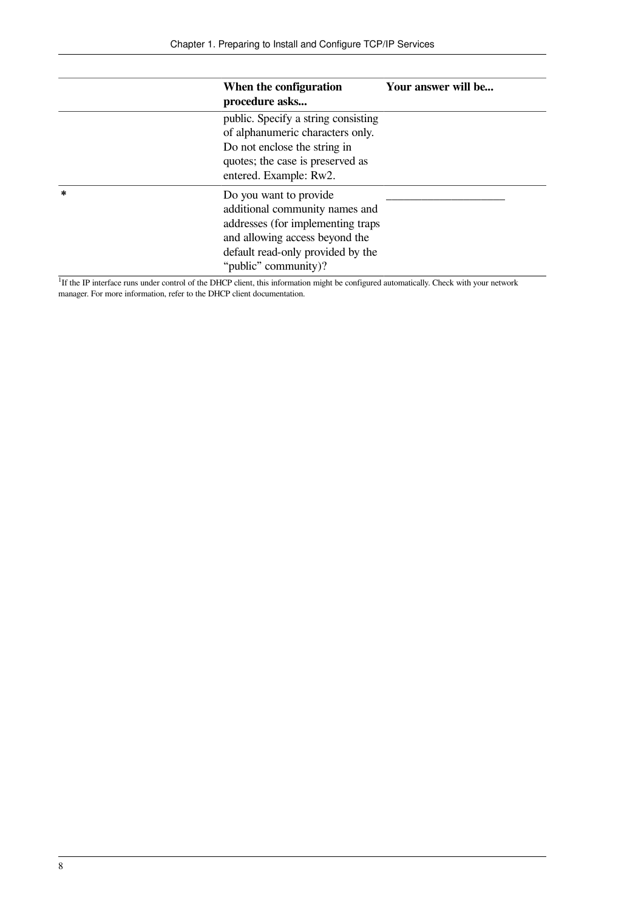|   | When the configuration procedure asks... | Your answer will be... |
|---|---|---|
|   | public. Specify a string consisting of alphanumeric characters only. Do not enclose the string in quotes; the case is preserved as entered. Example: Rw2. |   |
| * | Do you want to provide additional community names and addresses (for implementing traps and allowing access beyond the default read-only provided by the “public” community)? | ____________________ |

[1]If the IP interface runs under control of the DHCP client, this information might be configured automatically. Check with your network manager. For more information, refer to the DHCP client documentation.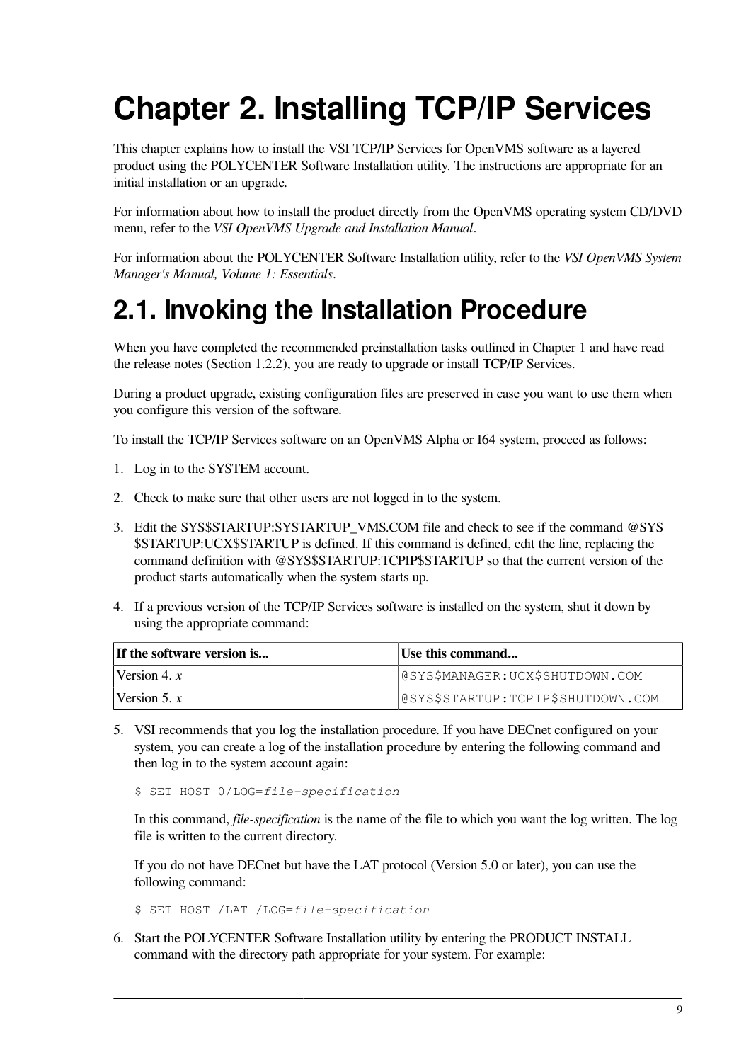# Chapter 2. Installing TCP/IP Services

This chapter explains how to install the VSI TCP/IP Services for OpenVMS software as a layered product using the POLYCENTER Software Installation utility. The instructions are appropriate for an initial installation or an upgrade.

For information about how to install the product directly from the OpenVMS operating system CD/DVD menu, refer to the *VSI OpenVMS Upgrade and Installation Manual*.

For information about the POLYCENTER Software Installation utility, refer to the *VSI OpenVMS System Manager's Manual, Volume 1: Essentials*.

## 2.1. Invoking the Installation Procedure

When you have completed the recommended preinstallation tasks outlined in Chapter 1 and have read the release notes (Section 1.2.2), you are ready to upgrade or install TCP/IP Services.

During a product upgrade, existing configuration files are preserved in case you want to use them when you configure this version of the software.

To install the TCP/IP Services software on an OpenVMS Alpha or I64 system, proceed as follows:

1. Log in to the SYSTEM account.
2. Check to make sure that other users are not logged in to the system.
3. Edit the SYS$STARTUP:SYSTARTUP_VMS.COM file and check to see if the command @SYS$STARTUP:UCX$STARTUP is defined. If this command is defined, edit the line, replacing the command definition with @SYS$STARTUP:TCPIP$STARTUP so that the current version of the product starts automatically when the system starts up.
4. If a previous version of the TCP/IP Services software is installed on the system, shut it down by using the appropriate command:

| If the software version is... | Use this command... |
|---|---|
| Version 4. *x* | `@SYS$MANAGER:UCX$SHUTDOWN.COM` |
| Version 5. *x* | `@SYS$STARTUP:TCPIP$SHUTDOWN.COM` |

5. VSI recommends that you log the installation procedure. If you have DECnet configured on your system, you can create a log of the installation procedure by entering the following command and then log in to the system account again:

```
$ SET HOST 0/LOG=file-specification
```

   In this command, *file-specification* is the name of the file to which you want the log written. The log file is written to the current directory.

   If you do not have DECnet but have the LAT protocol (Version 5.0 or later), you can use the following command:

```
$ SET HOST /LAT /LOG=file-specification
```

6. Start the POLYCENTER Software Installation utility by entering the PRODUCT INSTALL command with the directory path appropriate for your system. For example: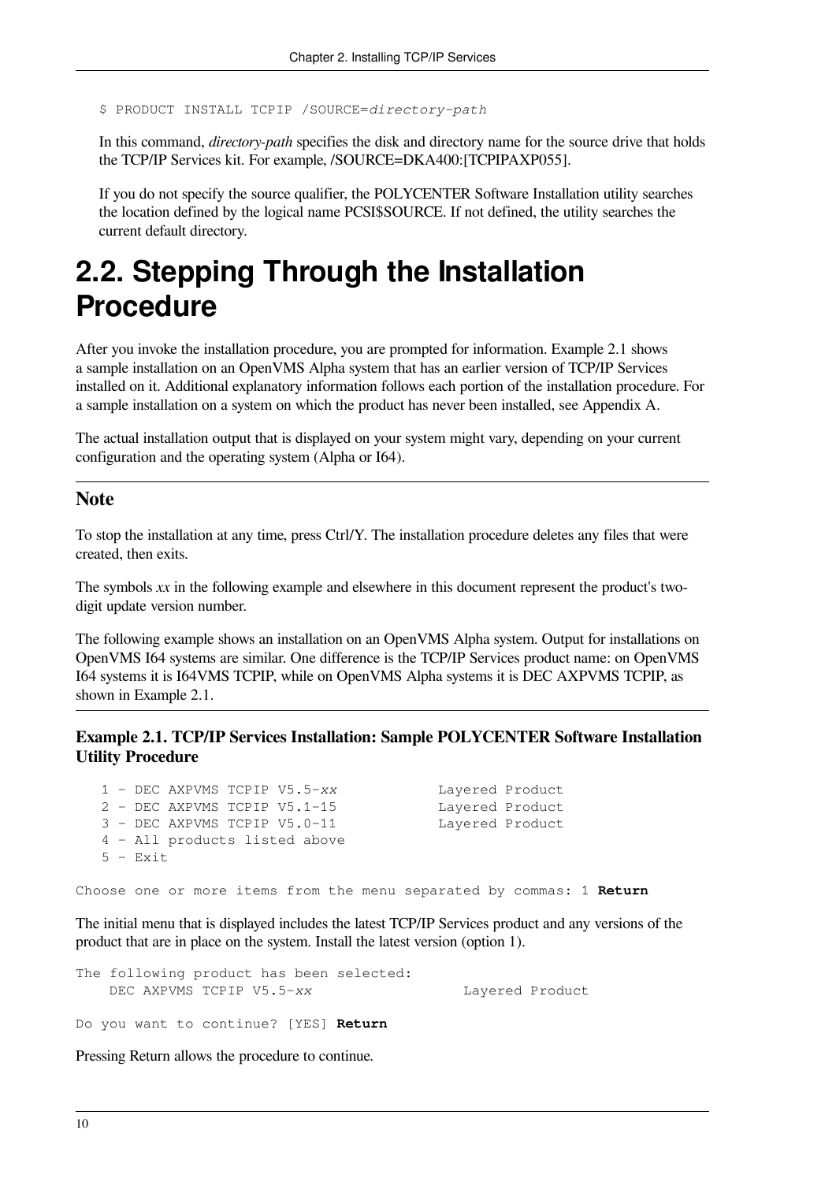```
$ PRODUCT INSTALL TCPIP /SOURCE=directory-path
```

In this command, *directory-path* specifies the disk and directory name for the source drive that holds the TCP/IP Services kit. For example, /SOURCE=DKA400:[TCPIPAXP055].

If you do not specify the source qualifier, the POLYCENTER Software Installation utility searches the location defined by the logical name PCSI$SOURCE. If not defined, the utility searches the current default directory.

# 2.2. Stepping Through the Installation Procedure

After you invoke the installation procedure, you are prompted for information. Example 2.1 shows a sample installation on an OpenVMS Alpha system that has an earlier version of TCP/IP Services installed on it. Additional explanatory information follows each portion of the installation procedure. For a sample installation on a system on which the product has never been installed, see Appendix A.

The actual installation output that is displayed on your system might vary, depending on your current configuration and the operating system (Alpha or I64).

## Note

To stop the installation at any time, press Ctrl/Y. The installation procedure deletes any files that were created, then exits.

The symbols *xx* in the following example and elsewhere in this document represent the product's two-digit update version number.

The following example shows an installation on an OpenVMS Alpha system. Output for installations on OpenVMS I64 systems are similar. One difference is the TCP/IP Services product name: on OpenVMS I64 systems it is I64VMS TCPIP, while on OpenVMS Alpha systems it is DEC AXPVMS TCPIP, as shown in Example 2.1.

**Example 2.1. TCP/IP Services Installation: Sample POLYCENTER Software Installation Utility Procedure**

```
   1 - DEC AXPVMS TCPIP V5.5-xx            Layered Product
   2 - DEC AXPVMS TCPIP V5.1-15            Layered Product
   3 - DEC AXPVMS TCPIP V5.0-11            Layered Product
   4 - All products listed above
   5 - Exit

Choose one or more items from the menu separated by commas: 1 Return
```

The initial menu that is displayed includes the latest TCP/IP Services product and any versions of the product that are in place on the system. Install the latest version (option 1).

```
The following product has been selected:
    DEC AXPVMS TCPIP V5.5-xx                  Layered Product

Do you want to continue? [YES] Return
```

Pressing Return allows the procedure to continue.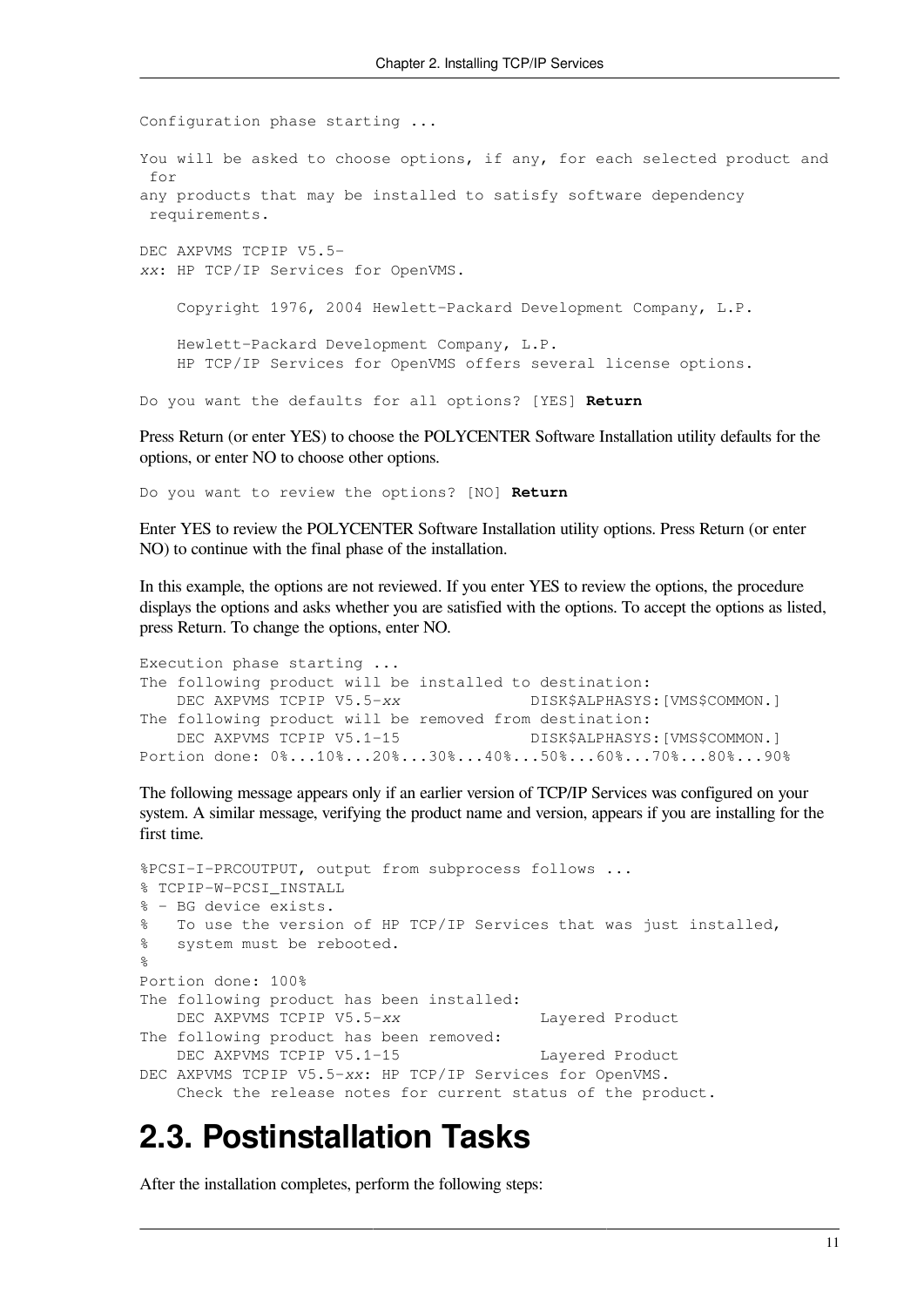```
Configuration phase starting ...

You will be asked to choose options, if any, for each selected product and
 for
any products that may be installed to satisfy software dependency
 requirements.

DEC AXPVMS TCPIP V5.5-
xx: HP TCP/IP Services for OpenVMS.

    Copyright 1976, 2004 Hewlett-Packard Development Company, L.P.

    Hewlett-Packard Development Company, L.P.
    HP TCP/IP Services for OpenVMS offers several license options.

Do you want the defaults for all options? [YES] Return
```

Press Return (or enter YES) to choose the POLYCENTER Software Installation utility defaults for the options, or enter NO to choose other options.

```
Do you want to review the options? [NO] Return
```

Enter YES to review the POLYCENTER Software Installation utility options. Press Return (or enter NO) to continue with the final phase of the installation.

In this example, the options are not reviewed. If you enter YES to review the options, the procedure displays the options and asks whether you are satisfied with the options. To accept the options as listed, press Return. To change the options, enter NO.

```
Execution phase starting ...
The following product will be installed to destination:
    DEC AXPVMS TCPIP V5.5-xx              DISK$ALPHASYS:[VMS$COMMON.]
The following product will be removed from destination:
    DEC AXPVMS TCPIP V5.1-15              DISK$ALPHASYS:[VMS$COMMON.]
Portion done: 0%...10%...20%...30%...40%...50%...60%...70%...80%...90%
```

The following message appears only if an earlier version of TCP/IP Services was configured on your system. A similar message, verifying the product name and version, appears if you are installing for the first time.

```
%PCSI-I-PRCOUTPUT, output from subprocess follows ...
% TCPIP-W-PCSI_INSTALL
% - BG device exists.
%   To use the version of HP TCP/IP Services that was just installed,
%   system must be rebooted.
%
Portion done: 100%
The following product has been installed:
    DEC AXPVMS TCPIP V5.5-xx               Layered Product
The following product has been removed:
    DEC AXPVMS TCPIP V5.1-15               Layered Product
DEC AXPVMS TCPIP V5.5-xx: HP TCP/IP Services for OpenVMS.
    Check the release notes for current status of the product.
```

## 2.3. Postinstallation Tasks

After the installation completes, perform the following steps: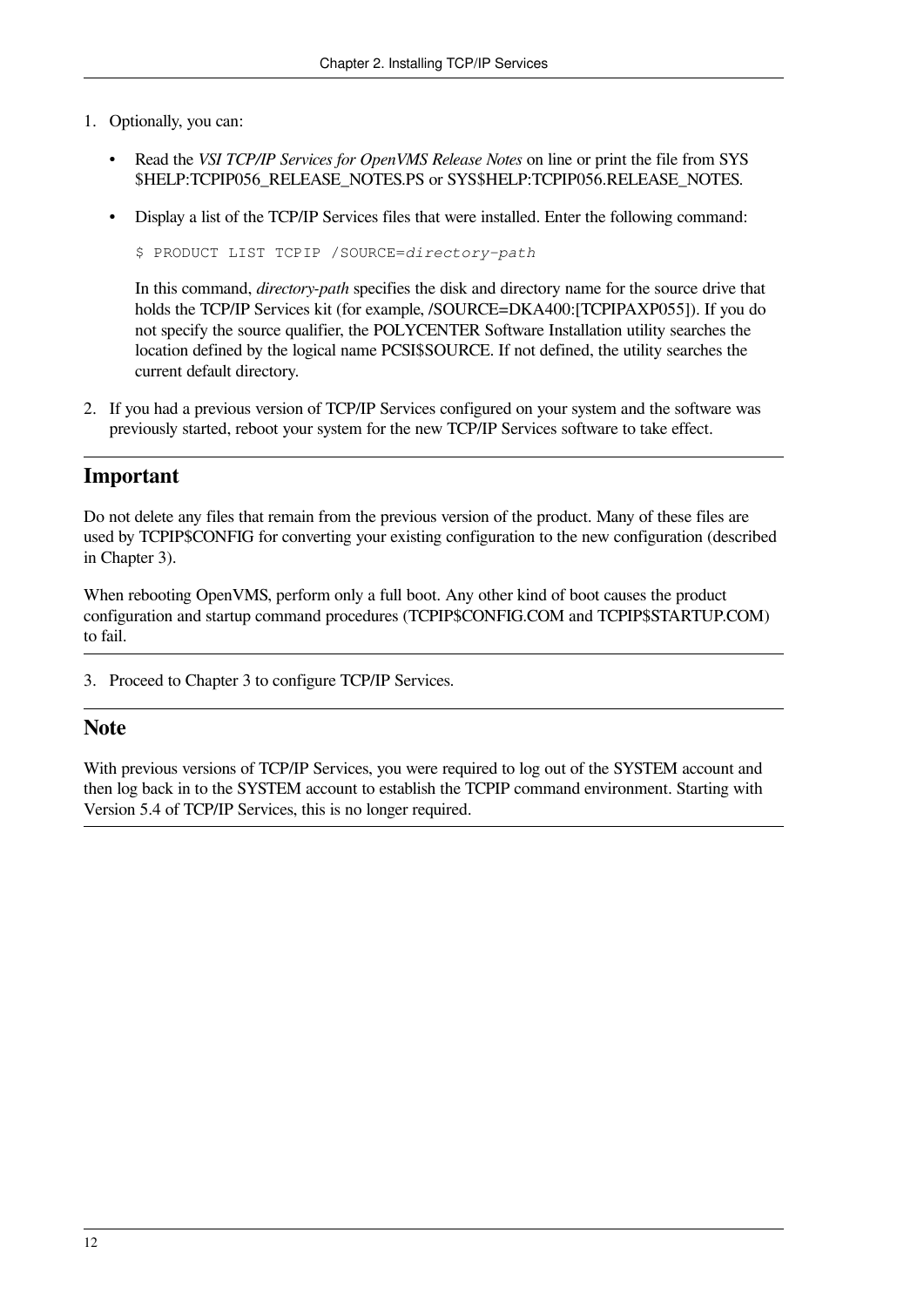1. Optionally, you can:

   - Read the *VSI TCP/IP Services for OpenVMS Release Notes* on line or print the file from SYS $HELP:TCPIP056_RELEASE_NOTES.PS or SYS$HELP:TCPIP056.RELEASE_NOTES.
   - Display a list of the TCP/IP Services files that were installed. Enter the following command:

     ```
     $ PRODUCT LIST TCPIP /SOURCE=directory-path
     ```

     In this command, *directory-path* specifies the disk and directory name for the source drive that holds the TCP/IP Services kit (for example, /SOURCE=DKA400:[TCPIPAXP055]). If you do not specify the source qualifier, the POLYCENTER Software Installation utility searches the location defined by the logical name PCSI$SOURCE. If not defined, the utility searches the current default directory.

2. If you had a previous version of TCP/IP Services configured on your system and the software was previously started, reboot your system for the new TCP/IP Services software to take effect.

## Important

Do not delete any files that remain from the previous version of the product. Many of these files are used by TCPIP$CONFIG for converting your existing configuration to the new configuration (described in Chapter 3).

When rebooting OpenVMS, perform only a full boot. Any other kind of boot causes the product configuration and startup command procedures (TCPIP$CONFIG.COM and TCPIP$STARTUP.COM) to fail.

3. Proceed to Chapter 3 to configure TCP/IP Services.

## Note

With previous versions of TCP/IP Services, you were required to log out of the SYSTEM account and then log back in to the SYSTEM account to establish the TCPIP command environment. Starting with Version 5.4 of TCP/IP Services, this is no longer required.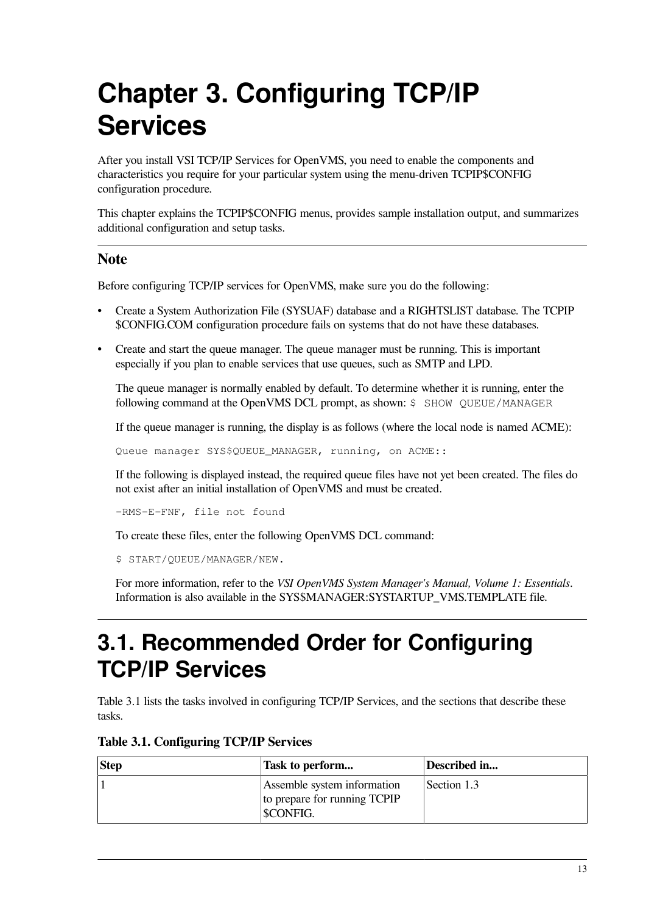# Chapter 3. Configuring TCP/IP Services

After you install VSI TCP/IP Services for OpenVMS, you need to enable the components and characteristics you require for your particular system using the menu-driven TCPIP$CONFIG configuration procedure.

This chapter explains the TCPIP$CONFIG menus, provides sample installation output, and summarizes additional configuration and setup tasks.

---

### Note

Before configuring TCP/IP services for OpenVMS, make sure you do the following:

- Create a System Authorization File (SYSUAF) database and a RIGHTSLIST database. The TCPIP $CONFIG.COM configuration procedure fails on systems that do not have these databases.
- Create and start the queue manager. The queue manager must be running. This is important especially if you plan to enable services that use queues, such as SMTP and LPD.

  The queue manager is normally enabled by default. To determine whether it is running, enter the following command at the OpenVMS DCL prompt, as shown: `$ SHOW QUEUE/MANAGER`

  If the queue manager is running, the display is as follows (where the local node is named ACME):

  ```
  Queue manager SYS$QUEUE_MANAGER, running, on ACME::
  ```

  If the following is displayed instead, the required queue files have not yet been created. The files do not exist after an initial installation of OpenVMS and must be created.

  ```
  -RMS-E-FNF, file not found
  ```

  To create these files, enter the following OpenVMS DCL command:

  ```
  $ START/QUEUE/MANAGER/NEW.
  ```

  For more information, refer to the *VSI OpenVMS System Manager's Manual, Volume 1: Essentials*. Information is also available in the SYS$MANAGER:SYSTARTUP_VMS.TEMPLATE file.

---

## 3.1. Recommended Order for Configuring TCP/IP Services

Table 3.1 lists the tasks involved in configuring TCP/IP Services, and the sections that describe these tasks.

**Table 3.1. Configuring TCP/IP Services**

| Step | Task to perform... | Described in... |
|---|---|---|
| 1 | Assemble system information to prepare for running TCPIP $CONFIG. | Section 1.3 |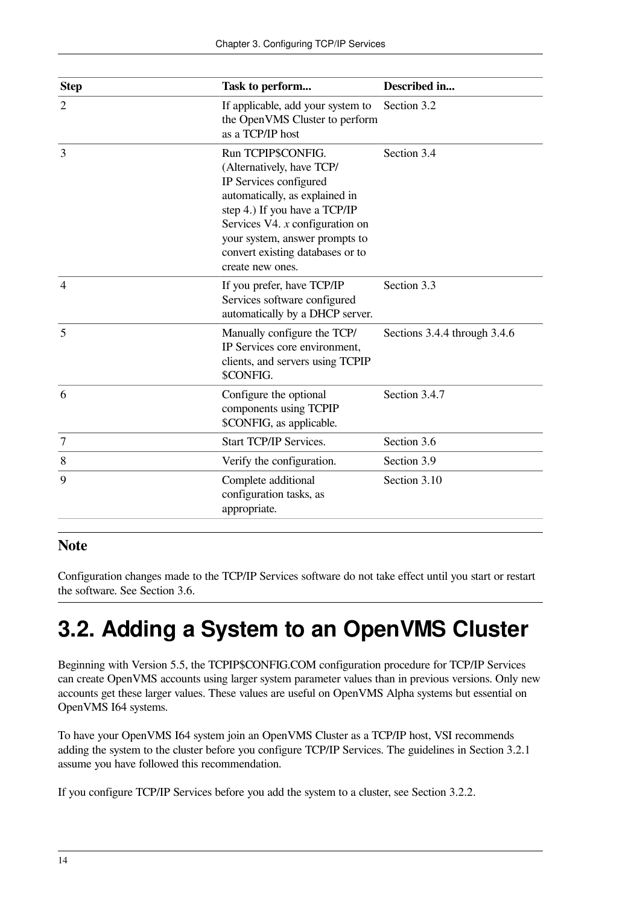| Step | Task to perform... | Described in... |
|---|---|---|
| 2 | If applicable, add your system to the OpenVMS Cluster to perform as a TCP/IP host | Section 3.2 |
| 3 | Run TCPIP$CONFIG. (Alternatively, have TCP/IP Services configured automatically, as explained in step 4.) If you have a TCP/IP Services V4. *x* configuration on your system, answer prompts to convert existing databases or to create new ones. | Section 3.4 |
| 4 | If you prefer, have TCP/IP Services software configured automatically by a DHCP server. | Section 3.3 |
| 5 | Manually configure the TCP/IP Services core environment, clients, and servers using TCPIP$CONFIG. | Sections 3.4.4 through 3.4.6 |
| 6 | Configure the optional components using TCPIP$CONFIG, as applicable. | Section 3.4.7 |
| 7 | Start TCP/IP Services. | Section 3.6 |
| 8 | Verify the configuration. | Section 3.9 |
| 9 | Complete additional configuration tasks, as appropriate. | Section 3.10 |

### Note

Configuration changes made to the TCP/IP Services software do not take effect until you start or restart the software. See Section 3.6.

# 3.2. Adding a System to an OpenVMS Cluster

Beginning with Version 5.5, the TCPIP$CONFIG.COM configuration procedure for TCP/IP Services can create OpenVMS accounts using larger system parameter values than in previous versions. Only new accounts get these larger values. These values are useful on OpenVMS Alpha systems but essential on OpenVMS I64 systems.

To have your OpenVMS I64 system join an OpenVMS Cluster as a TCP/IP host, VSI recommends adding the system to the cluster before you configure TCP/IP Services. The guidelines in Section 3.2.1 assume you have followed this recommendation.

If you configure TCP/IP Services before you add the system to a cluster, see Section 3.2.2.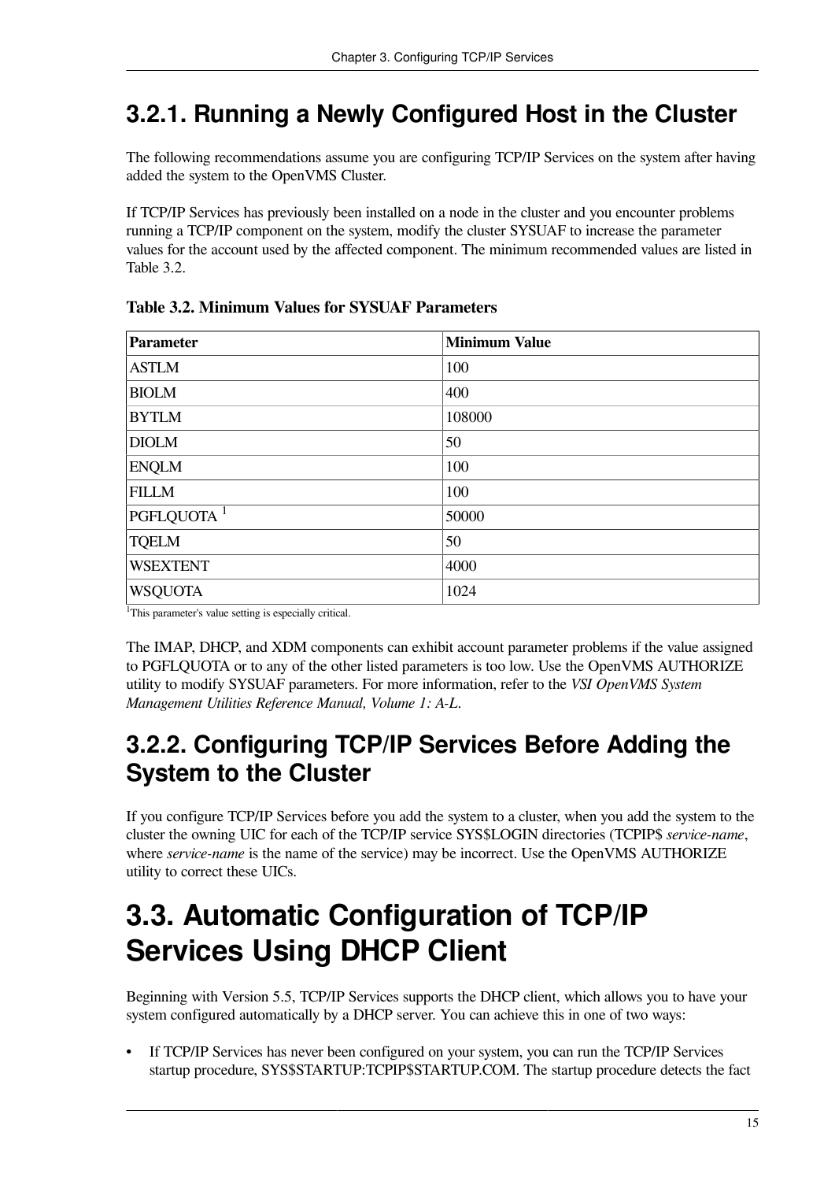### 3.2.1. Running a Newly Configured Host in the Cluster

The following recommendations assume you are configuring TCP/IP Services on the system after having added the system to the OpenVMS Cluster.

If TCP/IP Services has previously been installed on a node in the cluster and you encounter problems running a TCP/IP component on the system, modify the cluster SYSUAF to increase the parameter values for the account used by the affected component. The minimum recommended values are listed in Table 3.2.

**Table 3.2. Minimum Values for SYSUAF Parameters**

| Parameter | Minimum Value |
|---|---|
| ASTLM | 100 |
| BIOLM | 400 |
| BYTLM | 108000 |
| DIOLM | 50 |
| ENQLM | 100 |
| FILLM | 100 |
| PGFLQUOTA [1] | 50000 |
| TQELM | 50 |
| WSEXTENT | 4000 |
| WSQUOTA | 1024 |

[1]This parameter's value setting is especially critical.

The IMAP, DHCP, and XDM components can exhibit account parameter problems if the value assigned to PGFLQUOTA or to any of the other listed parameters is too low. Use the OpenVMS AUTHORIZE utility to modify SYSUAF parameters. For more information, refer to the *VSI OpenVMS System Management Utilities Reference Manual, Volume 1: A-L*.

### 3.2.2. Configuring TCP/IP Services Before Adding the System to the Cluster

If you configure TCP/IP Services before you add the system to a cluster, when you add the system to the cluster the owning UIC for each of the TCP/IP service SYS$LOGIN directories (TCPIP$ *service-name*, where *service-name* is the name of the service) may be incorrect. Use the OpenVMS AUTHORIZE utility to correct these UICs.

## 3.3. Automatic Configuration of TCP/IP Services Using DHCP Client

Beginning with Version 5.5, TCP/IP Services supports the DHCP client, which allows you to have your system configured automatically by a DHCP server. You can achieve this in one of two ways:

- If TCP/IP Services has never been configured on your system, you can run the TCP/IP Services startup procedure, SYS$STARTUP:TCPIP$STARTUP.COM. The startup procedure detects the fact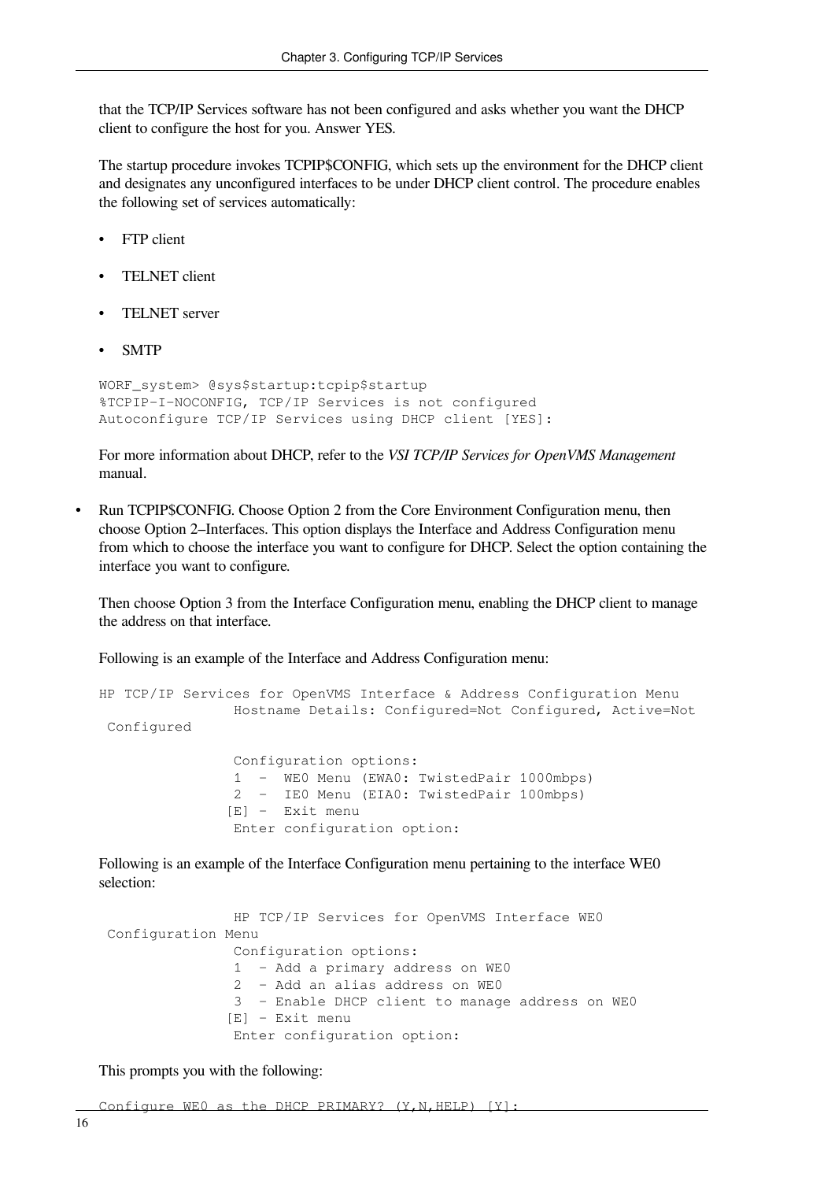that the TCP/IP Services software has not been configured and asks whether you want the DHCP client to configure the host for you. Answer YES.

The startup procedure invokes TCPIP$CONFIG, which sets up the environment for the DHCP client and designates any unconfigured interfaces to be under DHCP client control. The procedure enables the following set of services automatically:

- FTP client
- TELNET client
- TELNET server
- SMTP

```
WORF_system> @sys$startup:tcpip$startup
%TCPIP-I-NOCONFIG, TCP/IP Services is not configured
Autoconfigure TCP/IP Services using DHCP client [YES]:
```

For more information about DHCP, refer to the *VSI TCP/IP Services for OpenVMS Management* manual.

- Run TCPIP$CONFIG. Choose Option 2 from the Core Environment Configuration menu, then choose Option 2–Interfaces. This option displays the Interface and Address Configuration menu from which to choose the interface you want to configure for DHCP. Select the option containing the interface you want to configure.

  Then choose Option 3 from the Interface Configuration menu, enabling the DHCP client to manage the address on that interface.

  Following is an example of the Interface and Address Configuration menu:

```
HP TCP/IP Services for OpenVMS Interface & Address Configuration Menu
                Hostname Details: Configured=Not Configured, Active=Not
 Configured

                Configuration options:
                1  -  WE0 Menu (EWA0: TwistedPair 1000mbps)
                2  -  IE0 Menu (EIA0: TwistedPair 100mbps)
               [E] -  Exit menu
                Enter configuration option:
```

  Following is an example of the Interface Configuration menu pertaining to the interface WE0 selection:

```
                HP TCP/IP Services for OpenVMS Interface WE0
 Configuration Menu
                Configuration options:
                1  - Add a primary address on WE0
                2  - Add an alias address on WE0
                3  - Enable DHCP client to manage address on WE0
               [E] - Exit menu
                Enter configuration option:
```

  This prompts you with the following:

```
Configure WE0 as the DHCP PRIMARY? (Y,N,HELP) [Y]:
```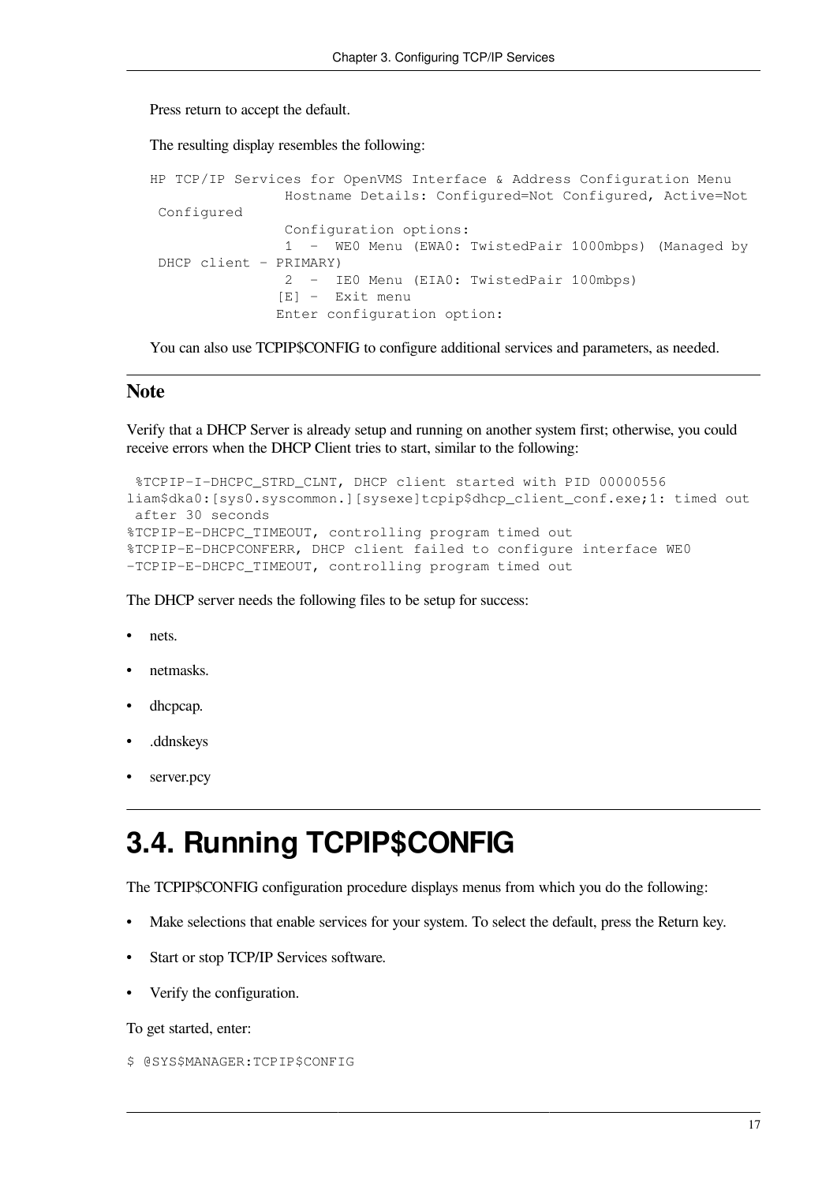Press return to accept the default.

The resulting display resembles the following:

```
HP TCP/IP Services for OpenVMS Interface & Address Configuration Menu
                Hostname Details: Configured=Not Configured, Active=Not
 Configured
                Configuration options:
                1  -  WE0 Menu (EWA0: TwistedPair 1000mbps) (Managed by
 DHCP client - PRIMARY)
                2  -  IE0 Menu (EIA0: TwistedPair 100mbps)
               [E] -  Exit menu
               Enter configuration option:
```

You can also use TCPIP$CONFIG to configure additional services and parameters, as needed.

---

### Note

Verify that a DHCP Server is already setup and running on another system first; otherwise, you could receive errors when the DHCP Client tries to start, similar to the following:

```
 %TCPIP-I-DHCPC_STRD_CLNT, DHCP client started with PID 00000556
liam$dka0:[sys0.syscommon.][sysexe]tcpip$dhcp_client_conf.exe;1: timed out
 after 30 seconds
%TCPIP-E-DHCPC_TIMEOUT, controlling program timed out
%TCPIP-E-DHCPCONFERR, DHCP client failed to configure interface WE0
-TCPIP-E-DHCPC_TIMEOUT, controlling program timed out
```

The DHCP server needs the following files to be setup for success:

- nets.
- netmasks.
- dhcpcap.
- .ddnskeys
- server.pcy

---

## 3.4. Running TCPIP$CONFIG

The TCPIP$CONFIG configuration procedure displays menus from which you do the following:

- Make selections that enable services for your system. To select the default, press the Return key.
- Start or stop TCP/IP Services software.
- Verify the configuration.

To get started, enter:

```
$ @SYS$MANAGER:TCPIP$CONFIG
```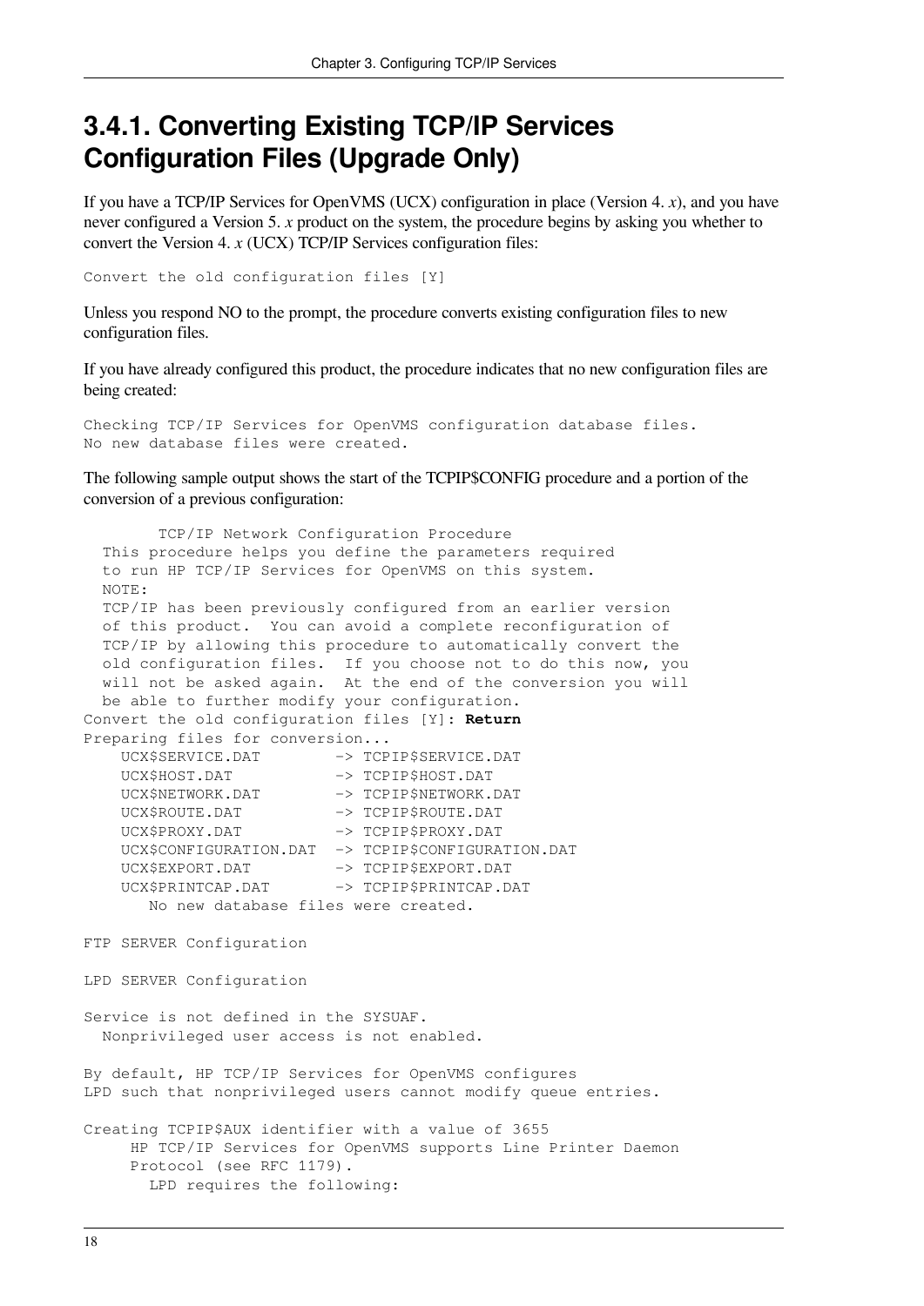## 3.4.1. Converting Existing TCP/IP Services Configuration Files (Upgrade Only)

If you have a TCP/IP Services for OpenVMS (UCX) configuration in place (Version 4. *x*), and you have never configured a Version 5. *x* product on the system, the procedure begins by asking you whether to convert the Version 4. *x* (UCX) TCP/IP Services configuration files:

```
Convert the old configuration files [Y]
```

Unless you respond NO to the prompt, the procedure converts existing configuration files to new configuration files.

If you have already configured this product, the procedure indicates that no new configuration files are being created:

```
Checking TCP/IP Services for OpenVMS configuration database files.
No new database files were created.
```

The following sample output shows the start of the TCPIP$CONFIG procedure and a portion of the conversion of a previous configuration:

```
        TCP/IP Network Configuration Procedure
  This procedure helps you define the parameters required
  to run HP TCP/IP Services for OpenVMS on this system.
  NOTE:
  TCP/IP has been previously configured from an earlier version
  of this product.  You can avoid a complete reconfiguration of
  TCP/IP by allowing this procedure to automatically convert the
  old configuration files.  If you choose not to do this now, you
  will not be asked again.  At the end of the conversion you will
  be able to further modify your configuration.
Convert the old configuration files [Y]: Return
Preparing files for conversion...
    UCX$SERVICE.DAT        -> TCPIP$SERVICE.DAT
    UCX$HOST.DAT           -> TCPIP$HOST.DAT
    UCX$NETWORK.DAT        -> TCPIP$NETWORK.DAT
    UCX$ROUTE.DAT          -> TCPIP$ROUTE.DAT
    UCX$PROXY.DAT          -> TCPIP$PROXY.DAT
    UCX$CONFIGURATION.DAT  -> TCPIP$CONFIGURATION.DAT
    UCX$EXPORT.DAT         -> TCPIP$EXPORT.DAT
    UCX$PRINTCAP.DAT       -> TCPIP$PRINTCAP.DAT
       No new database files were created.

FTP SERVER Configuration

LPD SERVER Configuration

Service is not defined in the SYSUAF.
  Nonprivileged user access is not enabled.

By default, HP TCP/IP Services for OpenVMS configures
LPD such that nonprivileged users cannot modify queue entries.

Creating TCPIP$AUX identifier with a value of 3655
     HP TCP/IP Services for OpenVMS supports Line Printer Daemon
     Protocol (see RFC 1179).
       LPD requires the following:
```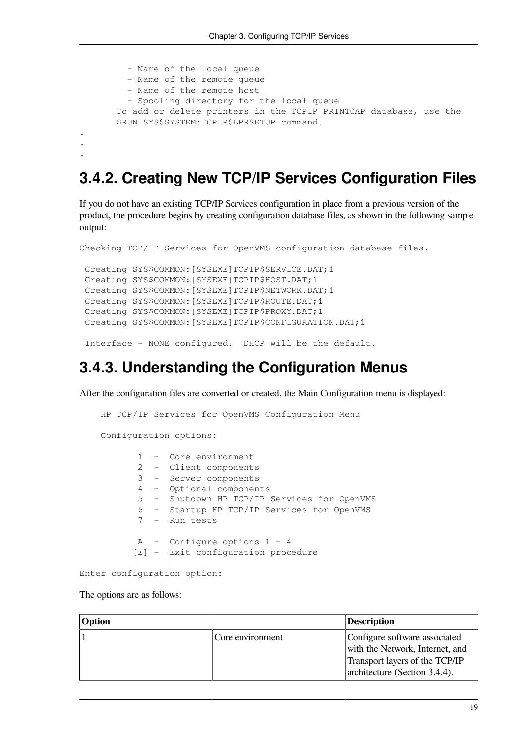```
        - Name of the local queue
        - Name of the remote queue
        - Name of the remote host
        - Spooling directory for the local queue
      To add or delete printers in the TCPIP PRINTCAP database, use the
      $RUN SYS$SYSTEM:TCPIP$LPRSETUP command.
.
.
.
```

### 3.4.2. Creating New TCP/IP Services Configuration Files

If you do not have an existing TCP/IP Services configuration in place from a previous version of the product, the procedure begins by creating configuration database files, as shown in the following sample output:

```
Checking TCP/IP Services for OpenVMS configuration database files.

 Creating SYS$COMMON:[SYSEXE]TCPIP$SERVICE.DAT;1
 Creating SYS$COMMON:[SYSEXE]TCPIP$HOST.DAT;1
 Creating SYS$COMMON:[SYSEXE]TCPIP$NETWORK.DAT;1
 Creating SYS$COMMON:[SYSEXE]TCPIP$ROUTE.DAT;1
 Creating SYS$COMMON:[SYSEXE]TCPIP$PROXY.DAT;1
 Creating SYS$COMMON:[SYSEXE]TCPIP$CONFIGURATION.DAT;1

 Interface - NONE configured.  DHCP will be the default.
```

### 3.4.3. Understanding the Configuration Menus

After the configuration files are converted or created, the Main Configuration menu is displayed:

```
    HP TCP/IP Services for OpenVMS Configuration Menu

    Configuration options:

           1  -  Core environment
           2  -  Client components
           3  -  Server components
           4  -  Optional components
           5  -  Shutdown HP TCP/IP Services for OpenVMS
           6  -  Startup HP TCP/IP Services for OpenVMS
           7  -  Run tests

           A  -  Configure options 1 - 4
          [E] -  Exit configuration procedure

Enter configuration option:
```

The options are as follows:

| Option | | Description |
|---|---|---|
| 1 | Core environment | Configure software associated with the Network, Internet, and Transport layers of the TCP/IP architecture (Section 3.4.4). |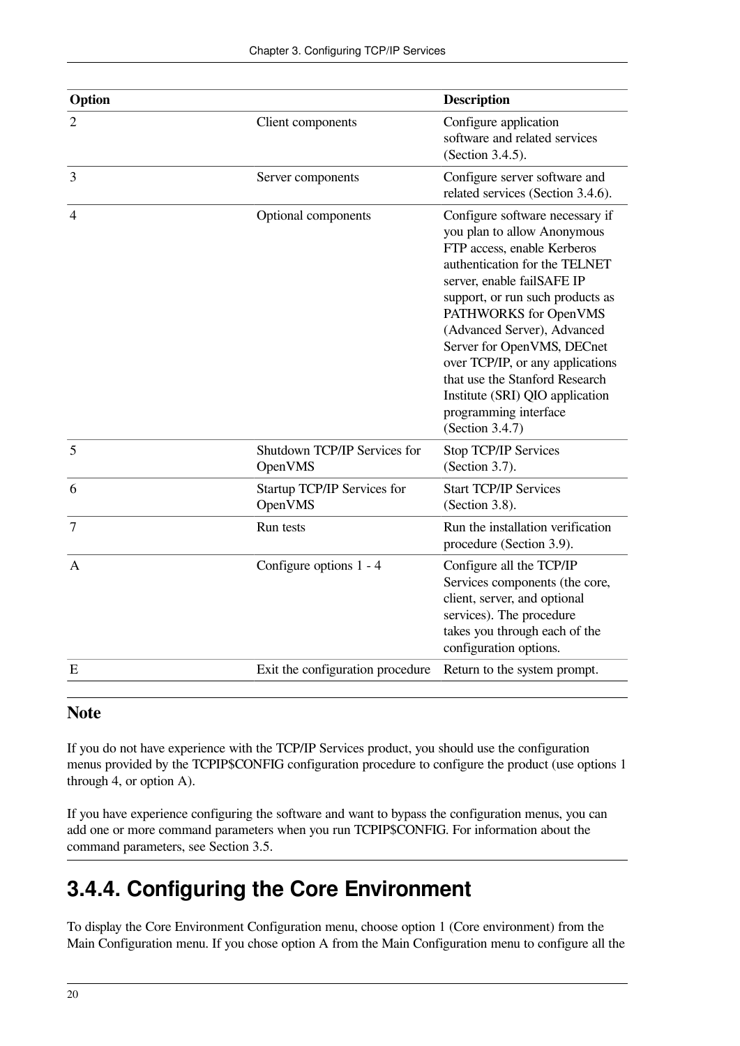| Option | | Description |
|---|---|---|
| 2 | Client components | Configure application software and related services (Section 3.4.5). |
| 3 | Server components | Configure server software and related services (Section 3.4.6). |
| 4 | Optional components | Configure software necessary if you plan to allow Anonymous FTP access, enable Kerberos authentication for the TELNET server, enable failSAFE IP support, or run such products as PATHWORKS for OpenVMS (Advanced Server), Advanced Server for OpenVMS, DECnet over TCP/IP, or any applications that use the Stanford Research Institute (SRI) QIO application programming interface (Section 3.4.7) |
| 5 | Shutdown TCP/IP Services for OpenVMS | Stop TCP/IP Services (Section 3.7). |
| 6 | Startup TCP/IP Services for OpenVMS | Start TCP/IP Services (Section 3.8). |
| 7 | Run tests | Run the installation verification procedure (Section 3.9). |
| A | Configure options 1 - 4 | Configure all the TCP/IP Services components (the core, client, server, and optional services). The procedure takes you through each of the configuration options. |
| E | Exit the configuration procedure | Return to the system prompt. |

### Note

If you do not have experience with the TCP/IP Services product, you should use the configuration menus provided by the TCPIP$CONFIG configuration procedure to configure the product (use options 1 through 4, or option A).

If you have experience configuring the software and want to bypass the configuration menus, you can add one or more command parameters when you run TCPIP$CONFIG. For information about the command parameters, see Section 3.5.

## 3.4.4. Configuring the Core Environment

To display the Core Environment Configuration menu, choose option 1 (Core environment) from the Main Configuration menu. If you chose option A from the Main Configuration menu to configure all the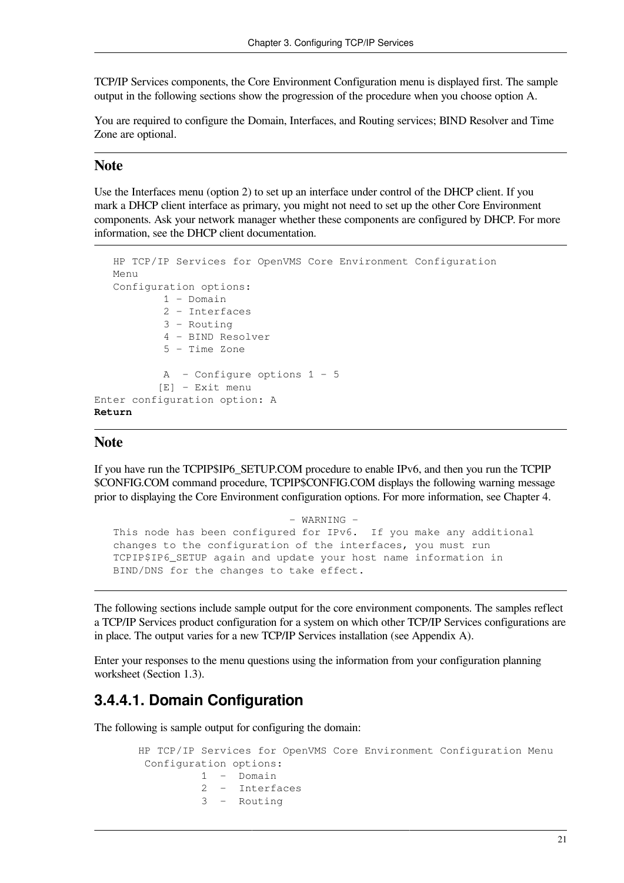TCP/IP Services components, the Core Environment Configuration menu is displayed first. The sample output in the following sections show the progression of the procedure when you choose option A.

You are required to configure the Domain, Interfaces, and Routing services; BIND Resolver and Time Zone are optional.

## Note

Use the Interfaces menu (option 2) to set up an interface under control of the DHCP client. If you mark a DHCP client interface as primary, you might not need to set up the other Core Environment components. Ask your network manager whether these components are configured by DHCP. For more information, see the DHCP client documentation.

```
   HP TCP/IP Services for OpenVMS Core Environment Configuration
   Menu
   Configuration options:
           1 - Domain
           2 - Interfaces
           3 - Routing
           4 - BIND Resolver
           5 - Time Zone

           A  - Configure options 1 - 5
          [E] - Exit menu
Enter configuration option: A
Return
```

## Note

If you have run the TCPIP$IP6_SETUP.COM procedure to enable IPv6, and then you run the TCPIP $CONFIG.COM command procedure, TCPIP$CONFIG.COM displays the following warning message prior to displaying the Core Environment configuration options. For more information, see Chapter 4.

```
                              - WARNING -
   This node has been configured for IPv6.  If you make any additional
   changes to the configuration of the interfaces, you must run
   TCPIP$IP6_SETUP again and update your host name information in
   BIND/DNS for the changes to take effect.
```

The following sections include sample output for the core environment components. The samples reflect a TCP/IP Services product configuration for a system on which other TCP/IP Services configurations are in place. The output varies for a new TCP/IP Services installation (see Appendix A).

Enter your responses to the menu questions using the information from your configuration planning worksheet (Section 1.3).

### 3.4.4.1. Domain Configuration

The following is sample output for configuring the domain:

```
       HP TCP/IP Services for OpenVMS Core Environment Configuration Menu
        Configuration options:
                 1  -  Domain
                 2  -  Interfaces
                 3  -  Routing
```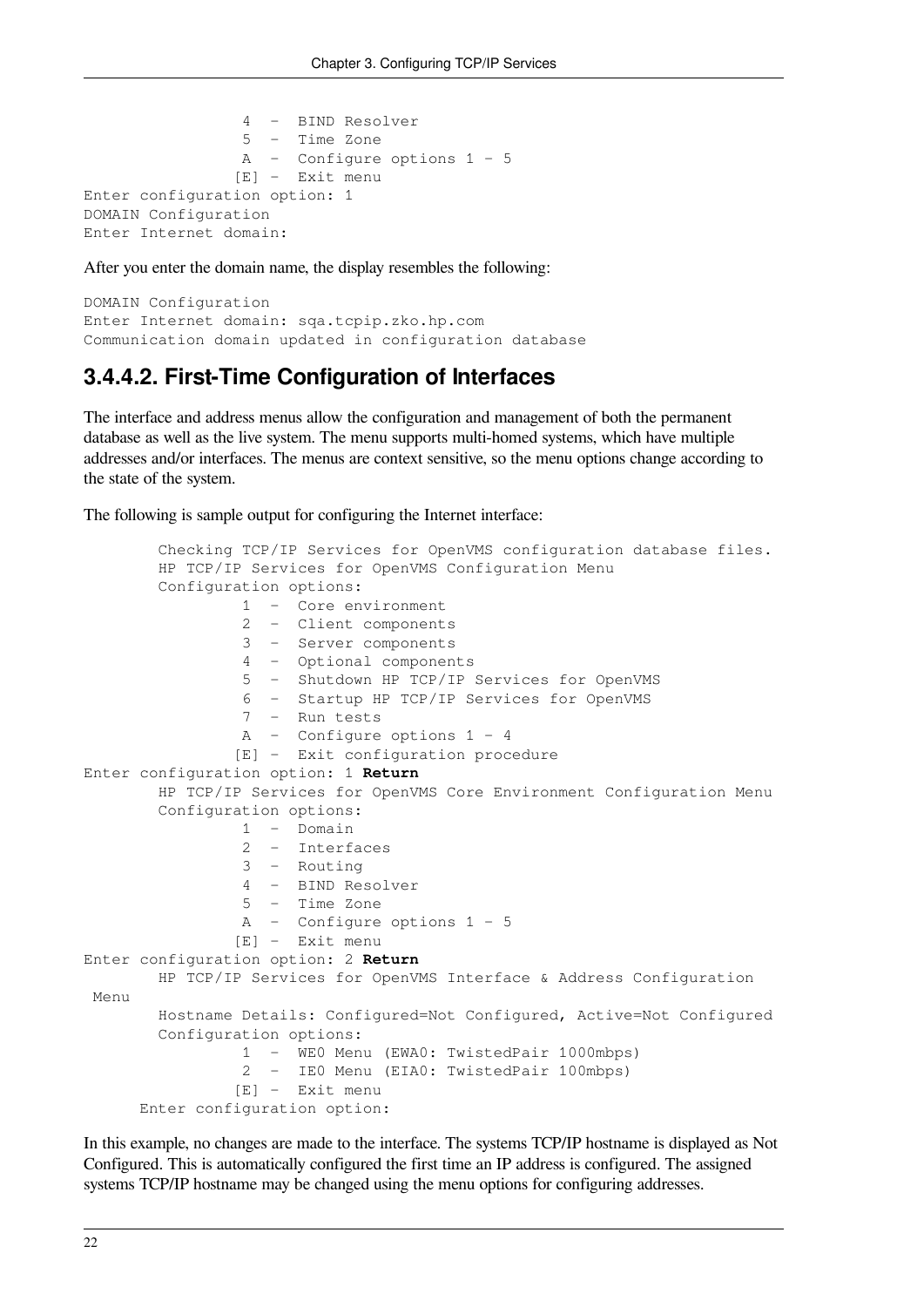```
                4  -  BIND Resolver
                5  -  Time Zone
                A  -  Configure options 1 - 5
               [E] -  Exit menu
Enter configuration option: 1
DOMAIN Configuration
Enter Internet domain:
```

After you enter the domain name, the display resembles the following:

```
DOMAIN Configuration
Enter Internet domain: sqa.tcpip.zko.hp.com
Communication domain updated in configuration database
```

### 3.4.4.2. First-Time Configuration of Interfaces

The interface and address menus allow the configuration and management of both the permanent database as well as the live system. The menu supports multi-homed systems, which have multiple addresses and/or interfaces. The menus are context sensitive, so the menu options change according to the state of the system.

The following is sample output for configuring the Internet interface:

```
        Checking TCP/IP Services for OpenVMS configuration database files.
        HP TCP/IP Services for OpenVMS Configuration Menu
        Configuration options:
                 1  -  Core environment
                 2  -  Client components
                 3  -  Server components
                 4  -  Optional components
                 5  -  Shutdown HP TCP/IP Services for OpenVMS
                 6  -  Startup HP TCP/IP Services for OpenVMS
                 7  -  Run tests
                 A  -  Configure options 1 - 4
                [E] -  Exit configuration procedure
Enter configuration option: 1 Return
        HP TCP/IP Services for OpenVMS Core Environment Configuration Menu
        Configuration options:
                 1  -  Domain
                 2  -  Interfaces
                 3  -  Routing
                 4  -  BIND Resolver
                 5  -  Time Zone
                 A  -  Configure options 1 - 5
                [E] -  Exit menu
Enter configuration option: 2 Return
        HP TCP/IP Services for OpenVMS Interface & Address Configuration
 Menu
        Hostname Details: Configured=Not Configured, Active=Not Configured
        Configuration options:
                 1  -  WE0 Menu (EWA0: TwistedPair 1000mbps)
                 2  -  IE0 Menu (EIA0: TwistedPair 100mbps)
                [E] -  Exit menu
      Enter configuration option:
```

In this example, no changes are made to the interface. The systems TCP/IP hostname is displayed as Not Configured. This is automatically configured the first time an IP address is configured. The assigned systems TCP/IP hostname may be changed using the menu options for configuring addresses.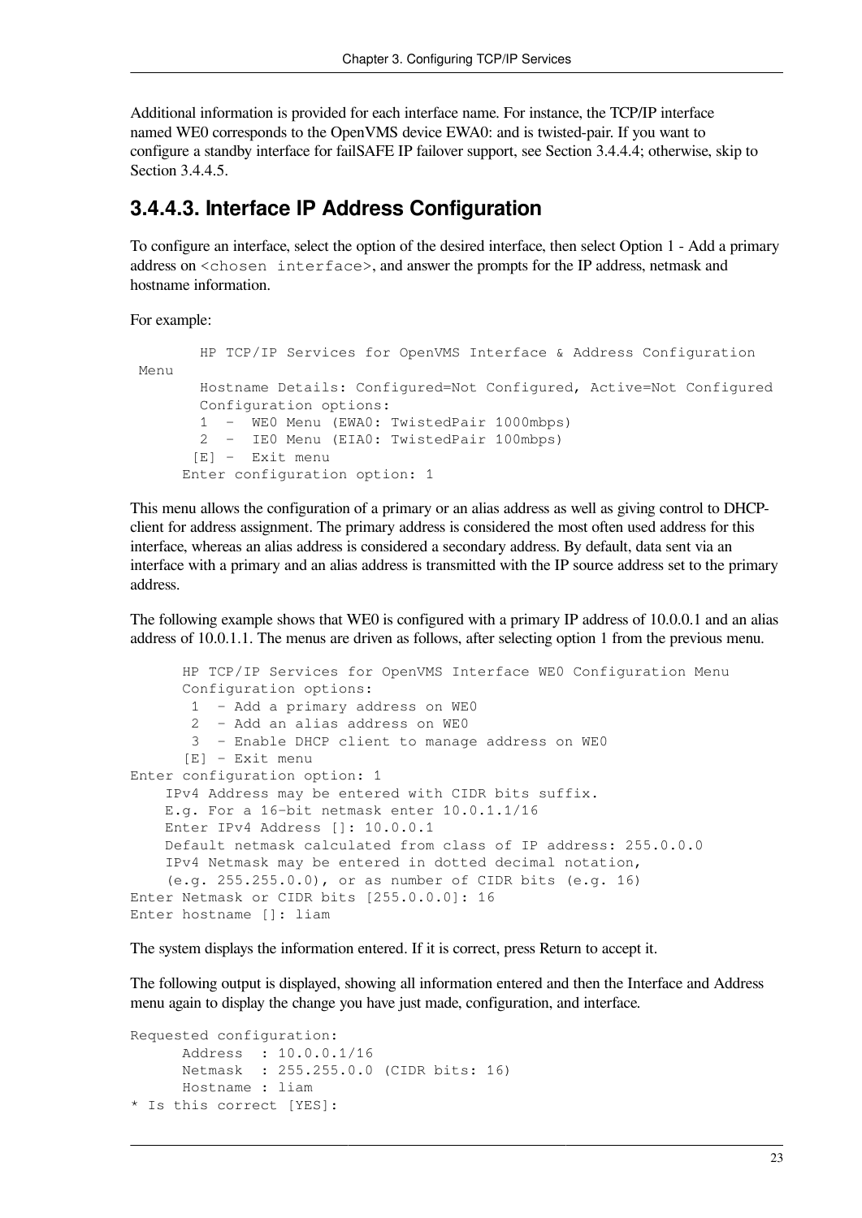Additional information is provided for each interface name. For instance, the TCP/IP interface named WE0 corresponds to the OpenVMS device EWA0: and is twisted-pair. If you want to configure a standby interface for failSAFE IP failover support, see Section 3.4.4.4; otherwise, skip to Section 3.4.4.5.

### 3.4.4.3. Interface IP Address Configuration

To configure an interface, select the option of the desired interface, then select Option 1 - Add a primary address on `<chosen interface>`, and answer the prompts for the IP address, netmask and hostname information.

For example:

```
        HP TCP/IP Services for OpenVMS Interface & Address Configuration
 Menu
        Hostname Details: Configured=Not Configured, Active=Not Configured
        Configuration options:
        1  -  WE0 Menu (EWA0: TwistedPair 1000mbps)
        2  -  IE0 Menu (EIA0: TwistedPair 100mbps)
       [E] -  Exit menu
      Enter configuration option: 1
```

This menu allows the configuration of a primary or an alias address as well as giving control to DHCP-client for address assignment. The primary address is considered the most often used address for this interface, whereas an alias address is considered a secondary address. By default, data sent via an interface with a primary and an alias address is transmitted with the IP source address set to the primary address.

The following example shows that WE0 is configured with a primary IP address of 10.0.0.1 and an alias address of 10.0.1.1. The menus are driven as follows, after selecting option 1 from the previous menu.

```
      HP TCP/IP Services for OpenVMS Interface WE0 Configuration Menu
      Configuration options:
       1  - Add a primary address on WE0
       2  - Add an alias address on WE0
       3  - Enable DHCP client to manage address on WE0
      [E] - Exit menu
Enter configuration option: 1
    IPv4 Address may be entered with CIDR bits suffix.
    E.g. For a 16-bit netmask enter 10.0.1.1/16
    Enter IPv4 Address []: 10.0.0.1
    Default netmask calculated from class of IP address: 255.0.0.0
    IPv4 Netmask may be entered in dotted decimal notation,
    (e.g. 255.255.0.0), or as number of CIDR bits (e.g. 16)
Enter Netmask or CIDR bits [255.0.0.0]: 16
Enter hostname []: liam
```

The system displays the information entered. If it is correct, press Return to accept it.

The following output is displayed, showing all information entered and then the Interface and Address menu again to display the change you have just made, configuration, and interface.

```
Requested configuration:
      Address  : 10.0.0.1/16
      Netmask  : 255.255.0.0 (CIDR bits: 16)
      Hostname : liam
* Is this correct [YES]:
```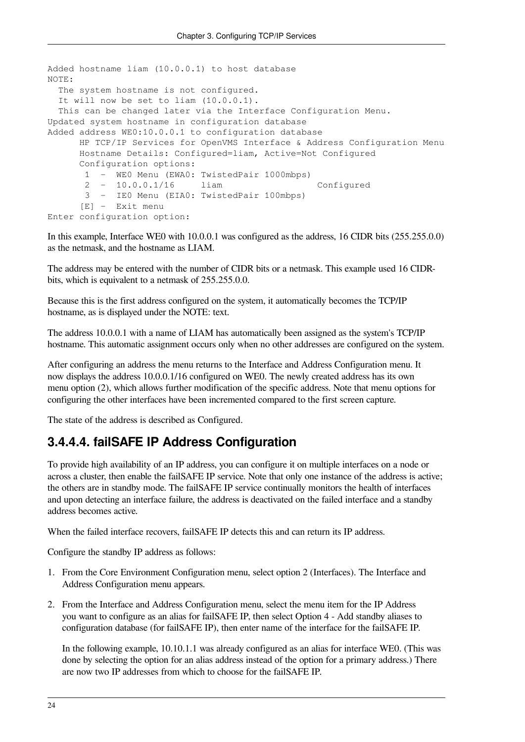```
Added hostname liam (10.0.0.1) to host database
NOTE:
   The system hostname is not configured.
   It will now be set to liam (10.0.0.1).
   This can be changed later via the Interface Configuration Menu.
Updated system hostname in configuration database
Added address WE0:10.0.0.1 to configuration database
      HP TCP/IP Services for OpenVMS Interface & Address Configuration Menu
      Hostname Details: Configured=liam, Active=Not Configured
      Configuration options:
       1  -  WE0 Menu (EWA0: TwistedPair 1000mbps)
       2  -  10.0.0.1/16     liam                 Configured
       3  -  IE0 Menu (EIA0: TwistedPair 100mbps)
      [E] -  Exit menu
Enter configuration option:
```

In this example, Interface WE0 with 10.0.0.1 was configured as the address, 16 CIDR bits (255.255.0.0) as the netmask, and the hostname as LIAM.

The address may be entered with the number of CIDR bits or a netmask. This example used 16 CIDR-bits, which is equivalent to a netmask of 255.255.0.0.

Because this is the first address configured on the system, it automatically becomes the TCP/IP hostname, as is displayed under the NOTE: text.

The address 10.0.0.1 with a name of LIAM has automatically been assigned as the system's TCP/IP hostname. This automatic assignment occurs only when no other addresses are configured on the system.

After configuring an address the menu returns to the Interface and Address Configuration menu. It now displays the address 10.0.0.1/16 configured on WE0. The newly created address has its own menu option (2), which allows further modification of the specific address. Note that menu options for configuring the other interfaces have been incremented compared to the first screen capture.

The state of the address is described as Configured.

### 3.4.4.4. failSAFE IP Address Configuration

To provide high availability of an IP address, you can configure it on multiple interfaces on a node or across a cluster, then enable the failSAFE IP service. Note that only one instance of the address is active; the others are in standby mode. The failSAFE IP service continually monitors the health of interfaces and upon detecting an interface failure, the address is deactivated on the failed interface and a standby address becomes active.

When the failed interface recovers, failSAFE IP detects this and can return its IP address.

Configure the standby IP address as follows:

1. From the Core Environment Configuration menu, select option 2 (Interfaces). The Interface and Address Configuration menu appears.

2. From the Interface and Address Configuration menu, select the menu item for the IP Address you want to configure as an alias for failSAFE IP, then select Option 4 - Add standby aliases to configuration database (for failSAFE IP), then enter name of the interface for the failSAFE IP.

   In the following example, 10.10.1.1 was already configured as an alias for interface WE0. (This was done by selecting the option for an alias address instead of the option for a primary address.) There are now two IP addresses from which to choose for the failSAFE IP.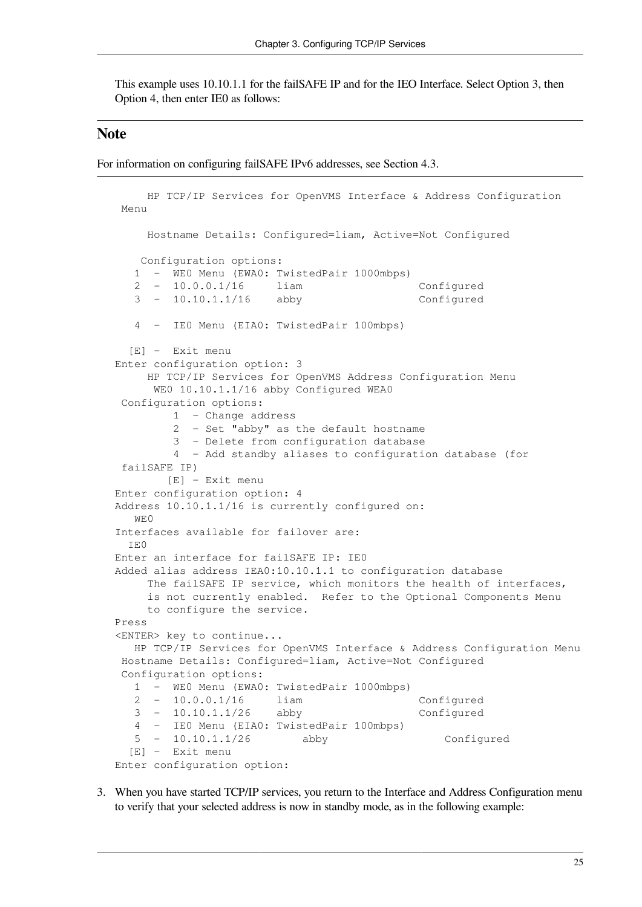This example uses 10.10.1.1 for the failSAFE IP and for the IEO Interface. Select Option 3, then Option 4, then enter IE0 as follows:

## Note

For information on configuring failSAFE IPv6 addresses, see Section 4.3.

```
     HP TCP/IP Services for OpenVMS Interface & Address Configuration
 Menu

     Hostname Details: Configured=liam, Active=Not Configured

    Configuration options:
   1  -  WE0 Menu (EWA0: TwistedPair 1000mbps)
   2  -  10.0.0.1/16     liam                 Configured
   3  -  10.10.1.1/16    abby                 Configured

   4  -  IE0 Menu (EIA0: TwistedPair 100mbps)

  [E] -  Exit menu
Enter configuration option: 3
     HP TCP/IP Services for OpenVMS Address Configuration Menu
      WE0 10.10.1.1/16 abby Configured WEA0
 Configuration options:
         1  - Change address
         2  - Set "abby" as the default hostname
         3  - Delete from configuration database
         4  - Add standby aliases to configuration database (for
 failSAFE IP)
        [E] - Exit menu
Enter configuration option: 4
Address 10.10.1.1/16 is currently configured on:
   WE0
Interfaces available for failover are:
  IE0
Enter an interface for failSAFE IP: IE0
Added alias address IEA0:10.10.1.1 to configuration database
     The failSAFE IP service, which monitors the health of interfaces,
     is not currently enabled.  Refer to the Optional Components Menu
     to configure the service.
Press
<ENTER> key to continue...
   HP TCP/IP Services for OpenVMS Interface & Address Configuration Menu
 Hostname Details: Configured=liam, Active=Not Configured
 Configuration options:
   1  -  WE0 Menu (EWA0: TwistedPair 1000mbps)
   2  -  10.0.0.1/16     liam                 Configured
   3  -  10.10.1.1/26    abby                 Configured
   4  -  IE0 Menu (EIA0: TwistedPair 100mbps)
   5  -  10.10.1.1/26        abby                 Configured
  [E] -  Exit menu
Enter configuration option:
```

3. When you have started TCP/IP services, you return to the Interface and Address Configuration menu to verify that your selected address is now in standby mode, as in the following example: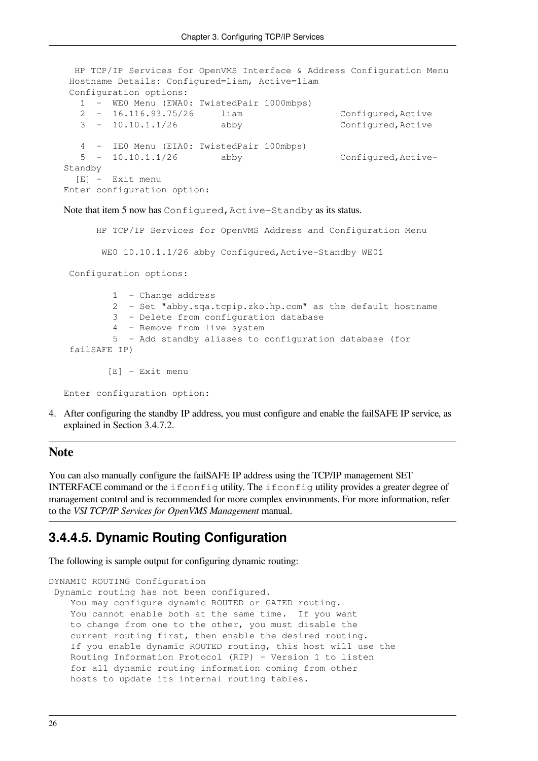```
   HP TCP/IP Services for OpenVMS Interface & Address Configuration Menu
  Hostname Details: Configured=liam, Active=liam
  Configuration options:
    1  -  WE0 Menu (EWA0: TwistedPair 1000mbps)
    2  -  16.116.93.75/26     liam                 Configured,Active
    3  -  10.10.1.1/26        abby                 Configured,Active

    4  -  IE0 Menu (EIA0: TwistedPair 100mbps)
    5  -  10.10.1.1/26        abby                 Configured,Active-
 Standby
   [E] -  Exit menu
 Enter configuration option:
```

Note that item 5 now has `Configured,Active-Standby` as its status.

```
      HP TCP/IP Services for OpenVMS Address and Configuration Menu

       WE0 10.10.1.1/26 abby Configured,Active-Standby WE01

  Configuration options:

         1  - Change address
         2  - Set "abby.sqa.tcpip.zko.hp.com" as the default hostname
         3  - Delete from configuration database
         4  - Remove from live system
         5  - Add standby aliases to configuration database (for
  failSAFE IP)

        [E] - Exit menu

 Enter configuration option:
```

4. After configuring the standby IP address, you must configure and enable the failSAFE IP service, as explained in Section 3.4.7.2.

## Note

You can also manually configure the failSAFE IP address using the TCP/IP management SET INTERFACE command or the `ifconfig` utility. The `ifconfig` utility provides a greater degree of management control and is recommended for more complex environments. For more information, refer to the *VSI TCP/IP Services for OpenVMS Management* manual.

### 3.4.4.5. Dynamic Routing Configuration

The following is sample output for configuring dynamic routing:

```
DYNAMIC ROUTING Configuration
 Dynamic routing has not been configured.
    You may configure dynamic ROUTED or GATED routing.
    You cannot enable both at the same time.  If you want
    to change from one to the other, you must disable the
    current routing first, then enable the desired routing.
    If you enable dynamic ROUTED routing, this host will use the
    Routing Information Protocol (RIP) - Version 1 to listen
    for all dynamic routing information coming from other
    hosts to update its internal routing tables.
```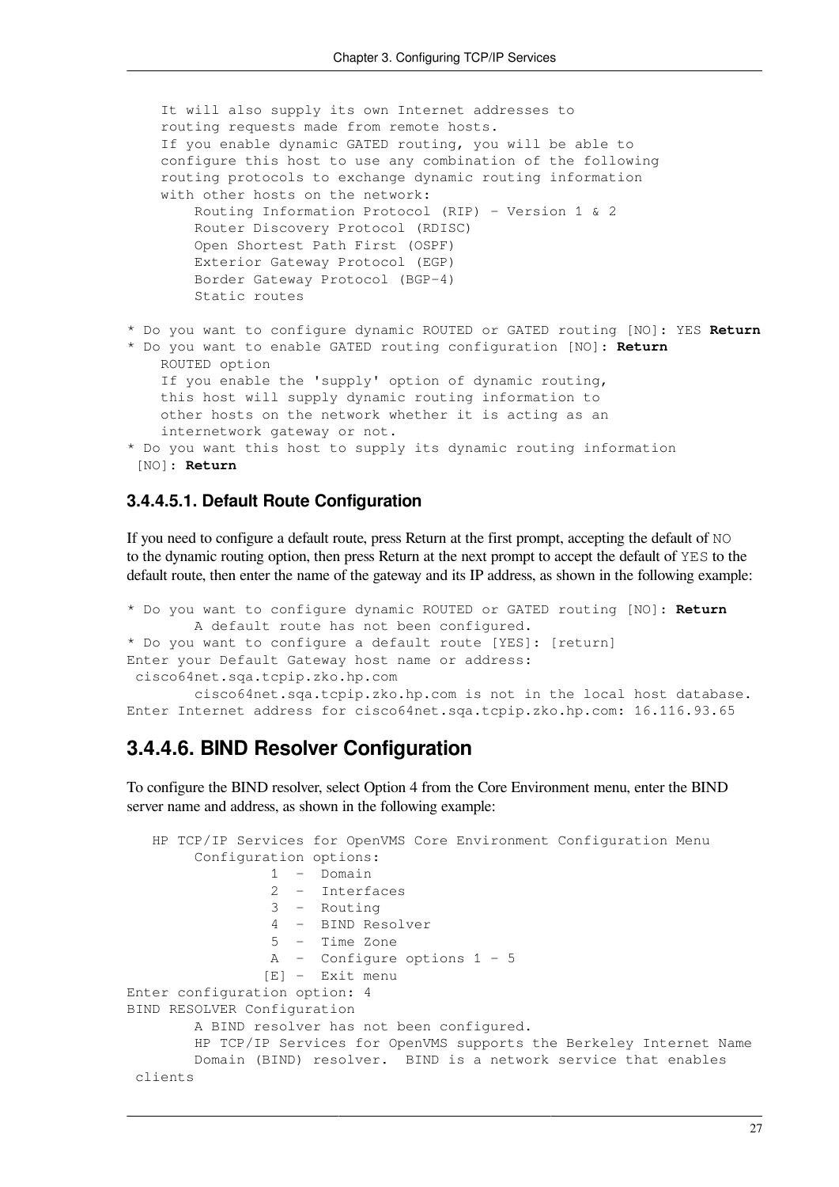```
    It will also supply its own Internet addresses to
    routing requests made from remote hosts.
    If you enable dynamic GATED routing, you will be able to
    configure this host to use any combination of the following
    routing protocols to exchange dynamic routing information
    with other hosts on the network:
        Routing Information Protocol (RIP) - Version 1 & 2
        Router Discovery Protocol (RDISC)
        Open Shortest Path First (OSPF)
        Exterior Gateway Protocol (EGP)
        Border Gateway Protocol (BGP-4)
        Static routes

* Do you want to configure dynamic ROUTED or GATED routing [NO]: YES Return
* Do you want to enable GATED routing configuration [NO]: Return
    ROUTED option
    If you enable the 'supply' option of dynamic routing,
    this host will supply dynamic routing information to
    other hosts on the network whether it is acting as an
    internetwork gateway or not.
* Do you want this host to supply its dynamic routing information
  [NO]: Return
```

#### 3.4.4.5.1. Default Route Configuration

If you need to configure a default route, press Return at the first prompt, accepting the default of `NO` to the dynamic routing option, then press Return at the next prompt to accept the default of `YES` to the default route, then enter the name of the gateway and its IP address, as shown in the following example:

```
* Do you want to configure dynamic ROUTED or GATED routing [NO]: Return
        A default route has not been configured.
* Do you want to configure a default route [YES]: [return]
Enter your Default Gateway host name or address:
 cisco64net.sqa.tcpip.zko.hp.com
        cisco64net.sqa.tcpip.zko.hp.com is not in the local host database.
Enter Internet address for cisco64net.sqa.tcpip.zko.hp.com: 16.116.93.65
```

### 3.4.4.6. BIND Resolver Configuration

To configure the BIND resolver, select Option 4 from the Core Environment menu, enter the BIND server name and address, as shown in the following example:

```
   HP TCP/IP Services for OpenVMS Core Environment Configuration Menu
        Configuration options:
                 1  -  Domain
                 2  -  Interfaces
                 3  -  Routing
                 4  -  BIND Resolver
                 5  -  Time Zone
                 A  -  Configure options 1 - 5
                [E] -  Exit menu
Enter configuration option: 4
BIND RESOLVER Configuration
        A BIND resolver has not been configured.
        HP TCP/IP Services for OpenVMS supports the Berkeley Internet Name
        Domain (BIND) resolver.  BIND is a network service that enables
 clients
```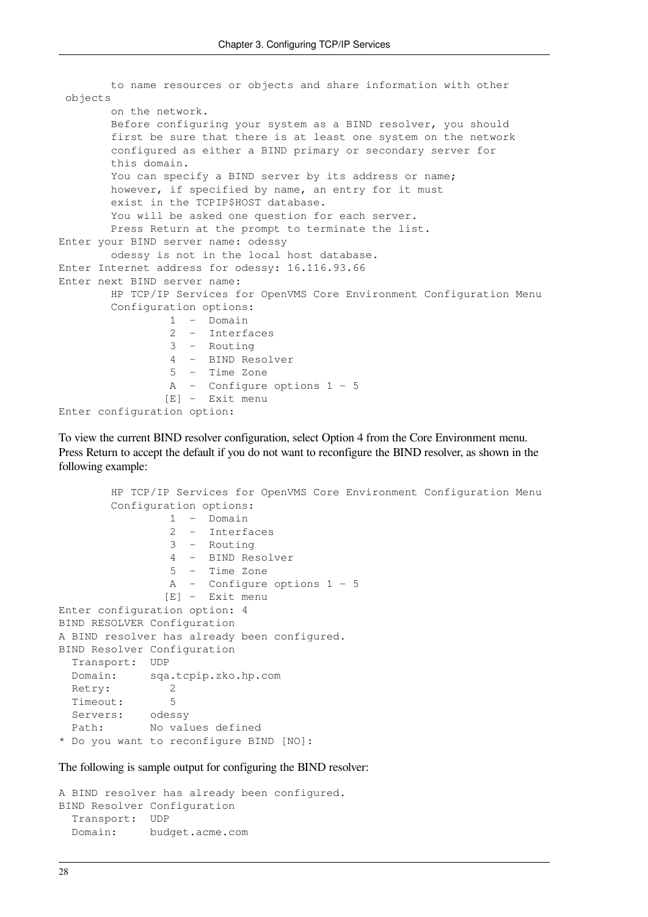```
        to name resources or objects and share information with other
 objects
        on the network.
        Before configuring your system as a BIND resolver, you should
        first be sure that there is at least one system on the network
        configured as either a BIND primary or secondary server for
        this domain.
        You can specify a BIND server by its address or name;
        however, if specified by name, an entry for it must
        exist in the TCPIP$HOST database.
        You will be asked one question for each server.
        Press Return at the prompt to terminate the list.
Enter your BIND server name: odessy
        odessy is not in the local host database.
Enter Internet address for odessy: 16.116.93.66
Enter next BIND server name:
        HP TCP/IP Services for OpenVMS Core Environment Configuration Menu
        Configuration options:
                 1  -  Domain
                 2  -  Interfaces
                 3  -  Routing
                 4  -  BIND Resolver
                 5  -  Time Zone
                 A  -  Configure options 1 - 5
                [E] -  Exit menu
Enter configuration option:
```

To view the current BIND resolver configuration, select Option 4 from the Core Environment menu. Press Return to accept the default if you do not want to reconfigure the BIND resolver, as shown in the following example:

```
        HP TCP/IP Services for OpenVMS Core Environment Configuration Menu
        Configuration options:
                 1  -  Domain
                 2  -  Interfaces
                 3  -  Routing
                 4  -  BIND Resolver
                 5  -  Time Zone
                 A  -  Configure options 1 - 5
                [E] -  Exit menu
Enter configuration option: 4
BIND RESOLVER Configuration
A BIND resolver has already been configured.
BIND Resolver Configuration
  Transport:  UDP
  Domain:     sqa.tcpip.zko.hp.com
  Retry:         2
  Timeout:       5
  Servers:    odessy
  Path:       No values defined
* Do you want to reconfigure BIND [NO]:
```

The following is sample output for configuring the BIND resolver:

```
A BIND resolver has already been configured.
BIND Resolver Configuration
  Transport:  UDP
  Domain:     budget.acme.com
```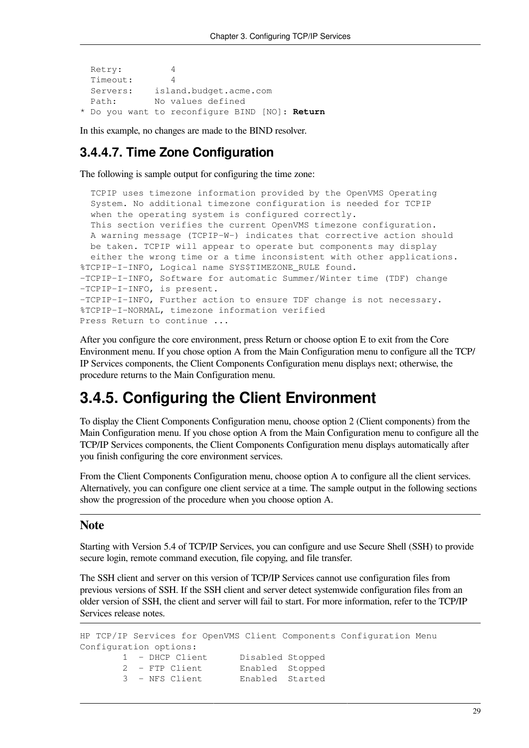```
  Retry:         4
  Timeout:       4
  Servers:    island.budget.acme.com
  Path:       No values defined
* Do you want to reconfigure BIND [NO]: Return
```

In this example, no changes are made to the BIND resolver.

#### 3.4.4.7. Time Zone Configuration

The following is sample output for configuring the time zone:

```
  TCPIP uses timezone information provided by the OpenVMS Operating
  System. No additional timezone configuration is needed for TCPIP
  when the operating system is configured correctly.
  This section verifies the current OpenVMS timezone configuration.
  A warning message (TCPIP-W-) indicates that corrective action should
  be taken. TCPIP will appear to operate but components may display
  either the wrong time or a time inconsistent with other applications.
%TCPIP-I-INFO, Logical name SYS$TIMEZONE_RULE found.
-TCPIP-I-INFO, Software for automatic Summer/Winter time (TDF) change
-TCPIP-I-INFO, is present.
-TCPIP-I-INFO, Further action to ensure TDF change is not necessary.
%TCPIP-I-NORMAL, timezone information verified
Press Return to continue ...
```

After you configure the core environment, press Return or choose option E to exit from the Core Environment menu. If you chose option A from the Main Configuration menu to configure all the TCP/IP Services components, the Client Components Configuration menu displays next; otherwise, the procedure returns to the Main Configuration menu.

## 3.4.5. Configuring the Client Environment

To display the Client Components Configuration menu, choose option 2 (Client components) from the Main Configuration menu. If you chose option A from the Main Configuration menu to configure all the TCP/IP Services components, the Client Components Configuration menu displays automatically after you finish configuring the core environment services.

From the Client Components Configuration menu, choose option A to configure all the client services. Alternatively, you can configure one client service at a time. The sample output in the following sections show the progression of the procedure when you choose option A.

### Note

Starting with Version 5.4 of TCP/IP Services, you can configure and use Secure Shell (SSH) to provide secure login, remote command execution, file copying, and file transfer.

The SSH client and server on this version of TCP/IP Services cannot use configuration files from previous versions of SSH. If the SSH client and server detect systemwide configuration files from an older version of SSH, the client and server will fail to start. For more information, refer to the TCP/IP Services release notes.

```
HP TCP/IP Services for OpenVMS Client Components Configuration Menu
Configuration options:
        1  - DHCP Client      Disabled Stopped
        2  - FTP Client       Enabled  Stopped
        3  - NFS Client       Enabled  Started
```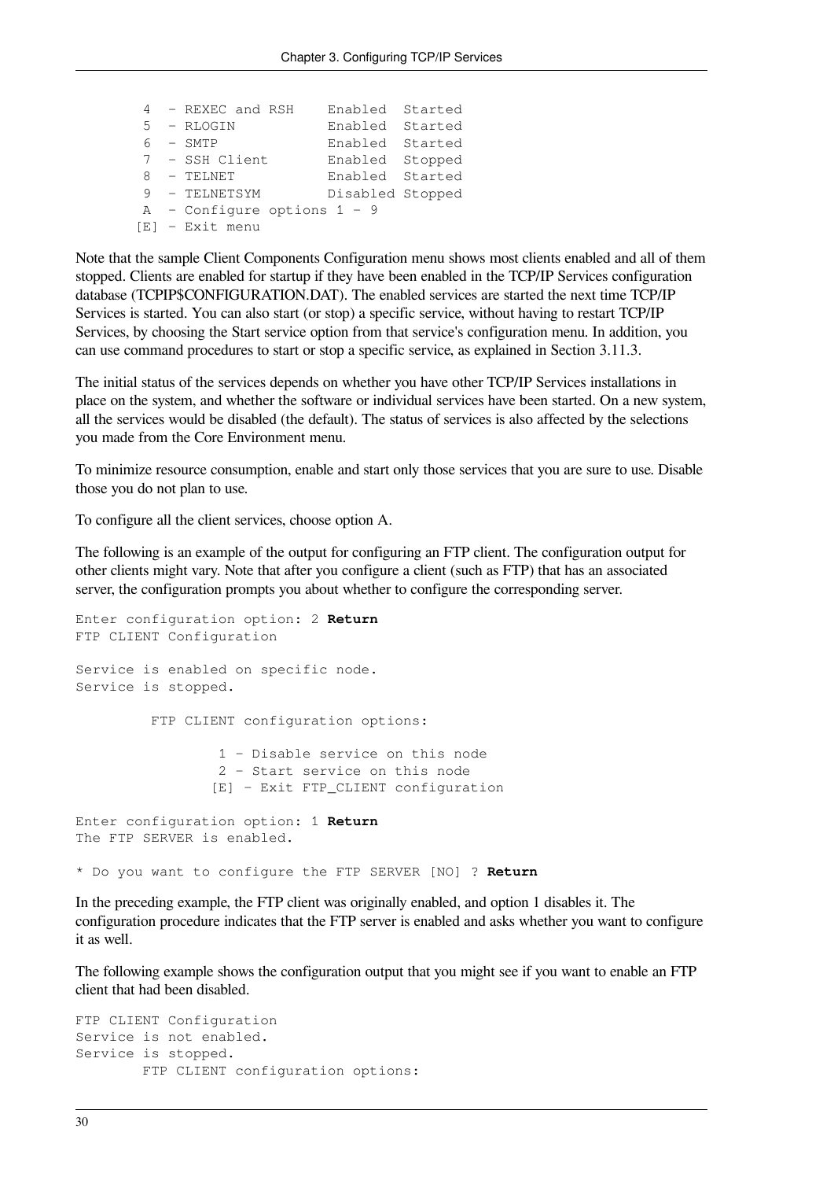```
    4  - REXEC and RSH    Enabled  Started
    5  - RLOGIN           Enabled  Started
    6  - SMTP             Enabled  Started
    7  - SSH Client       Enabled  Stopped
    8  - TELNET           Enabled  Started
    9  - TELNETSYM        Disabled Stopped
    A  - Configure options 1 - 9
   [E] - Exit menu
```

Note that the sample Client Components Configuration menu shows most clients enabled and all of them stopped. Clients are enabled for startup if they have been enabled in the TCP/IP Services configuration database (TCPIP$CONFIGURATION.DAT). The enabled services are started the next time TCP/IP Services is started. You can also start (or stop) a specific service, without having to restart TCP/IP Services, by choosing the Start service option from that service's configuration menu. In addition, you can use command procedures to start or stop a specific service, as explained in Section 3.11.3.

The initial status of the services depends on whether you have other TCP/IP Services installations in place on the system, and whether the software or individual services have been started. On a new system, all the services would be disabled (the default). The status of services is also affected by the selections you made from the Core Environment menu.

To minimize resource consumption, enable and start only those services that you are sure to use. Disable those you do not plan to use.

To configure all the client services, choose option A.

The following is an example of the output for configuring an FTP client. The configuration output for other clients might vary. Note that after you configure a client (such as FTP) that has an associated server, the configuration prompts you about whether to configure the corresponding server.

```
Enter configuration option: 2 Return
FTP CLIENT Configuration

Service is enabled on specific node.
Service is stopped.

         FTP CLIENT configuration options:

                 1 - Disable service on this node
                 2 - Start service on this node
                [E] - Exit FTP_CLIENT configuration

Enter configuration option: 1 Return
The FTP SERVER is enabled.

* Do you want to configure the FTP SERVER [NO] ? Return
```

In the preceding example, the FTP client was originally enabled, and option 1 disables it. The configuration procedure indicates that the FTP server is enabled and asks whether you want to configure it as well.

The following example shows the configuration output that you might see if you want to enable an FTP client that had been disabled.

```
FTP CLIENT Configuration
Service is not enabled.
Service is stopped.
        FTP CLIENT configuration options:
```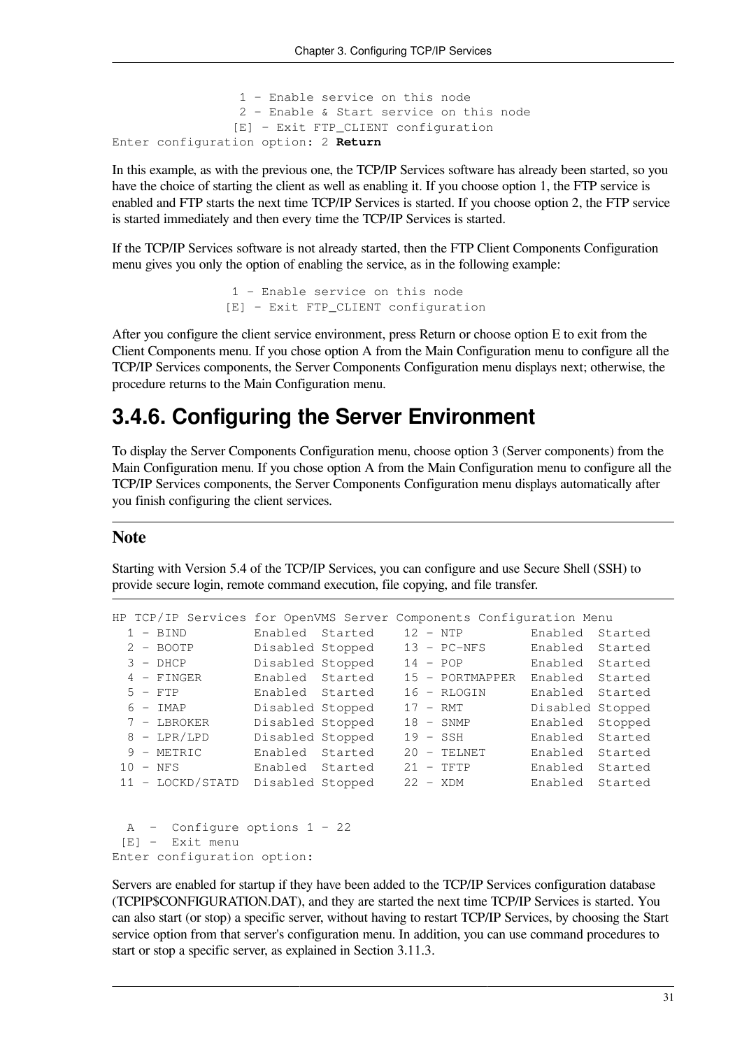```
                1 - Enable service on this node
                2 - Enable & Start service on this node
               [E] - Exit FTP_CLIENT configuration
Enter configuration option: 2 Return
```

In this example, as with the previous one, the TCP/IP Services software has already been started, so you have the choice of starting the client as well as enabling it. If you choose option 1, the FTP service is enabled and FTP starts the next time TCP/IP Services is started. If you choose option 2, the FTP service is started immediately and then every time the TCP/IP Services is started.

If the TCP/IP Services software is not already started, then the FTP Client Components Configuration menu gives you only the option of enabling the service, as in the following example:

```
                1 - Enable service on this node
               [E] - Exit FTP_CLIENT configuration
```

After you configure the client service environment, press Return or choose option E to exit from the Client Components menu. If you chose option A from the Main Configuration menu to configure all the TCP/IP Services components, the Server Components Configuration menu displays next; otherwise, the procedure returns to the Main Configuration menu.

## 3.4.6. Configuring the Server Environment

To display the Server Components Configuration menu, choose option 3 (Server components) from the Main Configuration menu. If you chose option A from the Main Configuration menu to configure all the TCP/IP Services components, the Server Components Configuration menu displays automatically after you finish configuring the client services.

### Note

Starting with Version 5.4 of the TCP/IP Services, you can configure and use Secure Shell (SSH) to provide secure login, remote command execution, file copying, and file transfer.

```
HP TCP/IP Services for OpenVMS Server Components Configuration Menu
  1 - BIND         Enabled  Started    12 - NTP         Enabled  Started
  2 - BOOTP        Disabled Stopped    13 - PC-NFS      Enabled  Started
  3 - DHCP         Disabled Stopped    14 - POP         Enabled  Started
  4 - FINGER       Enabled  Started    15 - PORTMAPPER  Enabled  Started
  5 - FTP          Enabled  Started    16 - RLOGIN      Enabled  Started
  6 - IMAP         Disabled Stopped    17 - RMT         Disabled Stopped
  7 - LBROKER      Disabled Stopped    18 - SNMP        Enabled  Stopped
  8 - LPR/LPD      Disabled Stopped    19 - SSH         Enabled  Started
  9 - METRIC       Enabled  Started    20 - TELNET      Enabled  Started
 10 - NFS          Enabled  Started    21 - TFTP        Enabled  Started
 11 - LOCKD/STATD  Disabled Stopped    22 - XDM         Enabled  Started


  A  -  Configure options 1 - 22
 [E] -  Exit menu
Enter configuration option:
```

Servers are enabled for startup if they have been added to the TCP/IP Services configuration database (TCPIP$CONFIGURATION.DAT), and they are started the next time TCP/IP Services is started. You can also start (or stop) a specific server, without having to restart TCP/IP Services, by choosing the Start service option from that server's configuration menu. In addition, you can use command procedures to start or stop a specific server, as explained in Section 3.11.3.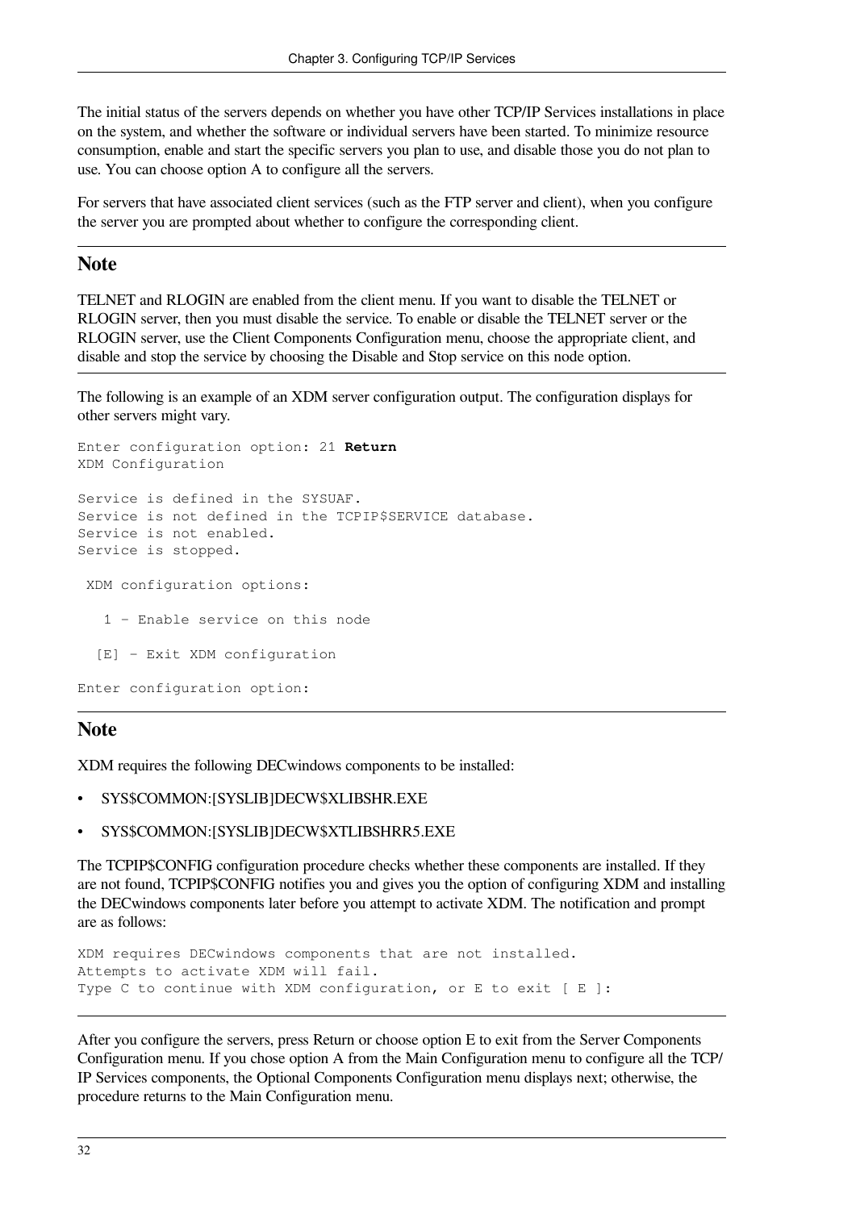The initial status of the servers depends on whether you have other TCP/IP Services installations in place on the system, and whether the software or individual servers have been started. To minimize resource consumption, enable and start the specific servers you plan to use, and disable those you do not plan to use. You can choose option A to configure all the servers.

For servers that have associated client services (such as the FTP server and client), when you configure the server you are prompted about whether to configure the corresponding client.

## Note

TELNET and RLOGIN are enabled from the client menu. If you want to disable the TELNET or RLOGIN server, then you must disable the service. To enable or disable the TELNET server or the RLOGIN server, use the Client Components Configuration menu, choose the appropriate client, and disable and stop the service by choosing the Disable and Stop service on this node option.

The following is an example of an XDM server configuration output. The configuration displays for other servers might vary.

```
Enter configuration option: 21 Return
XDM Configuration

Service is defined in the SYSUAF.
Service is not defined in the TCPIP$SERVICE database.
Service is not enabled.
Service is stopped.

 XDM configuration options:

   1 - Enable service on this node

  [E] - Exit XDM configuration

Enter configuration option:
```

## Note

XDM requires the following DECwindows components to be installed:

- SYS$COMMON:[SYSLIB]DECW$XLIBSHR.EXE
- SYS$COMMON:[SYSLIB]DECW$XTLIBSHRR5.EXE

The TCPIP$CONFIG configuration procedure checks whether these components are installed. If they are not found, TCPIP$CONFIG notifies you and gives you the option of configuring XDM and installing the DECwindows components later before you attempt to activate XDM. The notification and prompt are as follows:

```
XDM requires DECwindows components that are not installed.
Attempts to activate XDM will fail.
Type C to continue with XDM configuration, or E to exit [ E ]:
```

After you configure the servers, press Return or choose option E to exit from the Server Components Configuration menu. If you chose option A from the Main Configuration menu to configure all the TCP/IP Services components, the Optional Components Configuration menu displays next; otherwise, the procedure returns to the Main Configuration menu.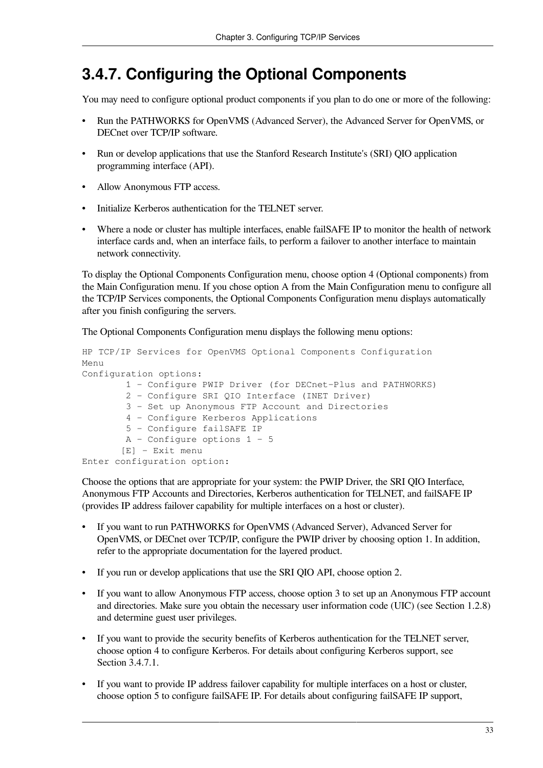### 3.4.7. Configuring the Optional Components

You may need to configure optional product components if you plan to do one or more of the following:

- Run the PATHWORKS for OpenVMS (Advanced Server), the Advanced Server for OpenVMS, or DECnet over TCP/IP software.
- Run or develop applications that use the Stanford Research Institute's (SRI) QIO application programming interface (API).
- Allow Anonymous FTP access.
- Initialize Kerberos authentication for the TELNET server.
- Where a node or cluster has multiple interfaces, enable failSAFE IP to monitor the health of network interface cards and, when an interface fails, to perform a failover to another interface to maintain network connectivity.

To display the Optional Components Configuration menu, choose option 4 (Optional components) from the Main Configuration menu. If you chose option A from the Main Configuration menu to configure all the TCP/IP Services components, the Optional Components Configuration menu displays automatically after you finish configuring the servers.

The Optional Components Configuration menu displays the following menu options:

```
HP TCP/IP Services for OpenVMS Optional Components Configuration
Menu
Configuration options:
        1 - Configure PWIP Driver (for DECnet-Plus and PATHWORKS)
        2 - Configure SRI QIO Interface (INET Driver)
        3 - Set up Anonymous FTP Account and Directories
        4 - Configure Kerberos Applications
        5 - Configure failSAFE IP
        A - Configure options 1 - 5
       [E] - Exit menu
Enter configuration option:
```

Choose the options that are appropriate for your system: the PWIP Driver, the SRI QIO Interface, Anonymous FTP Accounts and Directories, Kerberos authentication for TELNET, and failSAFE IP (provides IP address failover capability for multiple interfaces on a host or cluster).

- If you want to run PATHWORKS for OpenVMS (Advanced Server), Advanced Server for OpenVMS, or DECnet over TCP/IP, configure the PWIP driver by choosing option 1. In addition, refer to the appropriate documentation for the layered product.
- If you run or develop applications that use the SRI QIO API, choose option 2.
- If you want to allow Anonymous FTP access, choose option 3 to set up an Anonymous FTP account and directories. Make sure you obtain the necessary user information code (UIC) (see Section 1.2.8) and determine guest user privileges.
- If you want to provide the security benefits of Kerberos authentication for the TELNET server, choose option 4 to configure Kerberos. For details about configuring Kerberos support, see Section 3.4.7.1.
- If you want to provide IP address failover capability for multiple interfaces on a host or cluster, choose option 5 to configure failSAFE IP. For details about configuring failSAFE IP support,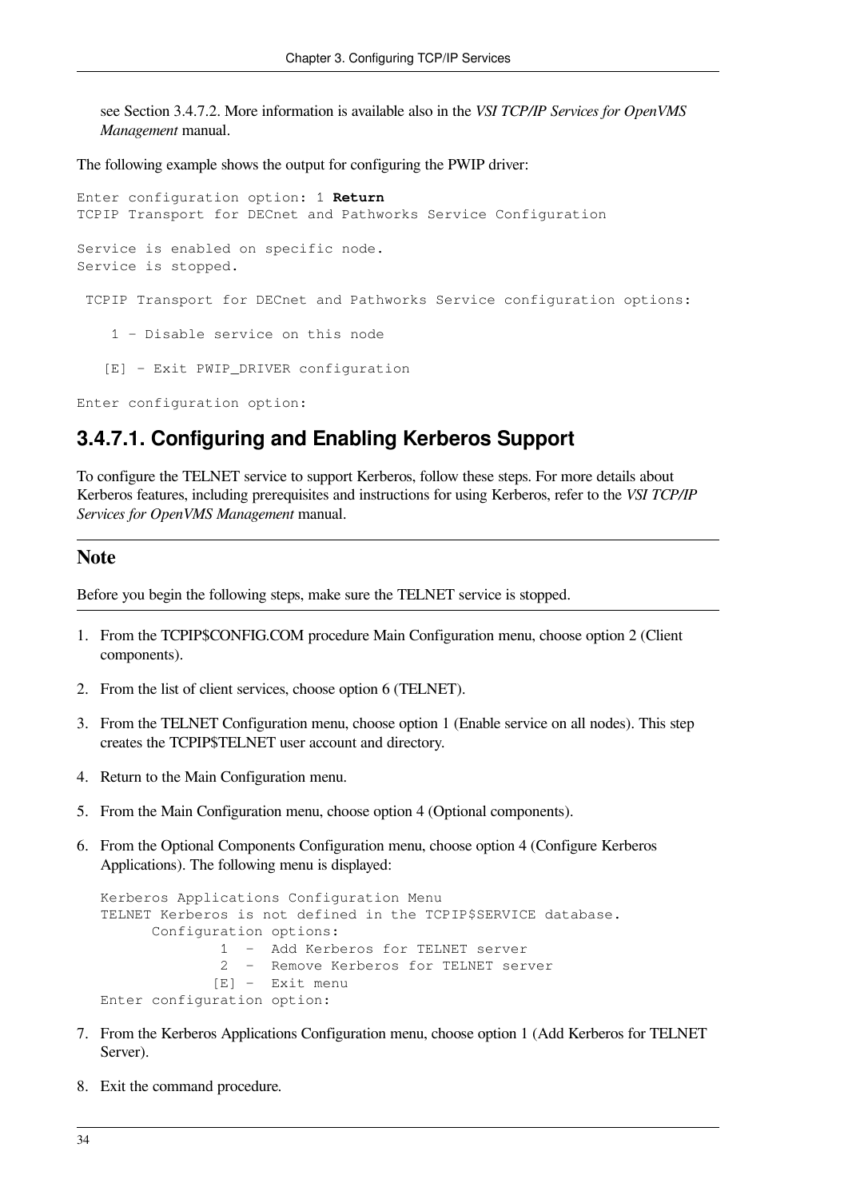see Section 3.4.7.2. More information is available also in the *VSI TCP/IP Services for OpenVMS Management* manual.

The following example shows the output for configuring the PWIP driver:

```
Enter configuration option: 1 Return
TCPIP Transport for DECnet and Pathworks Service Configuration

Service is enabled on specific node.
Service is stopped.

 TCPIP Transport for DECnet and Pathworks Service configuration options:

    1 - Disable service on this node

   [E] - Exit PWIP_DRIVER configuration

Enter configuration option:
```

### 3.4.7.1. Configuring and Enabling Kerberos Support

To configure the TELNET service to support Kerberos, follow these steps. For more details about Kerberos features, including prerequisites and instructions for using Kerberos, refer to the *VSI TCP/IP Services for OpenVMS Management* manual.

**Note**

Before you begin the following steps, make sure the TELNET service is stopped.

1. From the TCPIP$CONFIG.COM procedure Main Configuration menu, choose option 2 (Client components).
2. From the list of client services, choose option 6 (TELNET).
3. From the TELNET Configuration menu, choose option 1 (Enable service on all nodes). This step creates the TCPIP$TELNET user account and directory.
4. Return to the Main Configuration menu.
5. From the Main Configuration menu, choose option 4 (Optional components).
6. From the Optional Components Configuration menu, choose option 4 (Configure Kerberos Applications). The following menu is displayed:

   ```
   Kerberos Applications Configuration Menu
   TELNET Kerberos is not defined in the TCPIP$SERVICE database.
         Configuration options:
                1  -  Add Kerberos for TELNET server
                2  -  Remove Kerberos for TELNET server
               [E] -  Exit menu
   Enter configuration option:
   ```

7. From the Kerberos Applications Configuration menu, choose option 1 (Add Kerberos for TELNET Server).
8. Exit the command procedure.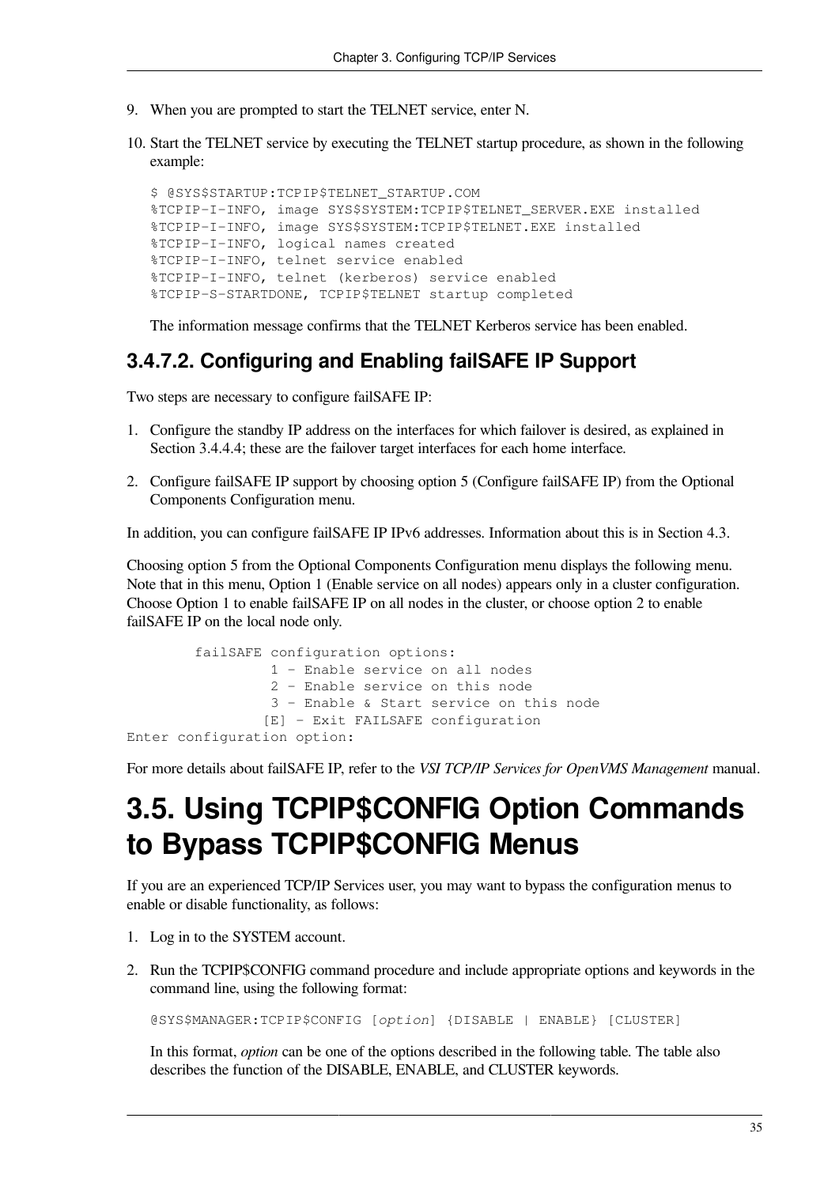9. When you are prompted to start the TELNET service, enter N.

10. Start the TELNET service by executing the TELNET startup procedure, as shown in the following example:

    ```
    $ @SYS$STARTUP:TCPIP$TELNET_STARTUP.COM
    %TCPIP-I-INFO, image SYS$SYSTEM:TCPIP$TELNET_SERVER.EXE installed
    %TCPIP-I-INFO, image SYS$SYSTEM:TCPIP$TELNET.EXE installed
    %TCPIP-I-INFO, logical names created
    %TCPIP-I-INFO, telnet service enabled
    %TCPIP-I-INFO, telnet (kerberos) service enabled
    %TCPIP-S-STARTDONE, TCPIP$TELNET startup completed
    ```

    The information message confirms that the TELNET Kerberos service has been enabled.

### 3.4.7.2. Configuring and Enabling failSAFE IP Support

Two steps are necessary to configure failSAFE IP:

1. Configure the standby IP address on the interfaces for which failover is desired, as explained in Section 3.4.4.4; these are the failover target interfaces for each home interface.

2. Configure failSAFE IP support by choosing option 5 (Configure failSAFE IP) from the Optional Components Configuration menu.

In addition, you can configure failSAFE IP IPv6 addresses. Information about this is in Section 4.3.

Choosing option 5 from the Optional Components Configuration menu displays the following menu. Note that in this menu, Option 1 (Enable service on all nodes) appears only in a cluster configuration. Choose Option 1 to enable failSAFE IP on all nodes in the cluster, or choose option 2 to enable failSAFE IP on the local node only.

```
        failSAFE configuration options:
                 1 - Enable service on all nodes
                 2 - Enable service on this node
                 3 - Enable & Start service on this node
                [E] - Exit FAILSAFE configuration
Enter configuration option:
```

For more details about failSAFE IP, refer to the *VSI TCP/IP Services for OpenVMS Management* manual.

## 3.5. Using TCPIP$CONFIG Option Commands to Bypass TCPIP$CONFIG Menus

If you are an experienced TCP/IP Services user, you may want to bypass the configuration menus to enable or disable functionality, as follows:

1. Log in to the SYSTEM account.

2. Run the TCPIP$CONFIG command procedure and include appropriate options and keywords in the command line, using the following format:

   ```
   @SYS$MANAGER:TCPIP$CONFIG [option] {DISABLE | ENABLE} [CLUSTER]
   ```

   In this format, *option* can be one of the options described in the following table. The table also describes the function of the DISABLE, ENABLE, and CLUSTER keywords.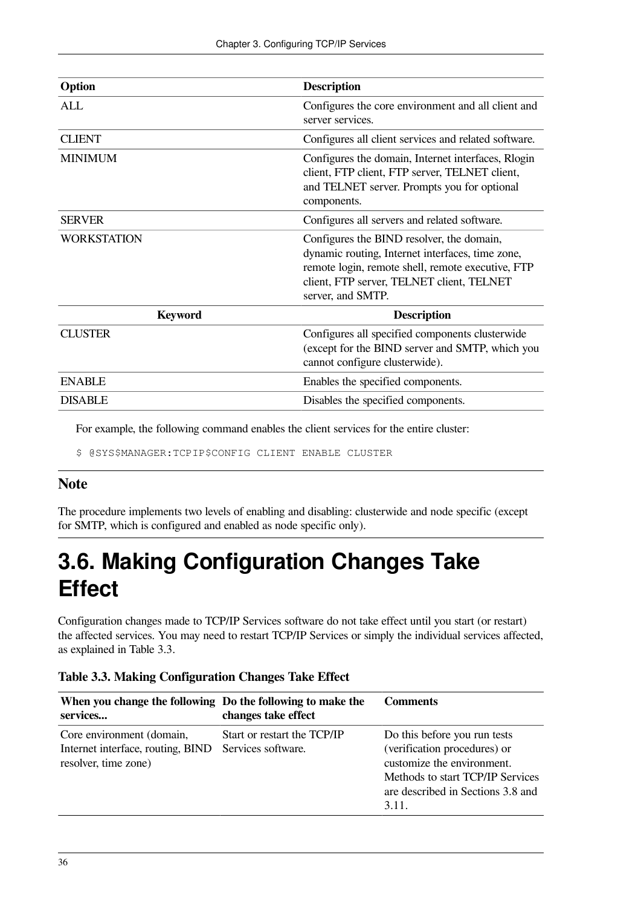| Option | Description |
| --- | --- |
| ALL | Configures the core environment and all client and server services. |
| CLIENT | Configures all client services and related software. |
| MINIMUM | Configures the domain, Internet interfaces, Rlogin client, FTP client, FTP server, TELNET client, and TELNET server. Prompts you for optional components. |
| SERVER | Configures all servers and related software. |
| WORKSTATION | Configures the BIND resolver, the domain, dynamic routing, Internet interfaces, time zone, remote login, remote shell, remote executive, FTP client, FTP server, TELNET client, TELNET server, and SMTP. |

| Keyword | Description |
| --- | --- |
| CLUSTER | Configures all specified components clusterwide (except for the BIND server and SMTP, which you cannot configure clusterwide). |
| ENABLE | Enables the specified components. |
| DISABLE | Disables the specified components. |

For example, the following command enables the client services for the entire cluster:

```
$ @SYS$MANAGER:TCPIP$CONFIG CLIENT ENABLE CLUSTER
```

### Note

The procedure implements two levels of enabling and disabling: clusterwide and node specific (except for SMTP, which is configured and enabled as node specific only).

## 3.6. Making Configuration Changes Take Effect

Configuration changes made to TCP/IP Services software do not take effect until you start (or restart) the affected services. You may need to restart TCP/IP Services or simply the individual services affected, as explained in Table 3.3.

**Table 3.3. Making Configuration Changes Take Effect**

| When you change the following services... | Do the following to make the changes take effect | Comments |
| --- | --- | --- |
| Core environment (domain, Internet interface, routing, BIND resolver, time zone) | Start or restart the TCP/IP Services software. | Do this before you run tests (verification procedures) or customize the environment. Methods to start TCP/IP Services are described in Sections 3.8 and 3.11. |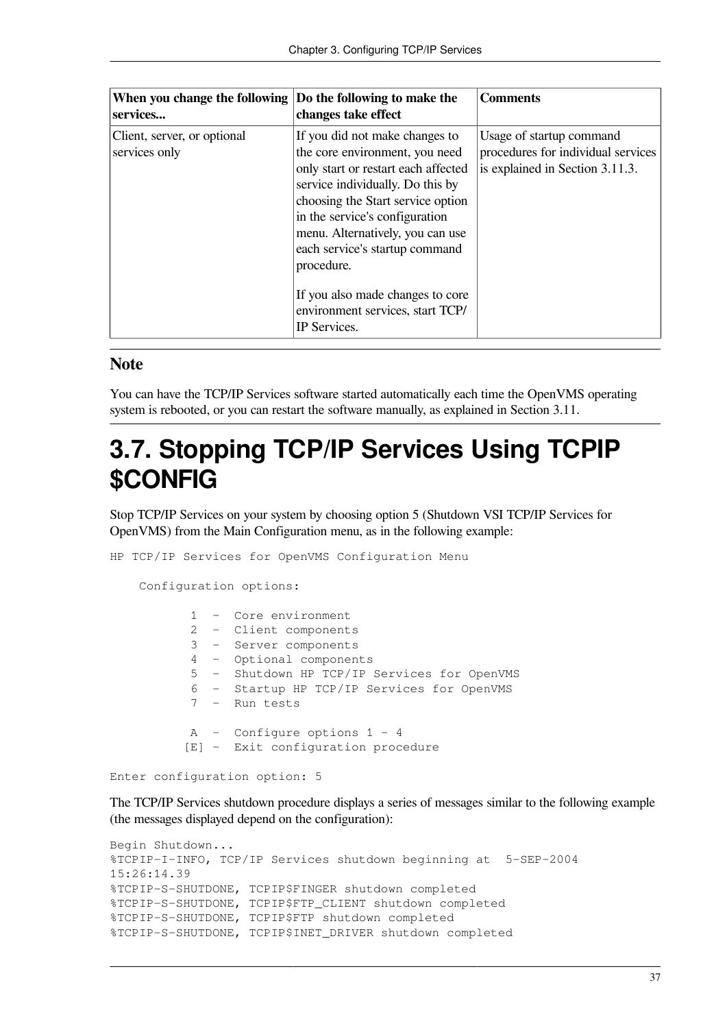| When you change the following services... | Do the following to make the changes take effect | Comments |
|---|---|---|
| Client, server, or optional services only | If you did not make changes to the core environment, you need only start or restart each affected service individually. Do this by choosing the Start service option in the service's configuration menu. Alternatively, you can use each service's startup command procedure.<br><br>If you also made changes to core environment services, start TCP/IP Services. | Usage of startup command procedures for individual services is explained in Section 3.11.3. |

### Note

You can have the TCP/IP Services software started automatically each time the OpenVMS operating system is rebooted, or you can restart the software manually, as explained in Section 3.11.

# 3.7. Stopping TCP/IP Services Using TCPIP $CONFIG

Stop TCP/IP Services on your system by choosing option 5 (Shutdown VSI TCP/IP Services for OpenVMS) from the Main Configuration menu, as in the following example:

```
HP TCP/IP Services for OpenVMS Configuration Menu

    Configuration options:

           1  -  Core environment
           2  -  Client components
           3  -  Server components
           4  -  Optional components
           5  -  Shutdown HP TCP/IP Services for OpenVMS
           6  -  Startup HP TCP/IP Services for OpenVMS
           7  -  Run tests

           A  -  Configure options 1 - 4
          [E] -  Exit configuration procedure

Enter configuration option: 5
```

The TCP/IP Services shutdown procedure displays a series of messages similar to the following example (the messages displayed depend on the configuration):

```
Begin Shutdown...
%TCPIP-I-INFO, TCP/IP Services shutdown beginning at  5-SEP-2004
15:26:14.39
%TCPIP-S-SHUTDONE, TCPIP$FINGER shutdown completed
%TCPIP-S-SHUTDONE, TCPIP$FTP_CLIENT shutdown completed
%TCPIP-S-SHUTDONE, TCPIP$FTP shutdown completed
%TCPIP-S-SHUTDONE, TCPIP$INET_DRIVER shutdown completed
```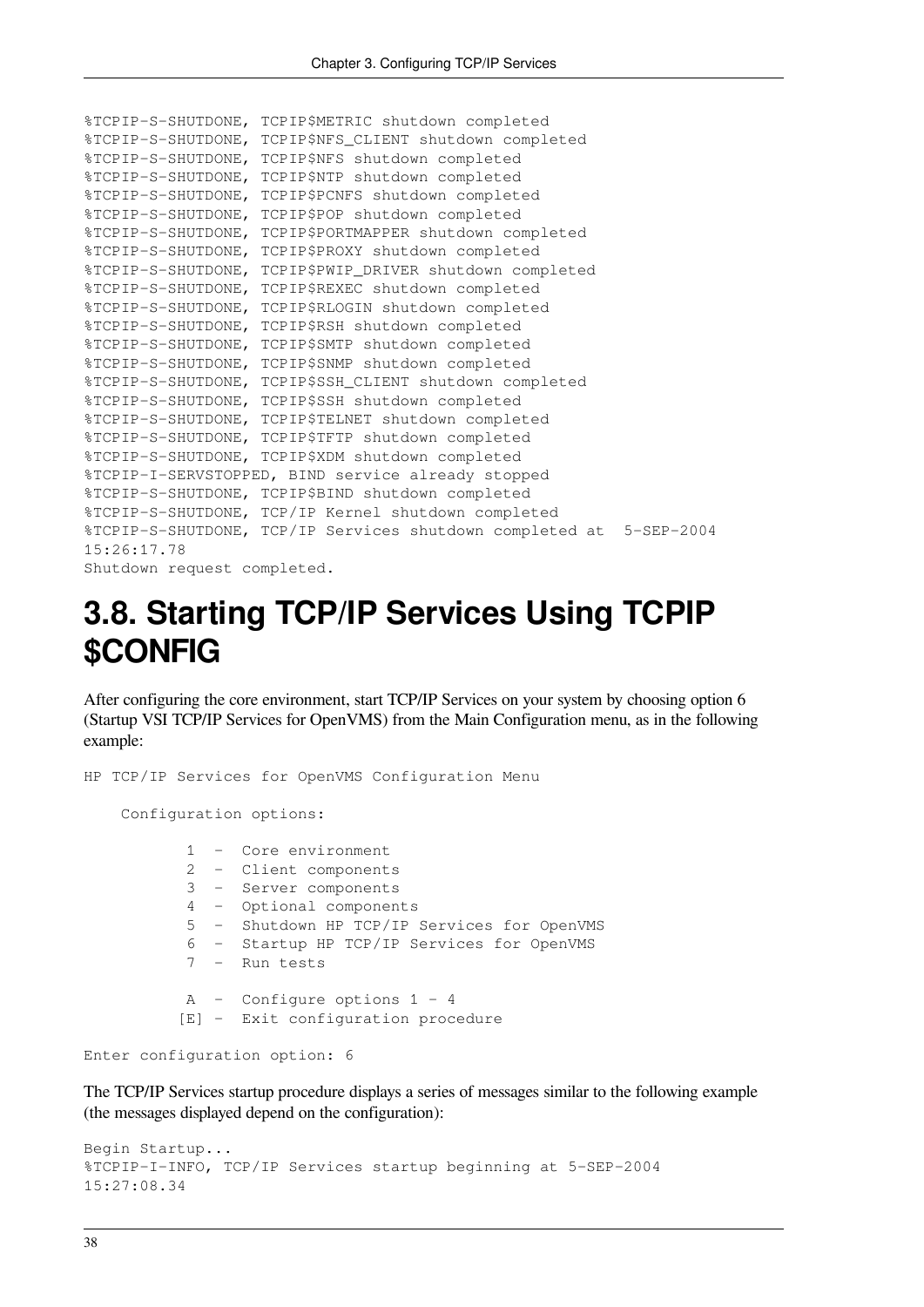```
%TCPIP-S-SHUTDONE, TCPIP$METRIC shutdown completed
%TCPIP-S-SHUTDONE, TCPIP$NFS_CLIENT shutdown completed
%TCPIP-S-SHUTDONE, TCPIP$NFS shutdown completed
%TCPIP-S-SHUTDONE, TCPIP$NTP shutdown completed
%TCPIP-S-SHUTDONE, TCPIP$PCNFS shutdown completed
%TCPIP-S-SHUTDONE, TCPIP$POP shutdown completed
%TCPIP-S-SHUTDONE, TCPIP$PORTMAPPER shutdown completed
%TCPIP-S-SHUTDONE, TCPIP$PROXY shutdown completed
%TCPIP-S-SHUTDONE, TCPIP$PWIP_DRIVER shutdown completed
%TCPIP-S-SHUTDONE, TCPIP$REXEC shutdown completed
%TCPIP-S-SHUTDONE, TCPIP$RLOGIN shutdown completed
%TCPIP-S-SHUTDONE, TCPIP$RSH shutdown completed
%TCPIP-S-SHUTDONE, TCPIP$SMTP shutdown completed
%TCPIP-S-SHUTDONE, TCPIP$SNMP shutdown completed
%TCPIP-S-SHUTDONE, TCPIP$SSH_CLIENT shutdown completed
%TCPIP-S-SHUTDONE, TCPIP$SSH shutdown completed
%TCPIP-S-SHUTDONE, TCPIP$TELNET shutdown completed
%TCPIP-S-SHUTDONE, TCPIP$TFTP shutdown completed
%TCPIP-S-SHUTDONE, TCPIP$XDM shutdown completed
%TCPIP-I-SERVSTOPPED, BIND service already stopped
%TCPIP-S-SHUTDONE, TCPIP$BIND shutdown completed
%TCPIP-S-SHUTDONE, TCP/IP Kernel shutdown completed
%TCPIP-S-SHUTDONE, TCP/IP Services shutdown completed at  5-SEP-2004
15:26:17.78
Shutdown request completed.
```

## 3.8. Starting TCP/IP Services Using TCPIP $CONFIG

After configuring the core environment, start TCP/IP Services on your system by choosing option 6 (Startup VSI TCP/IP Services for OpenVMS) from the Main Configuration menu, as in the following example:

```
HP TCP/IP Services for OpenVMS Configuration Menu

    Configuration options:

            1  -  Core environment
            2  -  Client components
            3  -  Server components
            4  -  Optional components
            5  -  Shutdown HP TCP/IP Services for OpenVMS
            6  -  Startup HP TCP/IP Services for OpenVMS
            7  -  Run tests

            A  -  Configure options 1 - 4
           [E] -  Exit configuration procedure

Enter configuration option: 6
```

The TCP/IP Services startup procedure displays a series of messages similar to the following example (the messages displayed depend on the configuration):

```
Begin Startup...
%TCPIP-I-INFO, TCP/IP Services startup beginning at 5-SEP-2004
15:27:08.34
```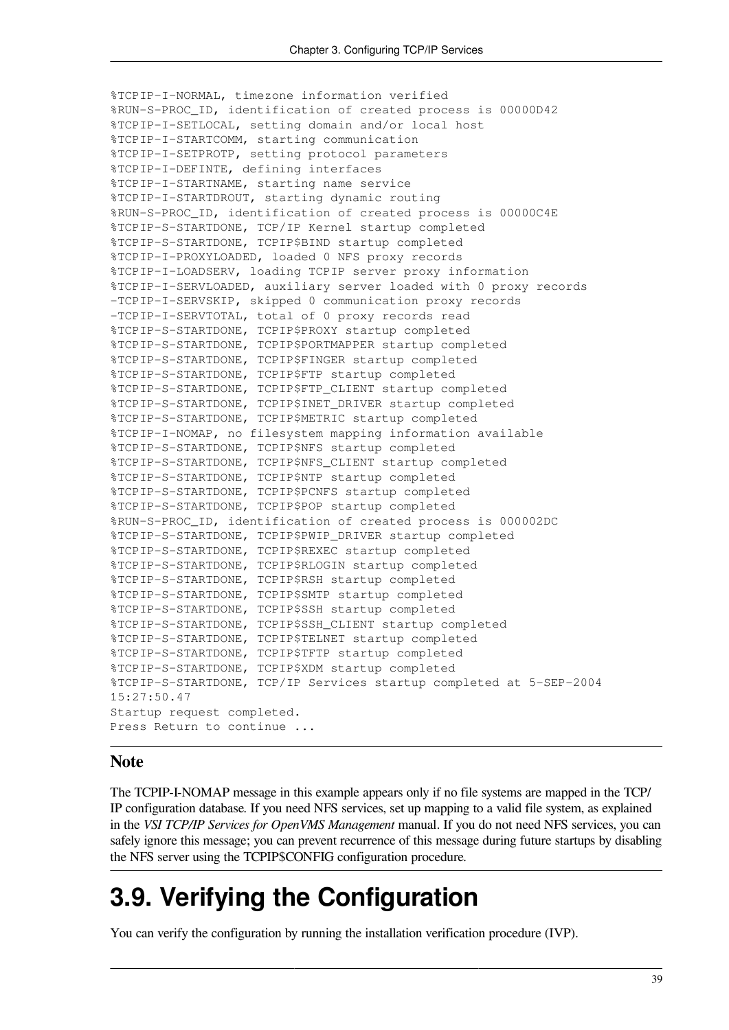```
%TCPIP-I-NORMAL, timezone information verified
%RUN-S-PROC_ID, identification of created process is 00000D42
%TCPIP-I-SETLOCAL, setting domain and/or local host
%TCPIP-I-STARTCOMM, starting communication
%TCPIP-I-SETPROTP, setting protocol parameters
%TCPIP-I-DEFINTE, defining interfaces
%TCPIP-I-STARTNAME, starting name service
%TCPIP-I-STARTDROUT, starting dynamic routing
%RUN-S-PROC_ID, identification of created process is 00000C4E
%TCPIP-S-STARTDONE, TCP/IP Kernel startup completed
%TCPIP-S-STARTDONE, TCPIP$BIND startup completed
%TCPIP-I-PROXYLOADED, loaded 0 NFS proxy records
%TCPIP-I-LOADSERV, loading TCPIP server proxy information
%TCPIP-I-SERVLOADED, auxiliary server loaded with 0 proxy records
-TCPIP-I-SERVSKIP, skipped 0 communication proxy records
-TCPIP-I-SERVTOTAL, total of 0 proxy records read
%TCPIP-S-STARTDONE, TCPIP$PROXY startup completed
%TCPIP-S-STARTDONE, TCPIP$PORTMAPPER startup completed
%TCPIP-S-STARTDONE, TCPIP$FINGER startup completed
%TCPIP-S-STARTDONE, TCPIP$FTP startup completed
%TCPIP-S-STARTDONE, TCPIP$FTP_CLIENT startup completed
%TCPIP-S-STARTDONE, TCPIP$INET_DRIVER startup completed
%TCPIP-S-STARTDONE, TCPIP$METRIC startup completed
%TCPIP-I-NOMAP, no filesystem mapping information available
%TCPIP-S-STARTDONE, TCPIP$NFS startup completed
%TCPIP-S-STARTDONE, TCPIP$NFS_CLIENT startup completed
%TCPIP-S-STARTDONE, TCPIP$NTP startup completed
%TCPIP-S-STARTDONE, TCPIP$PCNFS startup completed
%TCPIP-S-STARTDONE, TCPIP$POP startup completed
%RUN-S-PROC_ID, identification of created process is 000002DC
%TCPIP-S-STARTDONE, TCPIP$PWIP_DRIVER startup completed
%TCPIP-S-STARTDONE, TCPIP$REXEC startup completed
%TCPIP-S-STARTDONE, TCPIP$RLOGIN startup completed
%TCPIP-S-STARTDONE, TCPIP$RSH startup completed
%TCPIP-S-STARTDONE, TCPIP$SMTP startup completed
%TCPIP-S-STARTDONE, TCPIP$SSH startup completed
%TCPIP-S-STARTDONE, TCPIP$SSH_CLIENT startup completed
%TCPIP-S-STARTDONE, TCPIP$TELNET startup completed
%TCPIP-S-STARTDONE, TCPIP$TFTP startup completed
%TCPIP-S-STARTDONE, TCPIP$XDM startup completed
%TCPIP-S-STARTDONE, TCP/IP Services startup completed at 5-SEP-2004
15:27:50.47
Startup request completed.
Press Return to continue ...
```

### Note

The TCPIP-I-NOMAP message in this example appears only if no file systems are mapped in the TCP/IP configuration database. If you need NFS services, set up mapping to a valid file system, as explained in the *VSI TCP/IP Services for OpenVMS Management* manual. If you do not need NFS services, you can safely ignore this message; you can prevent recurrence of this message during future startups by disabling the NFS server using the TCPIP$CONFIG configuration procedure.

## 3.9. Verifying the Configuration

You can verify the configuration by running the installation verification procedure (IVP).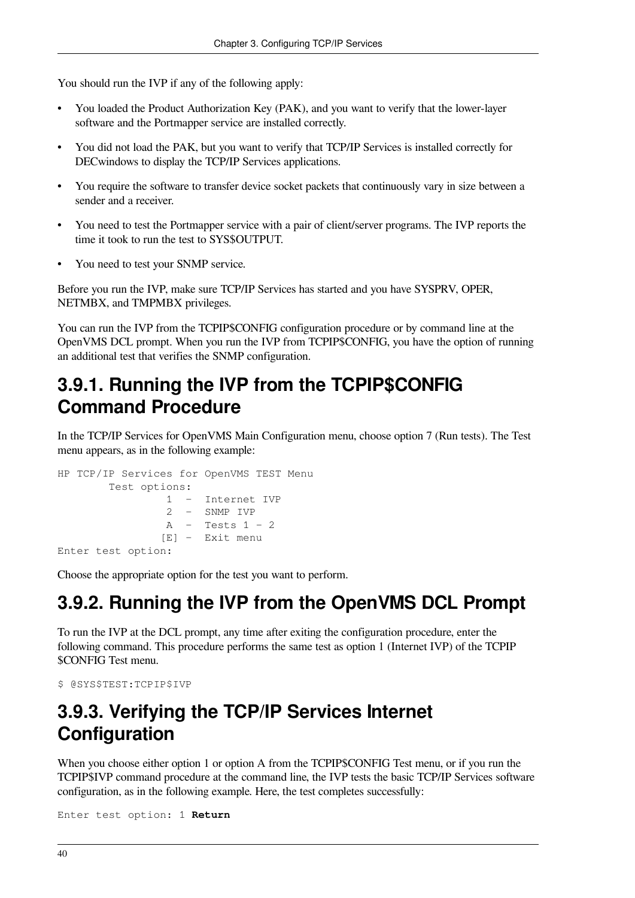You should run the IVP if any of the following apply:

- You loaded the Product Authorization Key (PAK), and you want to verify that the lower-layer software and the Portmapper service are installed correctly.
- You did not load the PAK, but you want to verify that TCP/IP Services is installed correctly for DECwindows to display the TCP/IP Services applications.
- You require the software to transfer device socket packets that continuously vary in size between a sender and a receiver.
- You need to test the Portmapper service with a pair of client/server programs. The IVP reports the time it took to run the test to SYS$OUTPUT.
- You need to test your SNMP service.

Before you run the IVP, make sure TCP/IP Services has started and you have SYSPRV, OPER, NETMBX, and TMPMBX privileges.

You can run the IVP from the TCPIP$CONFIG configuration procedure or by command line at the OpenVMS DCL prompt. When you run the IVP from TCPIP$CONFIG, you have the option of running an additional test that verifies the SNMP configuration.

## 3.9.1. Running the IVP from the TCPIP$CONFIG Command Procedure

In the TCP/IP Services for OpenVMS Main Configuration menu, choose option 7 (Run tests). The Test menu appears, as in the following example:

```
HP TCP/IP Services for OpenVMS TEST Menu
        Test options:
                 1  -  Internet IVP
                 2  -  SNMP IVP
                 A  -  Tests 1 - 2
                [E] -  Exit menu
Enter test option:
```

Choose the appropriate option for the test you want to perform.

## 3.9.2. Running the IVP from the OpenVMS DCL Prompt

To run the IVP at the DCL prompt, any time after exiting the configuration procedure, enter the following command. This procedure performs the same test as option 1 (Internet IVP) of the TCPIP $CONFIG Test menu.

```
$ @SYS$TEST:TCPIP$IVP
```

## 3.9.3. Verifying the TCP/IP Services Internet Configuration

When you choose either option 1 or option A from the TCPIP$CONFIG Test menu, or if you run the TCPIP$IVP command procedure at the command line, the IVP tests the basic TCP/IP Services software configuration, as in the following example. Here, the test completes successfully:

```
Enter test option: 1 Return
```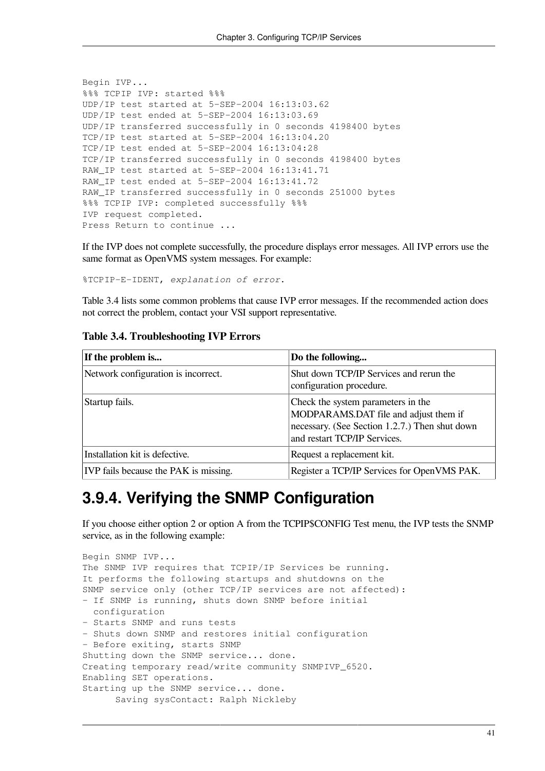```
Begin IVP...
%%% TCPIP IVP: started %%%
UDP/IP test started at 5-SEP-2004 16:13:03.62
UDP/IP test ended at 5-SEP-2004 16:13:03.69
UDP/IP transferred successfully in 0 seconds 4198400 bytes
TCP/IP test started at 5-SEP-2004 16:13:04.20
TCP/IP test ended at 5-SEP-2004 16:13:04:28
TCP/IP transferred successfully in 0 seconds 4198400 bytes
RAW_IP test started at 5-SEP-2004 16:13:41.71
RAW_IP test ended at 5-SEP-2004 16:13:41.72
RAW_IP transferred successfully in 0 seconds 251000 bytes
%%% TCPIP IVP: completed successfully %%%
IVP request completed.
Press Return to continue ...
```

If the IVP does not complete successfully, the procedure displays error messages. All IVP errors use the same format as OpenVMS system messages. For example:

```
%TCPIP-E-IDENT, explanation of error.
```

Table 3.4 lists some common problems that cause IVP error messages. If the recommended action does not correct the problem, contact your VSI support representative.

**Table 3.4. Troubleshooting IVP Errors**

| If the problem is... | Do the following... |
| --- | --- |
| Network configuration is incorrect. | Shut down TCP/IP Services and rerun the configuration procedure. |
| Startup fails. | Check the system parameters in the MODPARAMS.DAT file and adjust them if necessary. (See Section 1.2.7.) Then shut down and restart TCP/IP Services. |
| Installation kit is defective. | Request a replacement kit. |
| IVP fails because the PAK is missing. | Register a TCP/IP Services for OpenVMS PAK. |

### 3.9.4. Verifying the SNMP Configuration

If you choose either option 2 or option A from the TCPIP$CONFIG Test menu, the IVP tests the SNMP service, as in the following example:

```
Begin SNMP IVP...
The SNMP IVP requires that TCPIP/IP Services be running.
It performs the following startups and shutdowns on the
SNMP service only (other TCP/IP services are not affected):
- If SNMP is running, shuts down SNMP before initial
  configuration
- Starts SNMP and runs tests
- Shuts down SNMP and restores initial configuration
- Before exiting, starts SNMP
Shutting down the SNMP service... done.
Creating temporary read/write community SNMPIVP_6520.
Enabling SET operations.
Starting up the SNMP service... done.
      Saving sysContact: Ralph Nickleby
```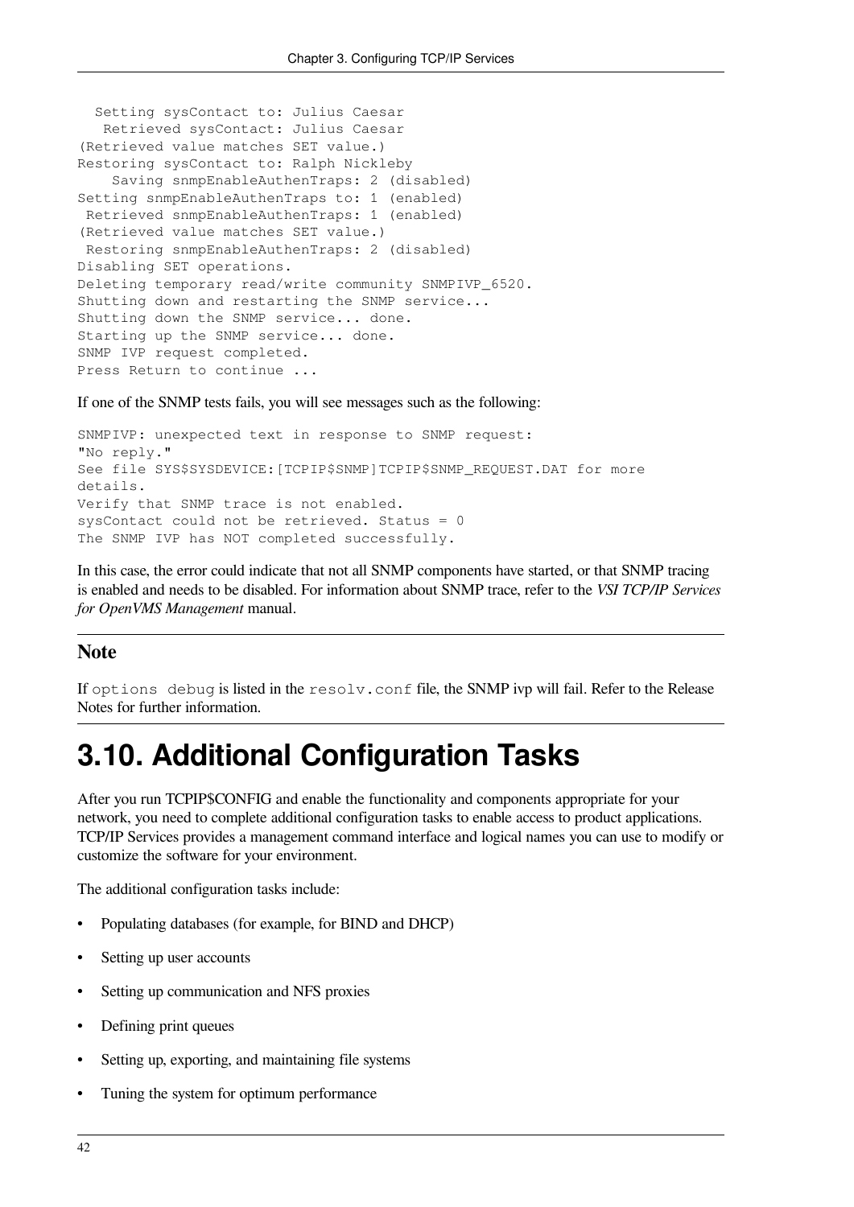```
   Setting sysContact to: Julius Caesar
    Retrieved sysContact: Julius Caesar
(Retrieved value matches SET value.)
Restoring sysContact to: Ralph Nickleby
     Saving snmpEnableAuthenTraps: 2 (disabled)
Setting snmpEnableAuthenTraps to: 1 (enabled)
 Retrieved snmpEnableAuthenTraps: 1 (enabled)
(Retrieved value matches SET value.)
 Restoring snmpEnableAuthenTraps: 2 (disabled)
Disabling SET operations.
Deleting temporary read/write community SNMPIVP_6520.
Shutting down and restarting the SNMP service...
Shutting down the SNMP service... done.
Starting up the SNMP service... done.
SNMP IVP request completed.
Press Return to continue ...
```

If one of the SNMP tests fails, you will see messages such as the following:

```
SNMPIVP: unexpected text in response to SNMP request:
"No reply."
See file SYS$SYSDEVICE:[TCPIP$SNMP]TCPIP$SNMP_REQUEST.DAT for more
details.
Verify that SNMP trace is not enabled.
sysContact could not be retrieved. Status = 0
The SNMP IVP has NOT completed successfully.
```

In this case, the error could indicate that not all SNMP components have started, or that SNMP tracing is enabled and needs to be disabled. For information about SNMP trace, refer to the *VSI TCP/IP Services for OpenVMS Management* manual.

### Note

If `options debug` is listed in the `resolv.conf` file, the SNMP ivp will fail. Refer to the Release Notes for further information.

## 3.10. Additional Configuration Tasks

After you run TCPIP$CONFIG and enable the functionality and components appropriate for your network, you need to complete additional configuration tasks to enable access to product applications. TCP/IP Services provides a management command interface and logical names you can use to modify or customize the software for your environment.

The additional configuration tasks include:

- Populating databases (for example, for BIND and DHCP)
- Setting up user accounts
- Setting up communication and NFS proxies
- Defining print queues
- Setting up, exporting, and maintaining file systems
- Tuning the system for optimum performance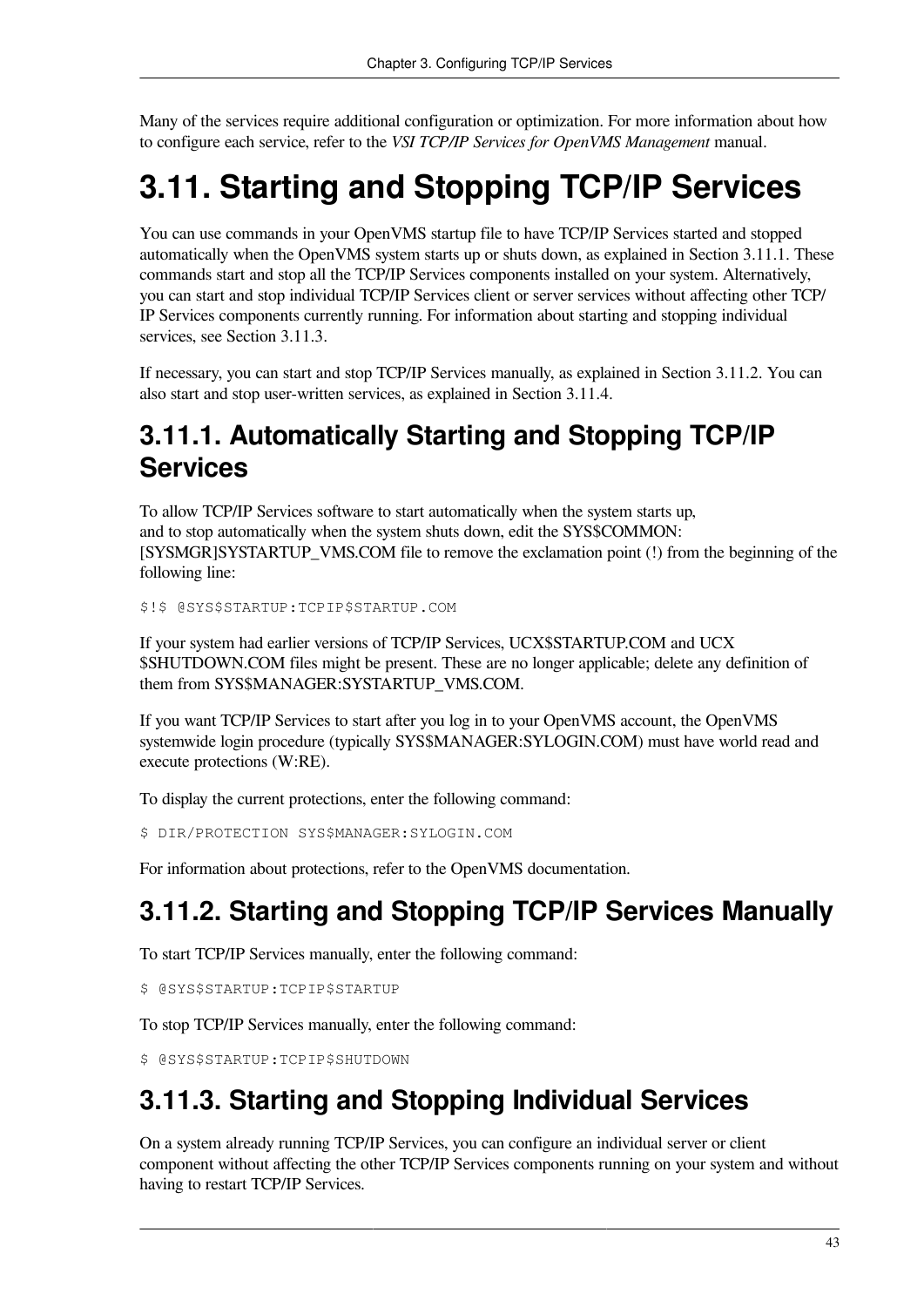Many of the services require additional configuration or optimization. For more information about how to configure each service, refer to the *VSI TCP/IP Services for OpenVMS Management* manual.

# 3.11. Starting and Stopping TCP/IP Services

You can use commands in your OpenVMS startup file to have TCP/IP Services started and stopped automatically when the OpenVMS system starts up or shuts down, as explained in Section 3.11.1. These commands start and stop all the TCP/IP Services components installed on your system. Alternatively, you can start and stop individual TCP/IP Services client or server services without affecting other TCP/IP Services components currently running. For information about starting and stopping individual services, see Section 3.11.3.

If necessary, you can start and stop TCP/IP Services manually, as explained in Section 3.11.2. You can also start and stop user-written services, as explained in Section 3.11.4.

## 3.11.1. Automatically Starting and Stopping TCP/IP Services

To allow TCP/IP Services software to start automatically when the system starts up, and to stop automatically when the system shuts down, edit the SYS$COMMON:[SYSMGR]SYSTARTUP_VMS.COM file to remove the exclamation point (!) from the beginning of the following line:

```
$!$ @SYS$STARTUP:TCPIP$STARTUP.COM
```

If your system had earlier versions of TCP/IP Services, UCX$STARTUP.COM and UCX$SHUTDOWN.COM files might be present. These are no longer applicable; delete any definition of them from SYS$MANAGER:SYSTARTUP_VMS.COM.

If you want TCP/IP Services to start after you log in to your OpenVMS account, the OpenVMS systemwide login procedure (typically SYS$MANAGER:SYLOGIN.COM) must have world read and execute protections (W:RE).

To display the current protections, enter the following command:

```
$ DIR/PROTECTION SYS$MANAGER:SYLOGIN.COM
```

For information about protections, refer to the OpenVMS documentation.

## 3.11.2. Starting and Stopping TCP/IP Services Manually

To start TCP/IP Services manually, enter the following command:

```
$ @SYS$STARTUP:TCPIP$STARTUP
```

To stop TCP/IP Services manually, enter the following command:

```
$ @SYS$STARTUP:TCPIP$SHUTDOWN
```

## 3.11.3. Starting and Stopping Individual Services

On a system already running TCP/IP Services, you can configure an individual server or client component without affecting the other TCP/IP Services components running on your system and without having to restart TCP/IP Services.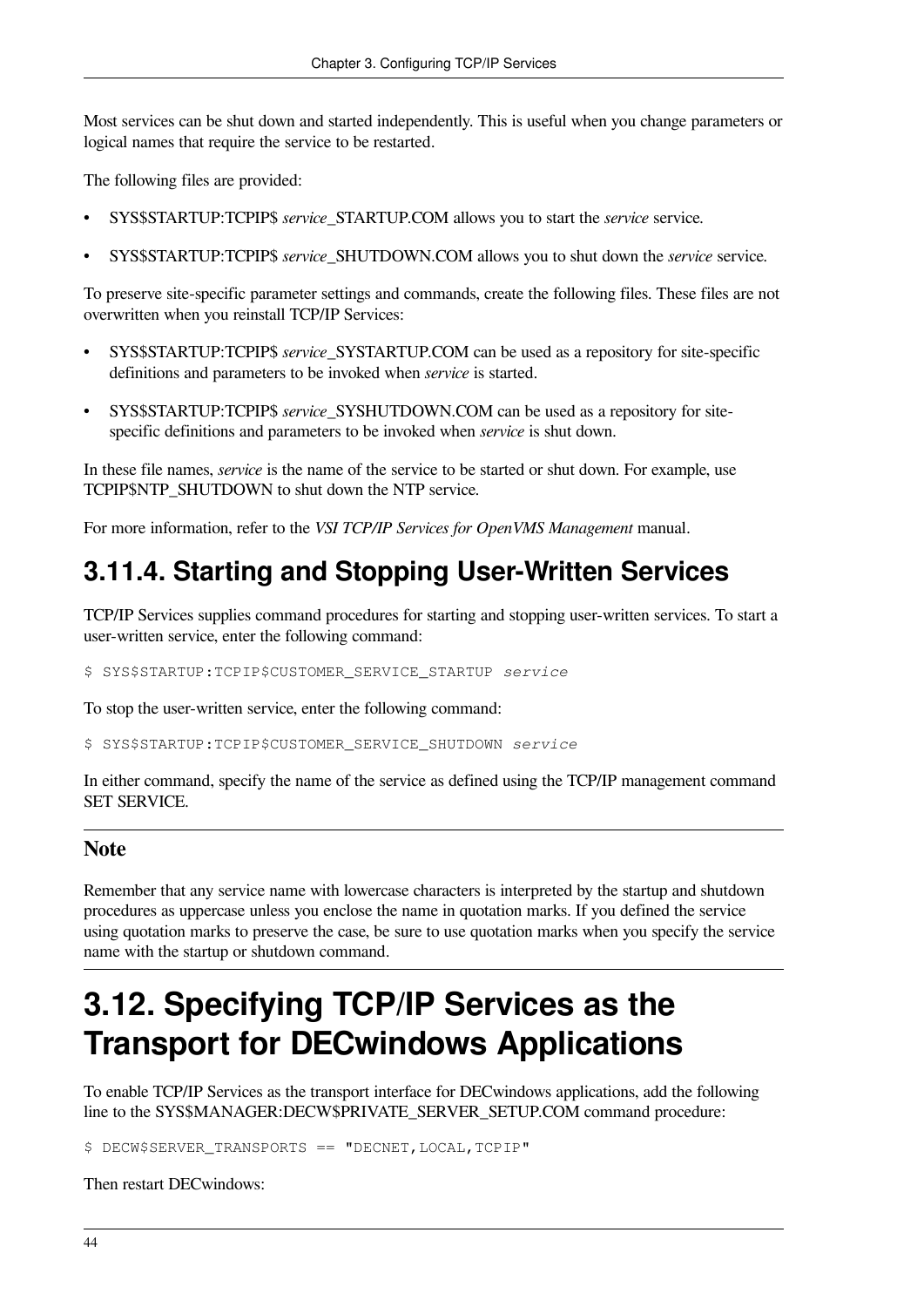Most services can be shut down and started independently. This is useful when you change parameters or logical names that require the service to be restarted.

The following files are provided:

- SYS$STARTUP:TCPIP$ *service*_STARTUP.COM allows you to start the *service* service.
- SYS$STARTUP:TCPIP$ *service*_SHUTDOWN.COM allows you to shut down the *service* service.

To preserve site-specific parameter settings and commands, create the following files. These files are not overwritten when you reinstall TCP/IP Services:

- SYS$STARTUP:TCPIP$ *service*_SYSTARTUP.COM can be used as a repository for site-specific definitions and parameters to be invoked when *service* is started.
- SYS$STARTUP:TCPIP$ *service*_SYSHUTDOWN.COM can be used as a repository for site-specific definitions and parameters to be invoked when *service* is shut down.

In these file names, *service* is the name of the service to be started or shut down. For example, use TCPIP$NTP_SHUTDOWN to shut down the NTP service.

For more information, refer to the *VSI TCP/IP Services for OpenVMS Management* manual.

## 3.11.4. Starting and Stopping User-Written Services

TCP/IP Services supplies command procedures for starting and stopping user-written services. To start a user-written service, enter the following command:

```
$ SYS$STARTUP:TCPIP$CUSTOMER_SERVICE_STARTUP service
```

To stop the user-written service, enter the following command:

```
$ SYS$STARTUP:TCPIP$CUSTOMER_SERVICE_SHUTDOWN service
```

In either command, specify the name of the service as defined using the TCP/IP management command SET SERVICE.

### Note

Remember that any service name with lowercase characters is interpreted by the startup and shutdown procedures as uppercase unless you enclose the name in quotation marks. If you defined the service using quotation marks to preserve the case, be sure to use quotation marks when you specify the service name with the startup or shutdown command.

# 3.12. Specifying TCP/IP Services as the Transport for DECwindows Applications

To enable TCP/IP Services as the transport interface for DECwindows applications, add the following line to the SYS$MANAGER:DECW$PRIVATE_SERVER_SETUP.COM command procedure:

```
$ DECW$SERVER_TRANSPORTS == "DECNET,LOCAL,TCPIP"
```

Then restart DECwindows: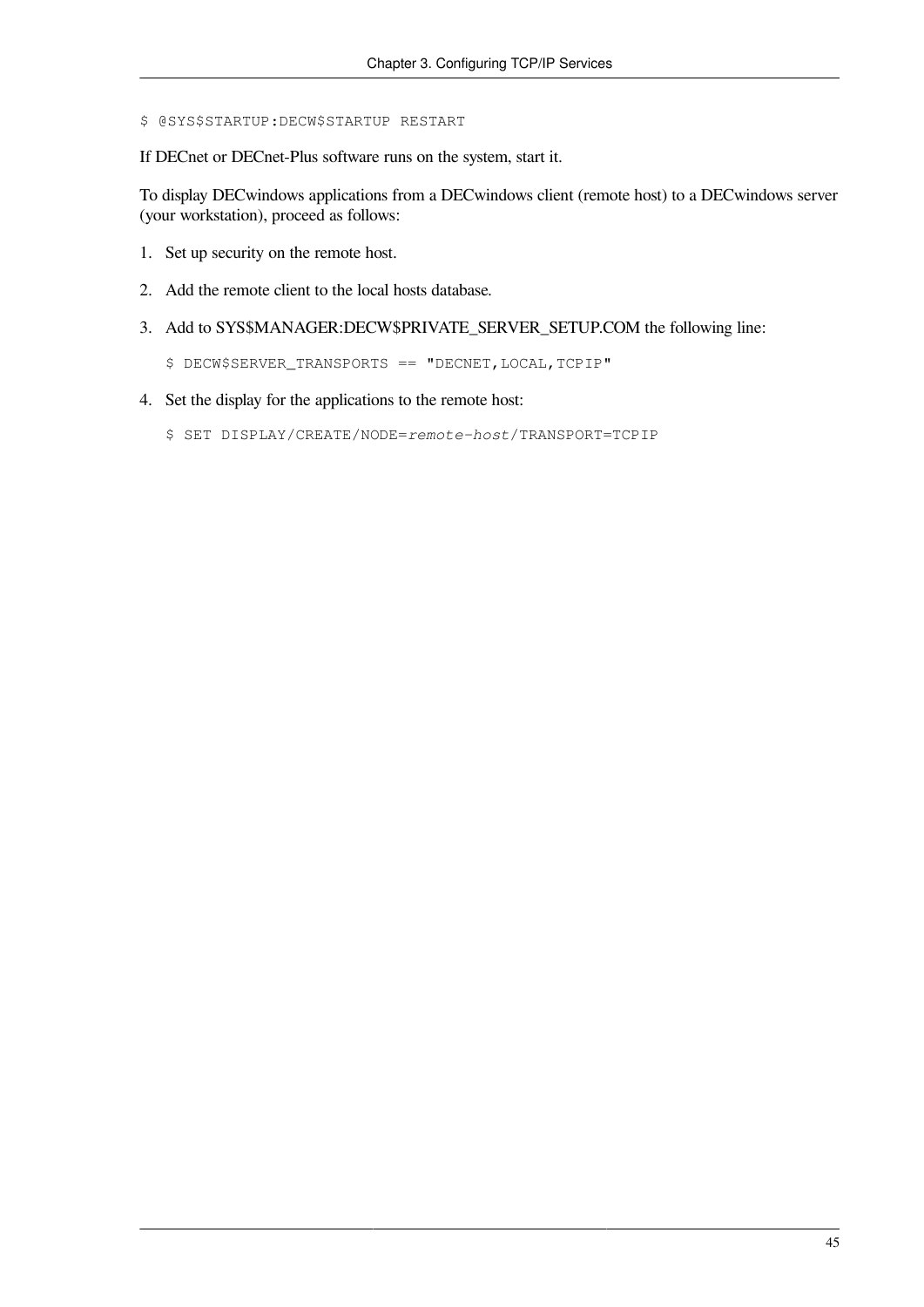```
$ @SYS$STARTUP:DECW$STARTUP RESTART
```

If DECnet or DECnet-Plus software runs on the system, start it.

To display DECwindows applications from a DECwindows client (remote host) to a DECwindows server (your workstation), proceed as follows:

1. Set up security on the remote host.

2. Add the remote client to the local hosts database.

3. Add to SYS$MANAGER:DECW$PRIVATE_SERVER_SETUP.COM the following line:

   ```
   $ DECW$SERVER_TRANSPORTS == "DECNET,LOCAL,TCPIP"
   ```

4. Set the display for the applications to the remote host:

   ```
   $ SET DISPLAY/CREATE/NODE=remote-host/TRANSPORT=TCPIP
   ```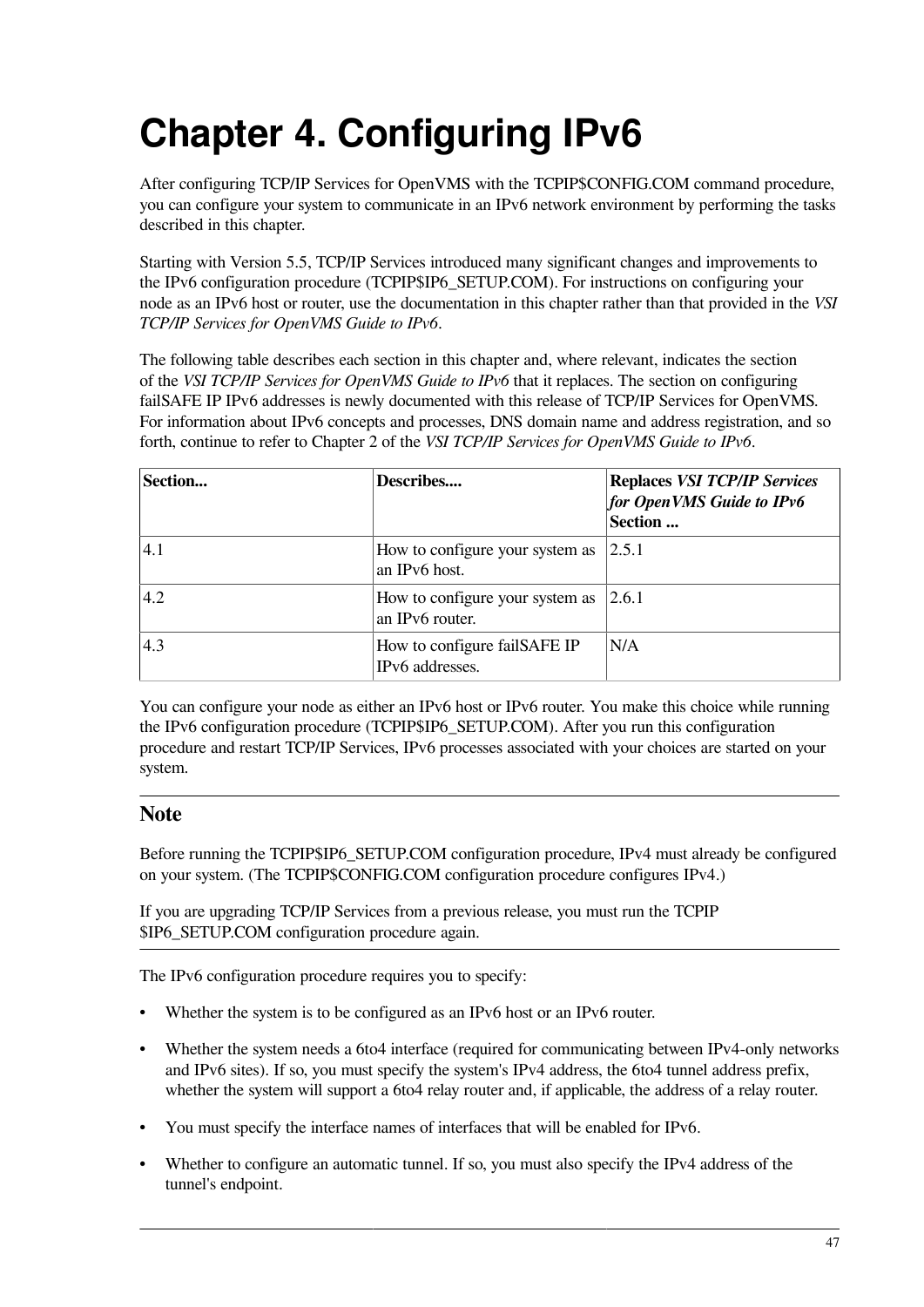# Chapter 4. Configuring IPv6

After configuring TCP/IP Services for OpenVMS with the TCPIP$CONFIG.COM command procedure, you can configure your system to communicate in an IPv6 network environment by performing the tasks described in this chapter.

Starting with Version 5.5, TCP/IP Services introduced many significant changes and improvements to the IPv6 configuration procedure (TCPIP$IP6_SETUP.COM). For instructions on configuring your node as an IPv6 host or router, use the documentation in this chapter rather than that provided in the *VSI TCP/IP Services for OpenVMS Guide to IPv6*.

The following table describes each section in this chapter and, where relevant, indicates the section of the *VSI TCP/IP Services for OpenVMS Guide to IPv6* that it replaces. The section on configuring failSAFE IP IPv6 addresses is newly documented with this release of TCP/IP Services for OpenVMS. For information about IPv6 concepts and processes, DNS domain name and address registration, and so forth, continue to refer to Chapter 2 of the *VSI TCP/IP Services for OpenVMS Guide to IPv6*.

| Section... | Describes.... | Replaces *VSI TCP/IP Services for OpenVMS Guide to IPv6* Section ... |
|---|---|---|
| 4.1 | How to configure your system as an IPv6 host. | 2.5.1 |
| 4.2 | How to configure your system as an IPv6 router. | 2.6.1 |
| 4.3 | How to configure failSAFE IP IPv6 addresses. | N/A |

You can configure your node as either an IPv6 host or IPv6 router. You make this choice while running the IPv6 configuration procedure (TCPIP$IP6_SETUP.COM). After you run this configuration procedure and restart TCP/IP Services, IPv6 processes associated with your choices are started on your system.

## Note

Before running the TCPIP$IP6_SETUP.COM configuration procedure, IPv4 must already be configured on your system. (The TCPIP$CONFIG.COM configuration procedure configures IPv4.)

If you are upgrading TCP/IP Services from a previous release, you must run the TCPIP$IP6_SETUP.COM configuration procedure again.

The IPv6 configuration procedure requires you to specify:

- Whether the system is to be configured as an IPv6 host or an IPv6 router.
- Whether the system needs a 6to4 interface (required for communicating between IPv4-only networks and IPv6 sites). If so, you must specify the system's IPv4 address, the 6to4 tunnel address prefix, whether the system will support a 6to4 relay router and, if applicable, the address of a relay router.
- You must specify the interface names of interfaces that will be enabled for IPv6.
- Whether to configure an automatic tunnel. If so, you must also specify the IPv4 address of the tunnel's endpoint.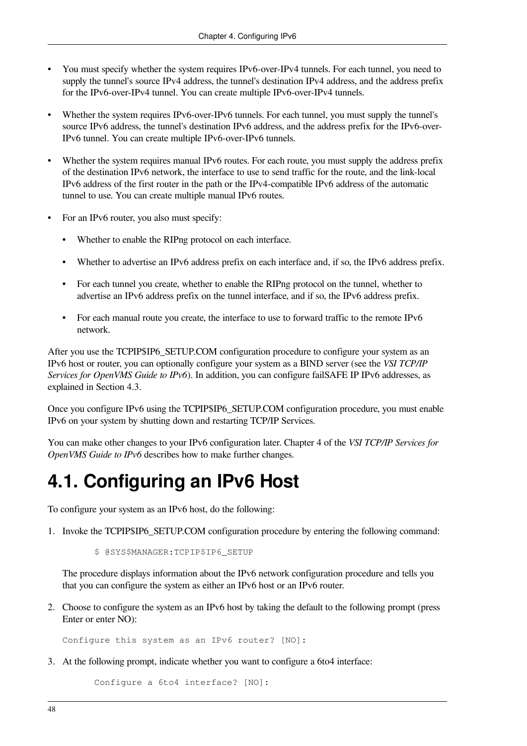- You must specify whether the system requires IPv6-over-IPv4 tunnels. For each tunnel, you need to supply the tunnel's source IPv4 address, the tunnel's destination IPv4 address, and the address prefix for the IPv6-over-IPv4 tunnel. You can create multiple IPv6-over-IPv4 tunnels.
- Whether the system requires IPv6-over-IPv6 tunnels. For each tunnel, you must supply the tunnel's source IPv6 address, the tunnel's destination IPv6 address, and the address prefix for the IPv6-over-IPv6 tunnel. You can create multiple IPv6-over-IPv6 tunnels.
- Whether the system requires manual IPv6 routes. For each route, you must supply the address prefix of the destination IPv6 network, the interface to use to send traffic for the route, and the link-local IPv6 address of the first router in the path or the IPv4-compatible IPv6 address of the automatic tunnel to use. You can create multiple manual IPv6 routes.
- For an IPv6 router, you also must specify:
  - Whether to enable the RIPng protocol on each interface.
  - Whether to advertise an IPv6 address prefix on each interface and, if so, the IPv6 address prefix.
  - For each tunnel you create, whether to enable the RIPng protocol on the tunnel, whether to advertise an IPv6 address prefix on the tunnel interface, and if so, the IPv6 address prefix.
  - For each manual route you create, the interface to use to forward traffic to the remote IPv6 network.

After you use the TCPIP$IP6_SETUP.COM configuration procedure to configure your system as an IPv6 host or router, you can optionally configure your system as a BIND server (see the *VSI TCP/IP Services for OpenVMS Guide to IPv6*). In addition, you can configure failSAFE IP IPv6 addresses, as explained in Section 4.3.

Once you configure IPv6 using the TCPIP$IP6_SETUP.COM configuration procedure, you must enable IPv6 on your system by shutting down and restarting TCP/IP Services.

You can make other changes to your IPv6 configuration later. Chapter 4 of the *VSI TCP/IP Services for OpenVMS Guide to IPv6* describes how to make further changes.

# 4.1. Configuring an IPv6 Host

To configure your system as an IPv6 host, do the following:

1. Invoke the TCPIP$IP6_SETUP.COM configuration procedure by entering the following command:

   ```
   $ @SYS$MANAGER:TCPIP$IP6_SETUP
   ```

   The procedure displays information about the IPv6 network configuration procedure and tells you that you can configure the system as either an IPv6 host or an IPv6 router.

2. Choose to configure the system as an IPv6 host by taking the default to the following prompt (press Enter or enter NO):

   ```
   Configure this system as an IPv6 router? [NO]:
   ```

3. At the following prompt, indicate whether you want to configure a 6to4 interface:

   ```
   Configure a 6to4 interface? [NO]:
   ```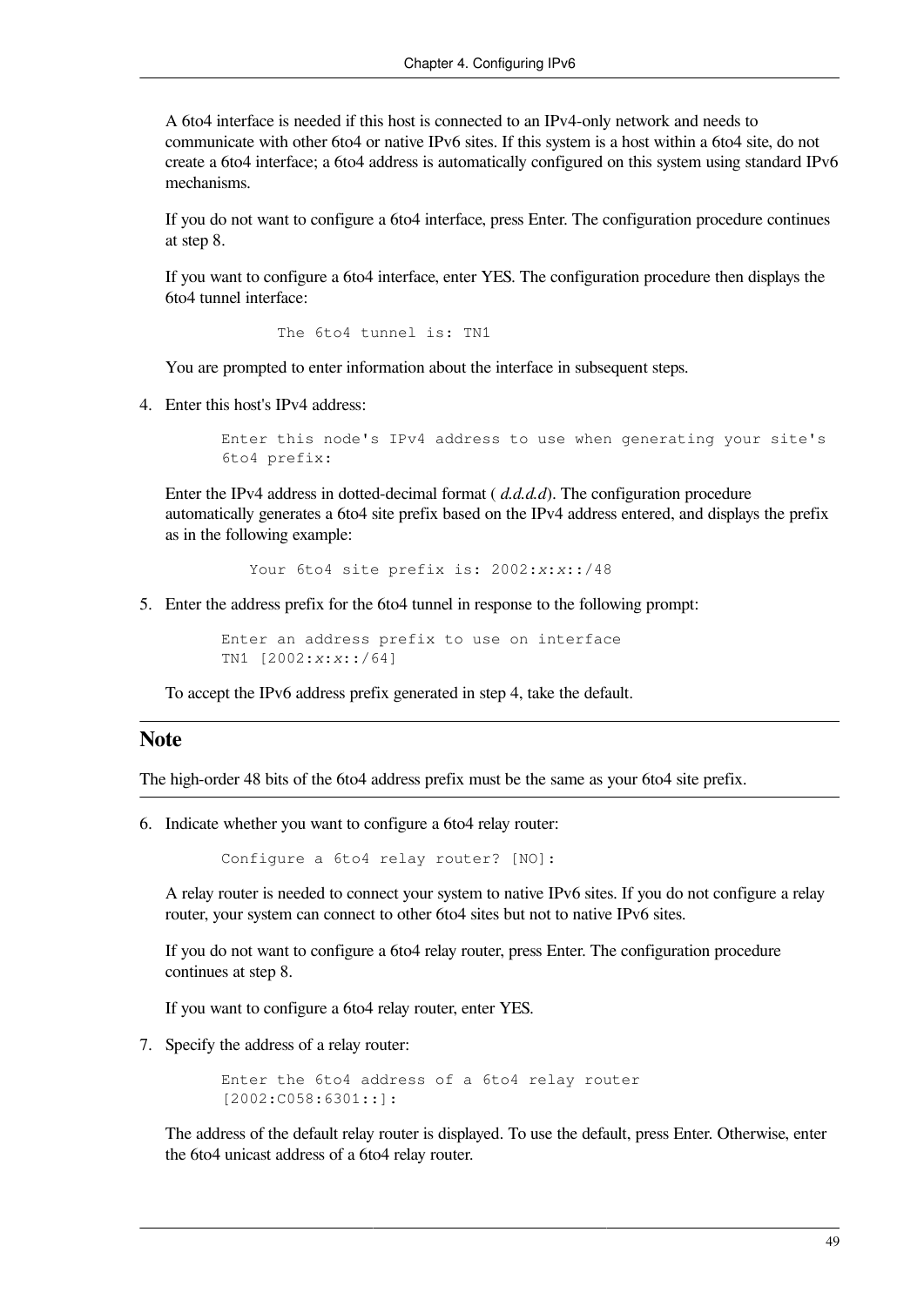A 6to4 interface is needed if this host is connected to an IPv4-only network and needs to communicate with other 6to4 or native IPv6 sites. If this system is a host within a 6to4 site, do not create a 6to4 interface; a 6to4 address is automatically configured on this system using standard IPv6 mechanisms.

If you do not want to configure a 6to4 interface, press Enter. The configuration procedure continues at step 8.

If you want to configure a 6to4 interface, enter YES. The configuration procedure then displays the 6to4 tunnel interface:

```
The 6to4 tunnel is: TN1
```

You are prompted to enter information about the interface in subsequent steps.

4. Enter this host's IPv4 address:

   ```
   Enter this node's IPv4 address to use when generating your site's
   6to4 prefix:
   ```

   Enter the IPv4 address in dotted-decimal format ( *d.d.d.d*). The configuration procedure automatically generates a 6to4 site prefix based on the IPv4 address entered, and displays the prefix as in the following example:

   ```
   Your 6to4 site prefix is: 2002:x:x::/48
   ```

5. Enter the address prefix for the 6to4 tunnel in response to the following prompt:

   ```
   Enter an address prefix to use on interface
   TN1 [2002:x:x::/64]
   ```

   To accept the IPv6 address prefix generated in step 4, take the default.

## Note

The high-order 48 bits of the 6to4 address prefix must be the same as your 6to4 site prefix.

6. Indicate whether you want to configure a 6to4 relay router:

   ```
   Configure a 6to4 relay router? [NO]:
   ```

   A relay router is needed to connect your system to native IPv6 sites. If you do not configure a relay router, your system can connect to other 6to4 sites but not to native IPv6 sites.

   If you do not want to configure a 6to4 relay router, press Enter. The configuration procedure continues at step 8.

   If you want to configure a 6to4 relay router, enter YES.

7. Specify the address of a relay router:

   ```
   Enter the 6to4 address of a 6to4 relay router
   [2002:C058:6301::]:
   ```

   The address of the default relay router is displayed. To use the default, press Enter. Otherwise, enter the 6to4 unicast address of a 6to4 relay router.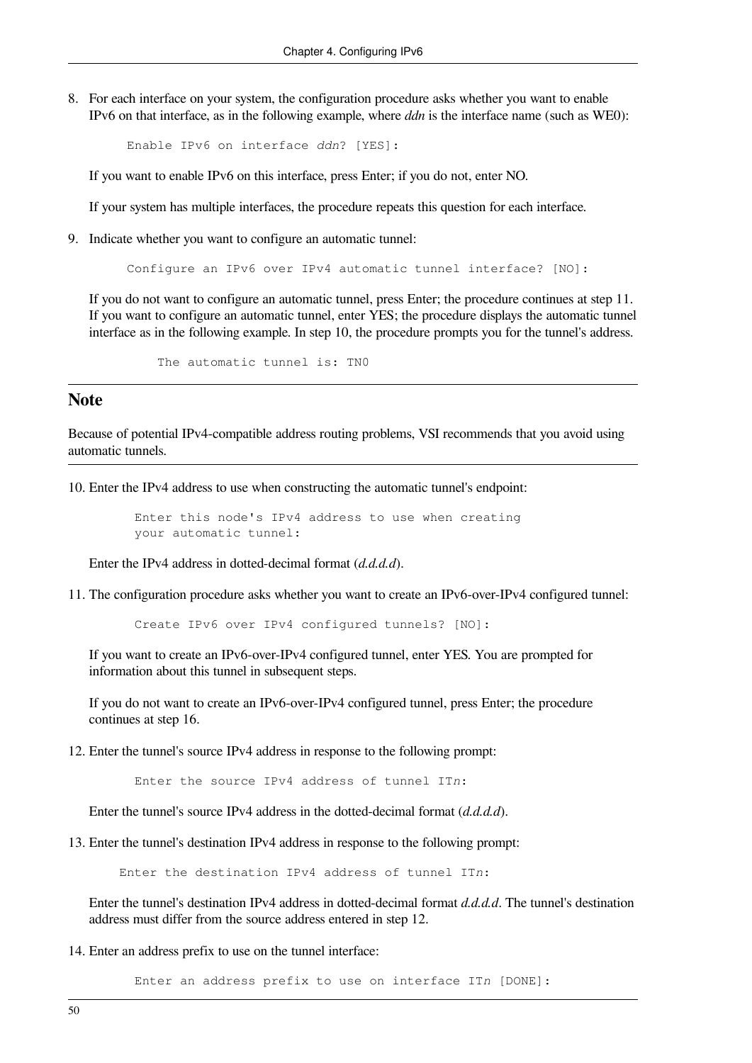8. For each interface on your system, the configuration procedure asks whether you want to enable IPv6 on that interface, as in the following example, where *ddn* is the interface name (such as WE0):

   ```
   Enable IPv6 on interface ddn? [YES]:
   ```

   If you want to enable IPv6 on this interface, press Enter; if you do not, enter NO.

   If your system has multiple interfaces, the procedure repeats this question for each interface.

9. Indicate whether you want to configure an automatic tunnel:

   ```
   Configure an IPv6 over IPv4 automatic tunnel interface? [NO]:
   ```

   If you do not want to configure an automatic tunnel, press Enter; the procedure continues at step 11. If you want to configure an automatic tunnel, enter YES; the procedure displays the automatic tunnel interface as in the following example. In step 10, the procedure prompts you for the tunnel's address.

   ```
   The automatic tunnel is: TN0
   ```

## Note

Because of potential IPv4-compatible address routing problems, VSI recommends that you avoid using automatic tunnels.

10. Enter the IPv4 address to use when constructing the automatic tunnel's endpoint:

    ```
    Enter this node's IPv4 address to use when creating
    your automatic tunnel:
    ```

    Enter the IPv4 address in dotted-decimal format (*d.d.d.d*).

11. The configuration procedure asks whether you want to create an IPv6-over-IPv4 configured tunnel:

    ```
    Create IPv6 over IPv4 configured tunnels? [NO]:
    ```

    If you want to create an IPv6-over-IPv4 configured tunnel, enter YES. You are prompted for information about this tunnel in subsequent steps.

    If you do not want to create an IPv6-over-IPv4 configured tunnel, press Enter; the procedure continues at step 16.

12. Enter the tunnel's source IPv4 address in response to the following prompt:

    ```
    Enter the source IPv4 address of tunnel ITn:
    ```

    Enter the tunnel's source IPv4 address in the dotted-decimal format (*d.d.d.d*).

13. Enter the tunnel's destination IPv4 address in response to the following prompt:

    ```
    Enter the destination IPv4 address of tunnel ITn:
    ```

    Enter the tunnel's destination IPv4 address in dotted-decimal format *d.d.d.d*. The tunnel's destination address must differ from the source address entered in step 12.

14. Enter an address prefix to use on the tunnel interface:

    ```
    Enter an address prefix to use on interface ITn [DONE]:
    ```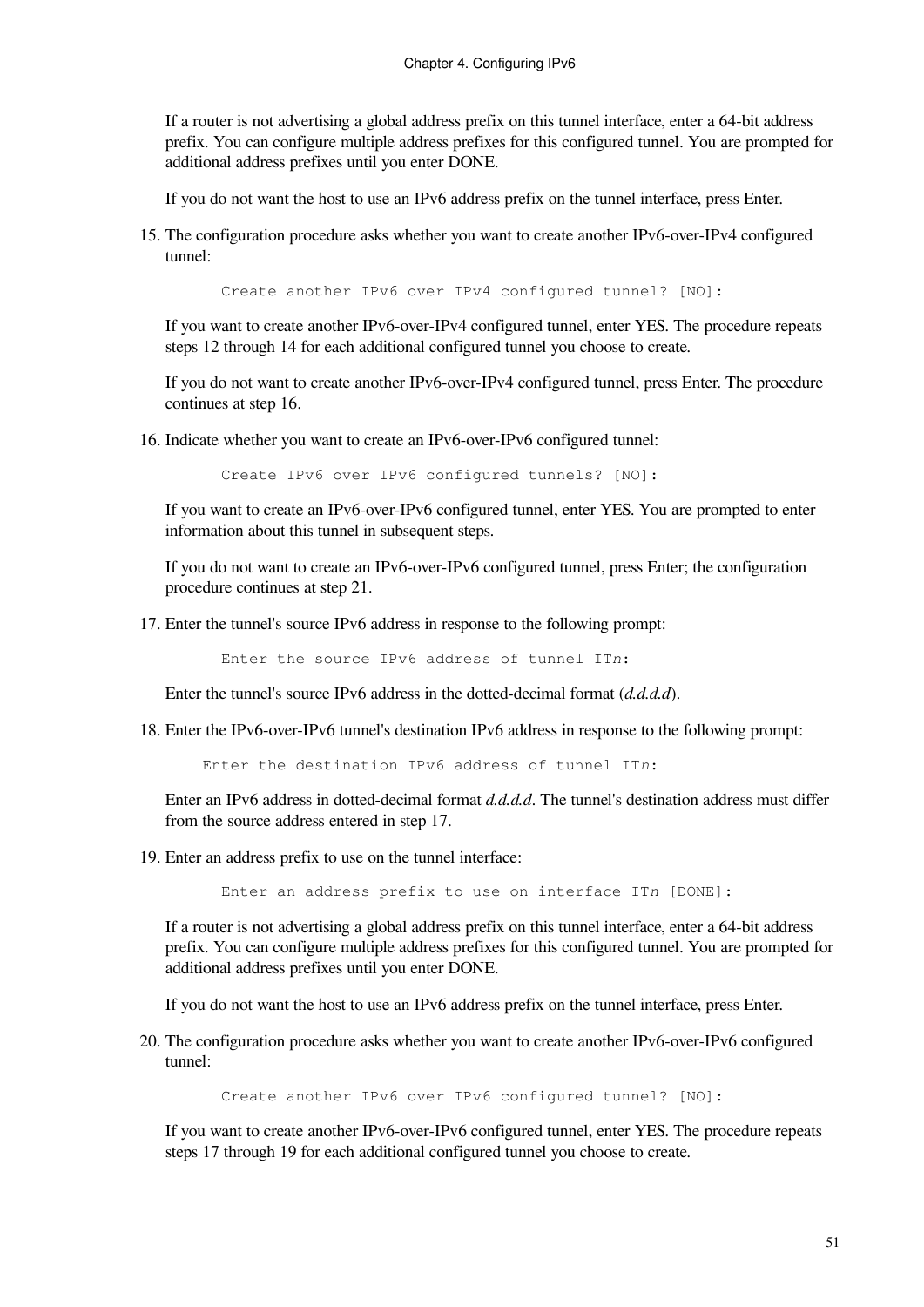If a router is not advertising a global address prefix on this tunnel interface, enter a 64-bit address prefix. You can configure multiple address prefixes for this configured tunnel. You are prompted for additional address prefixes until you enter DONE.

If you do not want the host to use an IPv6 address prefix on the tunnel interface, press Enter.

15. The configuration procedure asks whether you want to create another IPv6-over-IPv4 configured tunnel:

    ```
    Create another IPv6 over IPv4 configured tunnel? [NO]:
    ```

    If you want to create another IPv6-over-IPv4 configured tunnel, enter YES. The procedure repeats steps 12 through 14 for each additional configured tunnel you choose to create.

    If you do not want to create another IPv6-over-IPv4 configured tunnel, press Enter. The procedure continues at step 16.

16. Indicate whether you want to create an IPv6-over-IPv6 configured tunnel:

    ```
    Create IPv6 over IPv6 configured tunnels? [NO]:
    ```

    If you want to create an IPv6-over-IPv6 configured tunnel, enter YES. You are prompted to enter information about this tunnel in subsequent steps.

    If you do not want to create an IPv6-over-IPv6 configured tunnel, press Enter; the configuration procedure continues at step 21.

17. Enter the tunnel's source IPv6 address in response to the following prompt:

    ```
    Enter the source IPv6 address of tunnel ITn:
    ```

    Enter the tunnel's source IPv6 address in the dotted-decimal format (*d.d.d.d*).

18. Enter the IPv6-over-IPv6 tunnel's destination IPv6 address in response to the following prompt:

    ```
    Enter the destination IPv6 address of tunnel ITn:
    ```

    Enter an IPv6 address in dotted-decimal format *d.d.d.d*. The tunnel's destination address must differ from the source address entered in step 17.

19. Enter an address prefix to use on the tunnel interface:

    ```
    Enter an address prefix to use on interface ITn [DONE]:
    ```

    If a router is not advertising a global address prefix on this tunnel interface, enter a 64-bit address prefix. You can configure multiple address prefixes for this configured tunnel. You are prompted for additional address prefixes until you enter DONE.

    If you do not want the host to use an IPv6 address prefix on the tunnel interface, press Enter.

20. The configuration procedure asks whether you want to create another IPv6-over-IPv6 configured tunnel:

    ```
    Create another IPv6 over IPv6 configured tunnel? [NO]:
    ```

    If you want to create another IPv6-over-IPv6 configured tunnel, enter YES. The procedure repeats steps 17 through 19 for each additional configured tunnel you choose to create.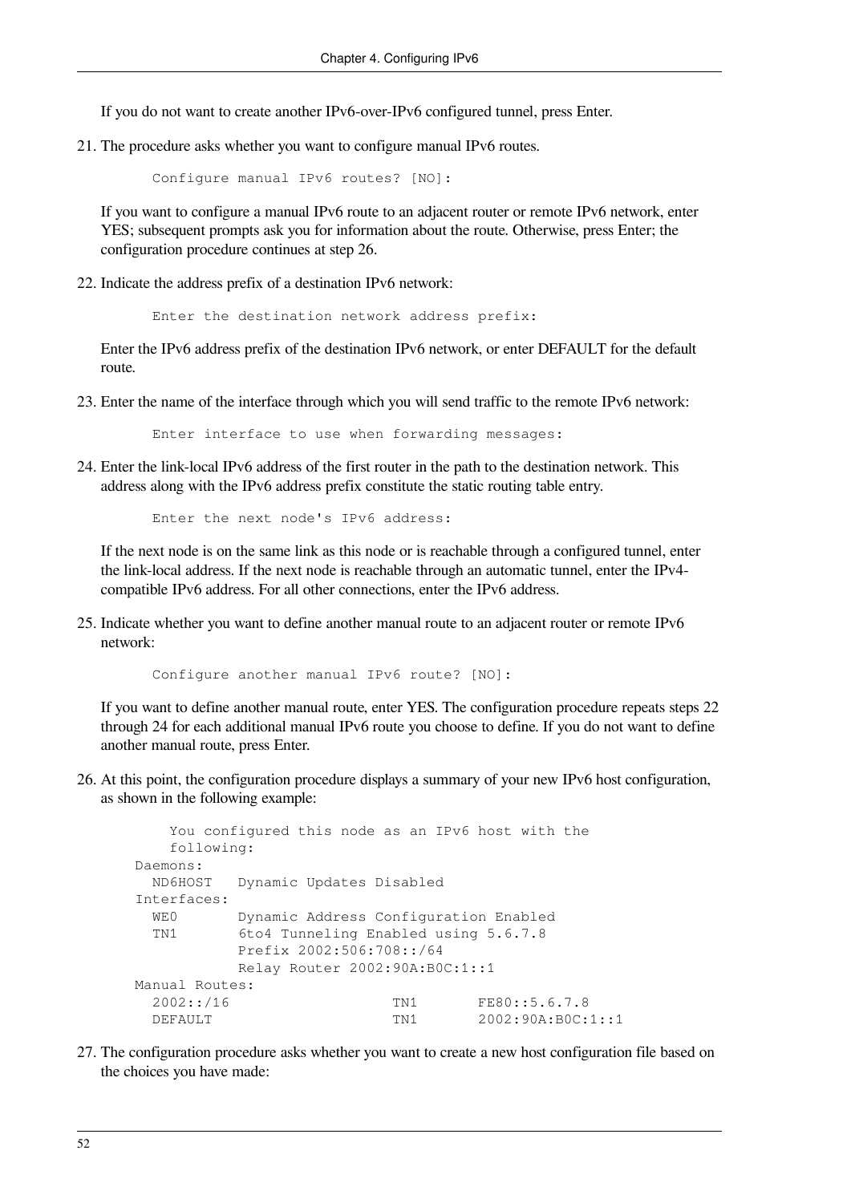If you do not want to create another IPv6-over-IPv6 configured tunnel, press Enter.

21. The procedure asks whether you want to configure manual IPv6 routes.

    ```
    Configure manual IPv6 routes? [NO]:
    ```

    If you want to configure a manual IPv6 route to an adjacent router or remote IPv6 network, enter YES; subsequent prompts ask you for information about the route. Otherwise, press Enter; the configuration procedure continues at step 26.

22. Indicate the address prefix of a destination IPv6 network:

    ```
    Enter the destination network address prefix:
    ```

    Enter the IPv6 address prefix of the destination IPv6 network, or enter DEFAULT for the default route.

23. Enter the name of the interface through which you will send traffic to the remote IPv6 network:

    ```
    Enter interface to use when forwarding messages:
    ```

24. Enter the link-local IPv6 address of the first router in the path to the destination network. This address along with the IPv6 address prefix constitute the static routing table entry.

    ```
    Enter the next node's IPv6 address:
    ```

    If the next node is on the same link as this node or is reachable through a configured tunnel, enter the link-local address. If the next node is reachable through an automatic tunnel, enter the IPv4-compatible IPv6 address. For all other connections, enter the IPv6 address.

25. Indicate whether you want to define another manual route to an adjacent router or remote IPv6 network:

    ```
    Configure another manual IPv6 route? [NO]:
    ```

    If you want to define another manual route, enter YES. The configuration procedure repeats steps 22 through 24 for each additional manual IPv6 route you choose to define. If you do not want to define another manual route, press Enter.

26. At this point, the configuration procedure displays a summary of your new IPv6 host configuration, as shown in the following example:

    ```
          You configured this node as an IPv6 host with the
          following:
    Daemons:
      ND6HOST   Dynamic Updates Disabled
    Interfaces:
      WE0       Dynamic Address Configuration Enabled
      TN1       6to4 Tunneling Enabled using 5.6.7.8
                Prefix 2002:506:708::/64
                Relay Router 2002:90A:B0C:1::1
    Manual Routes:
      2002::/16                 TN1       FE80::5.6.7.8
      DEFAULT                   TN1       2002:90A:B0C:1::1
    ```

27. The configuration procedure asks whether you want to create a new host configuration file based on the choices you have made: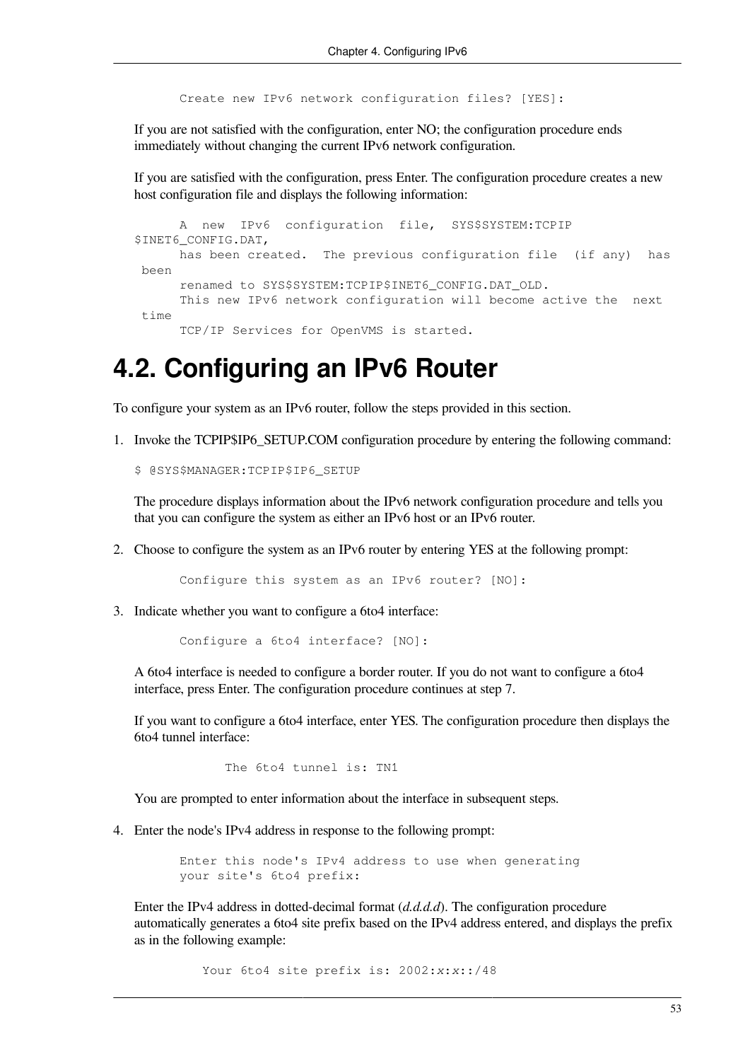```
Create new IPv6 network configuration files? [YES]:
```

If you are not satisfied with the configuration, enter NO; the configuration procedure ends immediately without changing the current IPv6 network configuration.

If you are satisfied with the configuration, press Enter. The configuration procedure creates a new host configuration file and displays the following information:

```
      A  new  IPv6  configuration  file,  SYS$SYSTEM:TCPIP
$INET6_CONFIG.DAT,
      has been created.  The previous configuration file  (if any)  has
 been
      renamed to SYS$SYSTEM:TCPIP$INET6_CONFIG.DAT_OLD.
      This new IPv6 network configuration will become active the  next
 time
      TCP/IP Services for OpenVMS is started.
```

# 4.2. Configuring an IPv6 Router

To configure your system as an IPv6 router, follow the steps provided in this section.

1. Invoke the TCPIP$IP6_SETUP.COM configuration procedure by entering the following command:

   ```
   $ @SYS$MANAGER:TCPIP$IP6_SETUP
   ```

   The procedure displays information about the IPv6 network configuration procedure and tells you that you can configure the system as either an IPv6 host or an IPv6 router.

2. Choose to configure the system as an IPv6 router by entering YES at the following prompt:

   ```
   Configure this system as an IPv6 router? [NO]:
   ```

3. Indicate whether you want to configure a 6to4 interface:

   ```
   Configure a 6to4 interface? [NO]:
   ```

   A 6to4 interface is needed to configure a border router. If you do not want to configure a 6to4 interface, press Enter. The configuration procedure continues at step 7.

   If you want to configure a 6to4 interface, enter YES. The configuration procedure then displays the 6to4 tunnel interface:

   ```
   The 6to4 tunnel is: TN1
   ```

   You are prompted to enter information about the interface in subsequent steps.

4. Enter the node's IPv4 address in response to the following prompt:

   ```
   Enter this node's IPv4 address to use when generating
   your site's 6to4 prefix:
   ```

   Enter the IPv4 address in dotted-decimal format (*d.d.d.d*). The configuration procedure automatically generates a 6to4 site prefix based on the IPv4 address entered, and displays the prefix as in the following example:

   ```
   Your 6to4 site prefix is: 2002:x:x::/48
   ```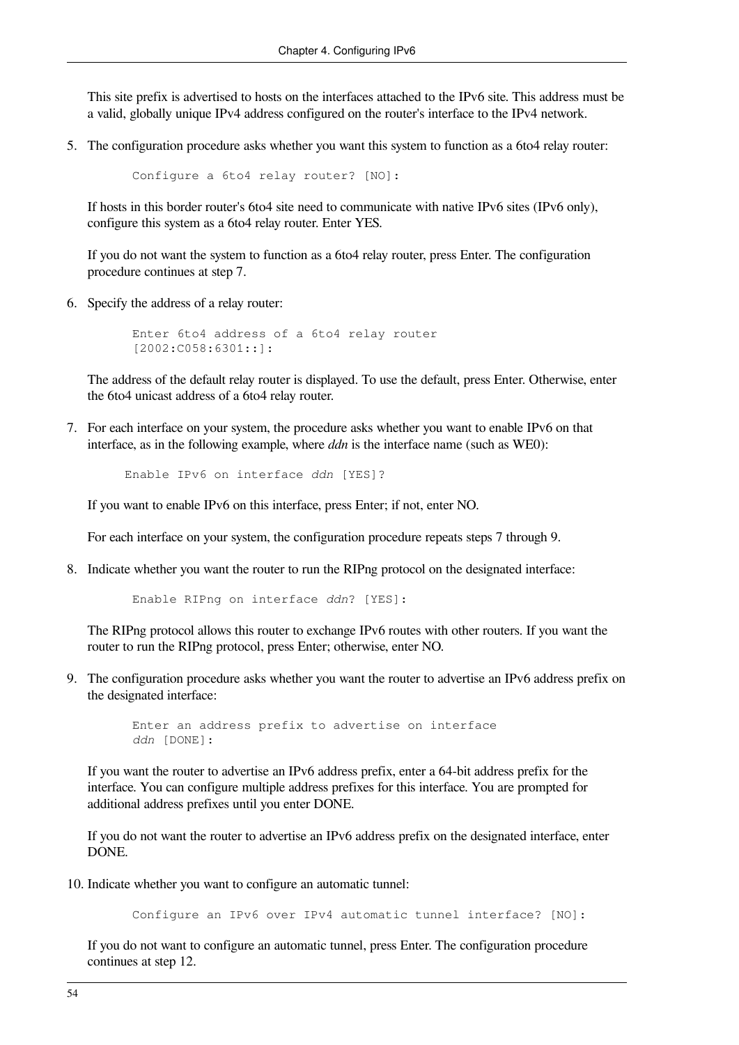This site prefix is advertised to hosts on the interfaces attached to the IPv6 site. This address must be a valid, globally unique IPv4 address configured on the router's interface to the IPv4 network.

5. The configuration procedure asks whether you want this system to function as a 6to4 relay router:

   ```
   Configure a 6to4 relay router? [NO]:
   ```

   If hosts in this border router's 6to4 site need to communicate with native IPv6 sites (IPv6 only), configure this system as a 6to4 relay router. Enter YES.

   If you do not want the system to function as a 6to4 relay router, press Enter. The configuration procedure continues at step 7.

6. Specify the address of a relay router:

   ```
   Enter 6to4 address of a 6to4 relay router
   [2002:C058:6301::]:
   ```

   The address of the default relay router is displayed. To use the default, press Enter. Otherwise, enter the 6to4 unicast address of a 6to4 relay router.

7. For each interface on your system, the procedure asks whether you want to enable IPv6 on that interface, as in the following example, where *ddn* is the interface name (such as WE0):

   ```
   Enable IPv6 on interface ddn [YES]?
   ```

   If you want to enable IPv6 on this interface, press Enter; if not, enter NO.

   For each interface on your system, the configuration procedure repeats steps 7 through 9.

8. Indicate whether you want the router to run the RIPng protocol on the designated interface:

   ```
   Enable RIPng on interface ddn? [YES]:
   ```

   The RIPng protocol allows this router to exchange IPv6 routes with other routers. If you want the router to run the RIPng protocol, press Enter; otherwise, enter NO.

9. The configuration procedure asks whether you want the router to advertise an IPv6 address prefix on the designated interface:

   ```
   Enter an address prefix to advertise on interface
   ddn [DONE]:
   ```

   If you want the router to advertise an IPv6 address prefix, enter a 64-bit address prefix for the interface. You can configure multiple address prefixes for this interface. You are prompted for additional address prefixes until you enter DONE.

   If you do not want the router to advertise an IPv6 address prefix on the designated interface, enter DONE.

10. Indicate whether you want to configure an automatic tunnel:

    ```
    Configure an IPv6 over IPv4 automatic tunnel interface? [NO]:
    ```

    If you do not want to configure an automatic tunnel, press Enter. The configuration procedure continues at step 12.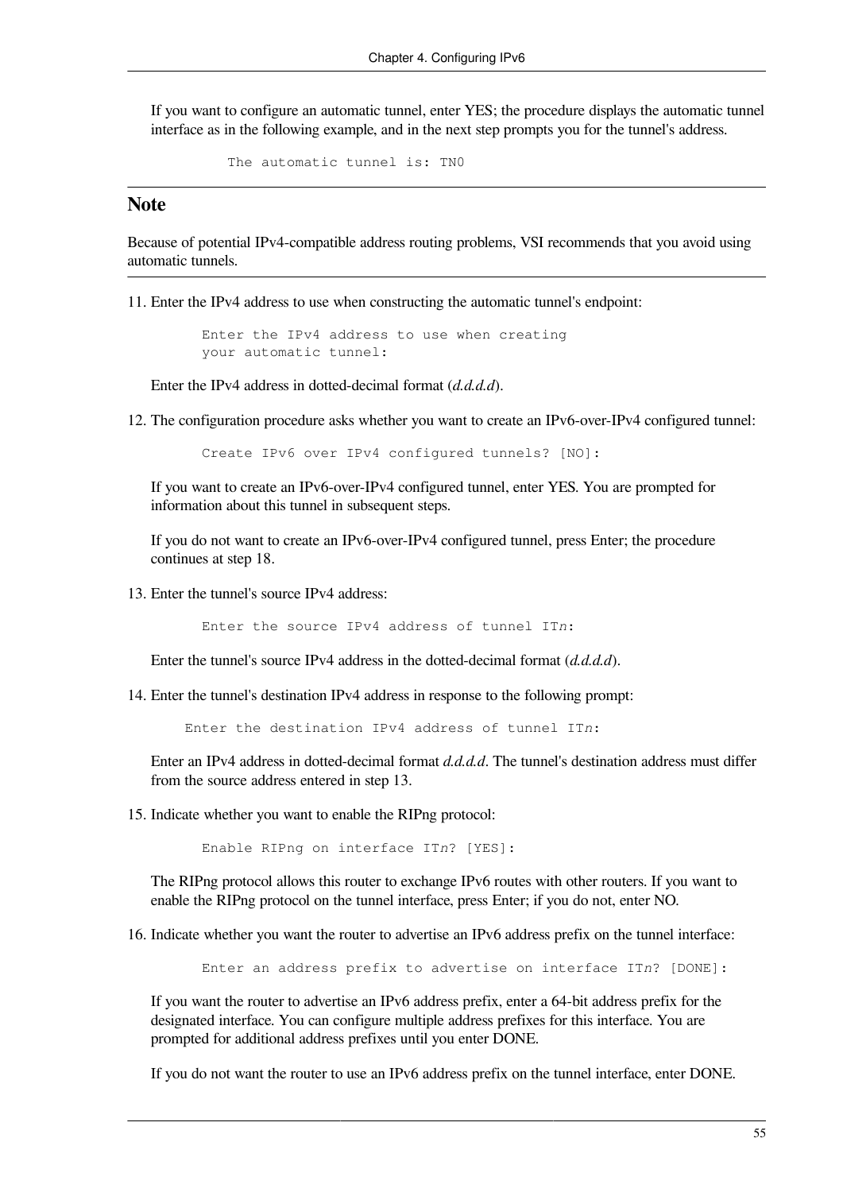If you want to configure an automatic tunnel, enter YES; the procedure displays the automatic tunnel interface as in the following example, and in the next step prompts you for the tunnel's address.

```
The automatic tunnel is: TN0
```

## Note

Because of potential IPv4-compatible address routing problems, VSI recommends that you avoid using automatic tunnels.

11. Enter the IPv4 address to use when constructing the automatic tunnel's endpoint:

    ```
    Enter the IPv4 address to use when creating
    your automatic tunnel:
    ```

    Enter the IPv4 address in dotted-decimal format (*d.d.d.d*).

12. The configuration procedure asks whether you want to create an IPv6-over-IPv4 configured tunnel:

    ```
    Create IPv6 over IPv4 configured tunnels? [NO]:
    ```

    If you want to create an IPv6-over-IPv4 configured tunnel, enter YES. You are prompted for information about this tunnel in subsequent steps.

    If you do not want to create an IPv6-over-IPv4 configured tunnel, press Enter; the procedure continues at step 18.

13. Enter the tunnel's source IPv4 address:

    ```
    Enter the source IPv4 address of tunnel ITn:
    ```

    Enter the tunnel's source IPv4 address in the dotted-decimal format (*d.d.d.d*).

14. Enter the tunnel's destination IPv4 address in response to the following prompt:

    ```
    Enter the destination IPv4 address of tunnel ITn:
    ```

    Enter an IPv4 address in dotted-decimal format *d.d.d.d*. The tunnel's destination address must differ from the source address entered in step 13.

15. Indicate whether you want to enable the RIPng protocol:

    ```
    Enable RIPng on interface ITn? [YES]:
    ```

    The RIPng protocol allows this router to exchange IPv6 routes with other routers. If you want to enable the RIPng protocol on the tunnel interface, press Enter; if you do not, enter NO.

16. Indicate whether you want the router to advertise an IPv6 address prefix on the tunnel interface:

    ```
    Enter an address prefix to advertise on interface ITn? [DONE]:
    ```

    If you want the router to advertise an IPv6 address prefix, enter a 64-bit address prefix for the designated interface. You can configure multiple address prefixes for this interface. You are prompted for additional address prefixes until you enter DONE.

    If you do not want the router to use an IPv6 address prefix on the tunnel interface, enter DONE.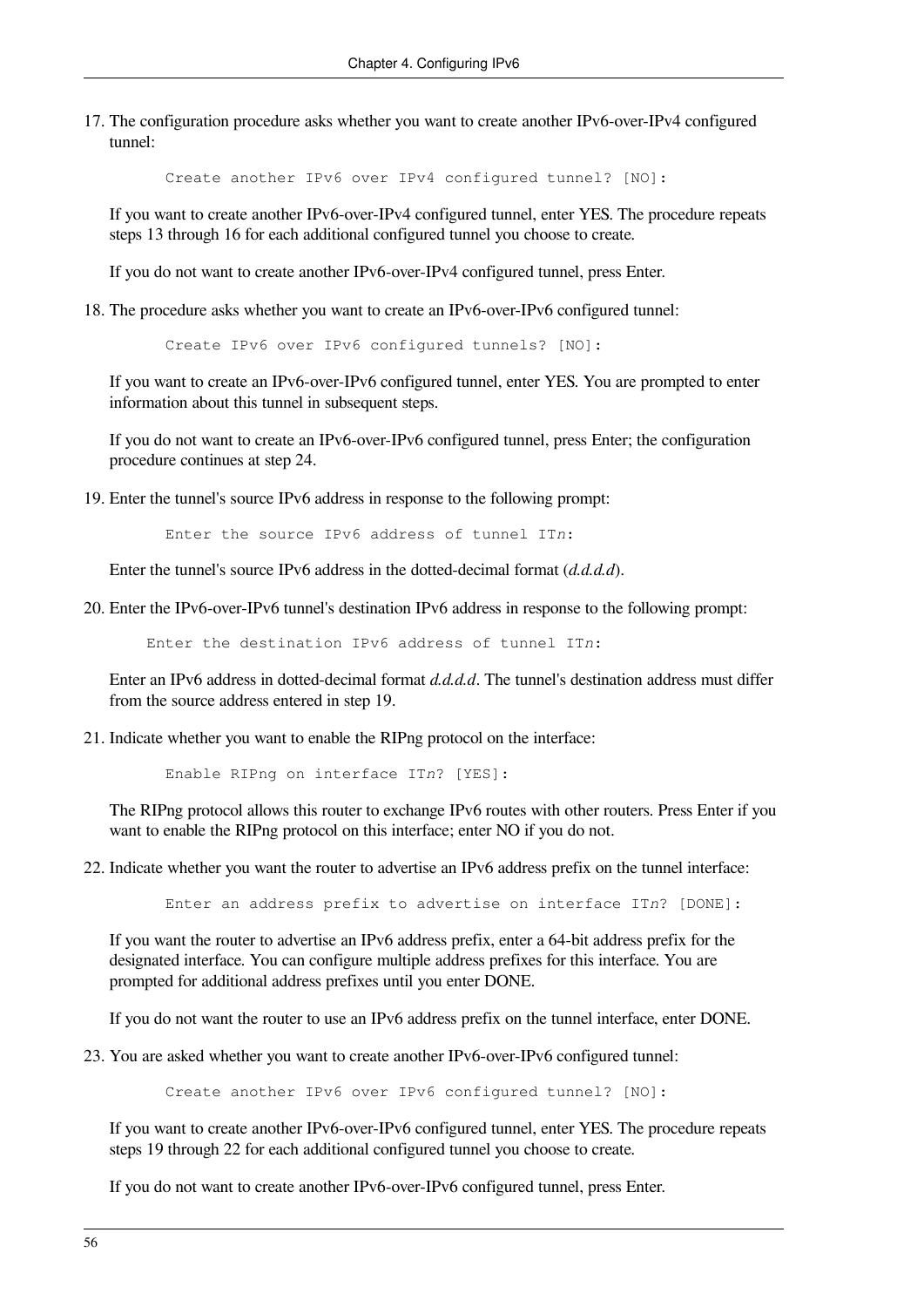17. The configuration procedure asks whether you want to create another IPv6-over-IPv4 configured tunnel:

    ```
    Create another IPv6 over IPv4 configured tunnel? [NO]:
    ```

    If you want to create another IPv6-over-IPv4 configured tunnel, enter YES. The procedure repeats steps 13 through 16 for each additional configured tunnel you choose to create.

    If you do not want to create another IPv6-over-IPv4 configured tunnel, press Enter.

18. The procedure asks whether you want to create an IPv6-over-IPv6 configured tunnel:

    ```
    Create IPv6 over IPv6 configured tunnels? [NO]:
    ```

    If you want to create an IPv6-over-IPv6 configured tunnel, enter YES. You are prompted to enter information about this tunnel in subsequent steps.

    If you do not want to create an IPv6-over-IPv6 configured tunnel, press Enter; the configuration procedure continues at step 24.

19. Enter the tunnel's source IPv6 address in response to the following prompt:

    ```
    Enter the source IPv6 address of tunnel ITn:
    ```

    Enter the tunnel's source IPv6 address in the dotted-decimal format (*d.d.d.d*).

20. Enter the IPv6-over-IPv6 tunnel's destination IPv6 address in response to the following prompt:

    ```
    Enter the destination IPv6 address of tunnel ITn:
    ```

    Enter an IPv6 address in dotted-decimal format *d.d.d.d*. The tunnel's destination address must differ from the source address entered in step 19.

21. Indicate whether you want to enable the RIPng protocol on the interface:

    ```
    Enable RIPng on interface ITn? [YES]:
    ```

    The RIPng protocol allows this router to exchange IPv6 routes with other routers. Press Enter if you want to enable the RIPng protocol on this interface; enter NO if you do not.

22. Indicate whether you want the router to advertise an IPv6 address prefix on the tunnel interface:

    ```
    Enter an address prefix to advertise on interface ITn? [DONE]:
    ```

    If you want the router to advertise an IPv6 address prefix, enter a 64-bit address prefix for the designated interface. You can configure multiple address prefixes for this interface. You are prompted for additional address prefixes until you enter DONE.

    If you do not want the router to use an IPv6 address prefix on the tunnel interface, enter DONE.

23. You are asked whether you want to create another IPv6-over-IPv6 configured tunnel:

    ```
    Create another IPv6 over IPv6 configured tunnel? [NO]:
    ```

    If you want to create another IPv6-over-IPv6 configured tunnel, enter YES. The procedure repeats steps 19 through 22 for each additional configured tunnel you choose to create.

    If you do not want to create another IPv6-over-IPv6 configured tunnel, press Enter.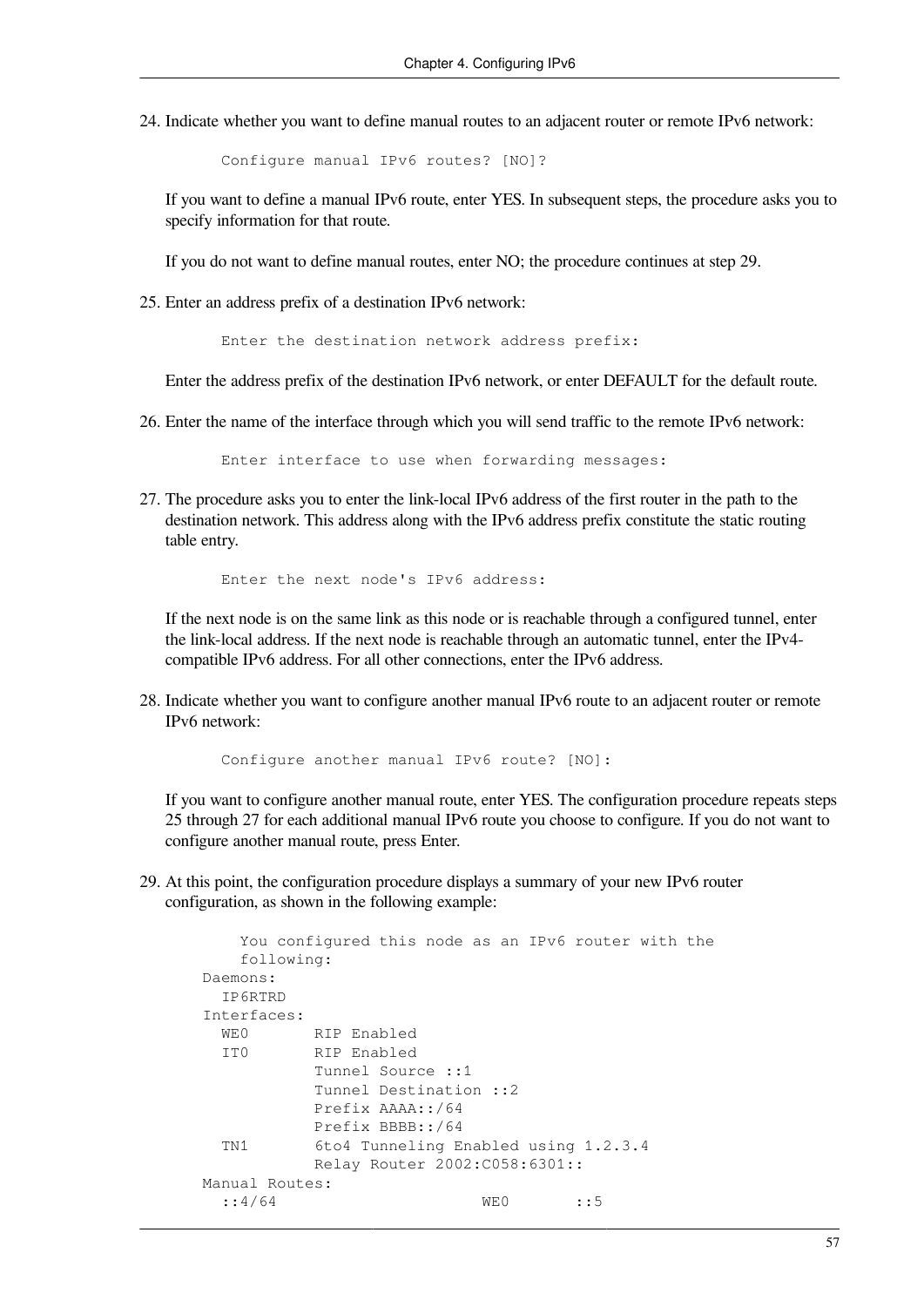24. Indicate whether you want to define manual routes to an adjacent router or remote IPv6 network:

    ```
    Configure manual IPv6 routes? [NO]?
    ```

    If you want to define a manual IPv6 route, enter YES. In subsequent steps, the procedure asks you to specify information for that route.

    If you do not want to define manual routes, enter NO; the procedure continues at step 29.

25. Enter an address prefix of a destination IPv6 network:

    ```
    Enter the destination network address prefix:
    ```

    Enter the address prefix of the destination IPv6 network, or enter DEFAULT for the default route.

26. Enter the name of the interface through which you will send traffic to the remote IPv6 network:

    ```
    Enter interface to use when forwarding messages:
    ```

27. The procedure asks you to enter the link-local IPv6 address of the first router in the path to the destination network. This address along with the IPv6 address prefix constitute the static routing table entry.

    ```
    Enter the next node's IPv6 address:
    ```

    If the next node is on the same link as this node or is reachable through a configured tunnel, enter the link-local address. If the next node is reachable through an automatic tunnel, enter the IPv4-compatible IPv6 address. For all other connections, enter the IPv6 address.

28. Indicate whether you want to configure another manual IPv6 route to an adjacent router or remote IPv6 network:

    ```
    Configure another manual IPv6 route? [NO]:
    ```

    If you want to configure another manual route, enter YES. The configuration procedure repeats steps 25 through 27 for each additional manual IPv6 route you choose to configure. If you do not want to configure another manual route, press Enter.

29. At this point, the configuration procedure displays a summary of your new IPv6 router configuration, as shown in the following example:

    ```
        You configured this node as an IPv6 router with the
        following:
    Daemons:
      IP6RTRD
    Interfaces:
      WE0       RIP Enabled
      IT0       RIP Enabled
                Tunnel Source ::1
                Tunnel Destination ::2
                Prefix AAAA::/64
                Prefix BBBB::/64
      TN1       6to4 Tunneling Enabled using 1.2.3.4
                Relay Router 2002:C058:6301::
    Manual Routes:
      ::4/64                     WE0       ::5
    ```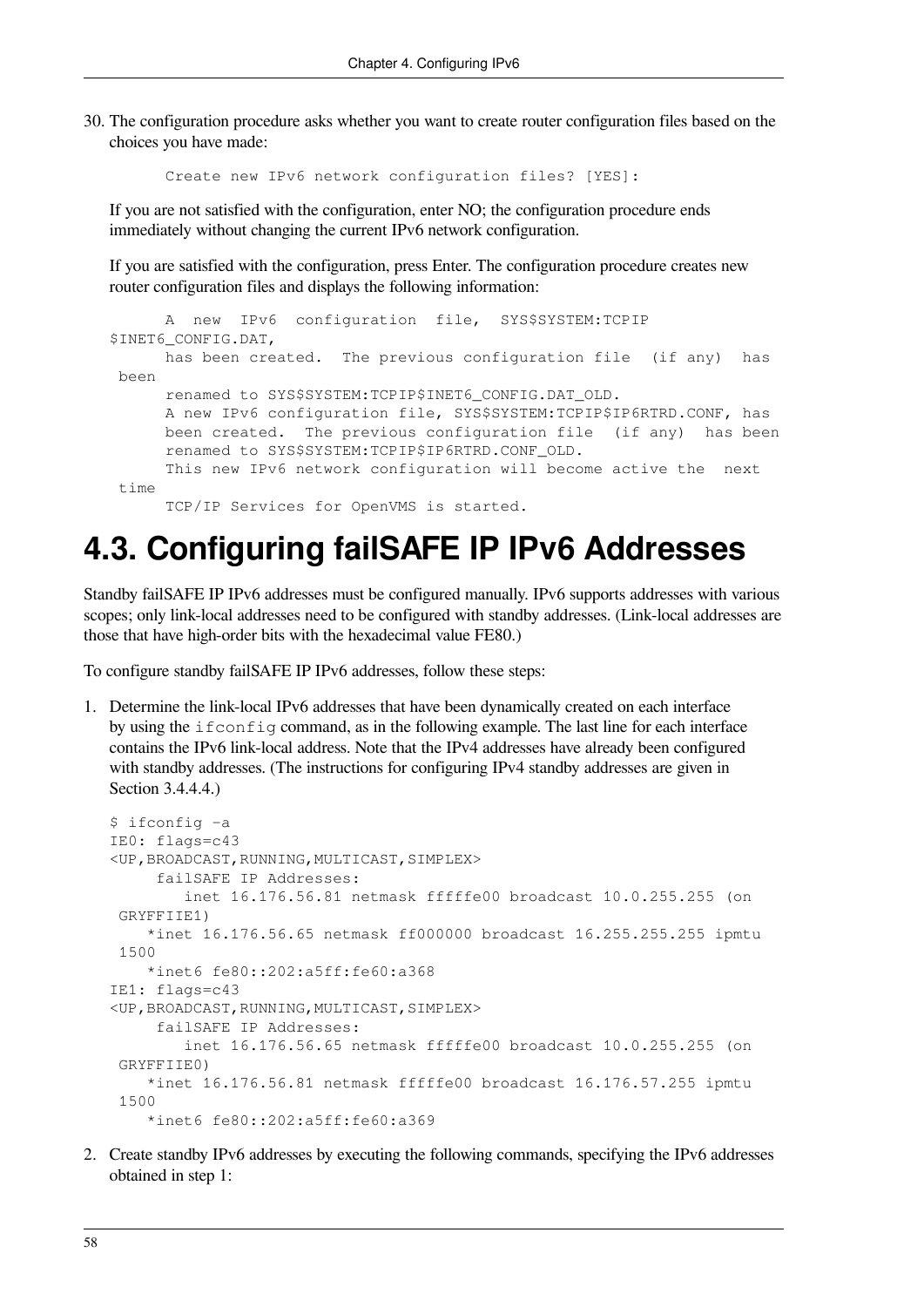30. The configuration procedure asks whether you want to create router configuration files based on the choices you have made:

    ```
    Create new IPv6 network configuration files? [YES]:
    ```

    If you are not satisfied with the configuration, enter NO; the configuration procedure ends immediately without changing the current IPv6 network configuration.

    If you are satisfied with the configuration, press Enter. The configuration procedure creates new router configuration files and displays the following information:

    ```
          A  new  IPv6  configuration  file,  SYS$SYSTEM:TCPIP
    $INET6_CONFIG.DAT,
          has been created.  The previous configuration file  (if any)  has
     been
          renamed to SYS$SYSTEM:TCPIP$INET6_CONFIG.DAT_OLD.
          A new IPv6 configuration file, SYS$SYSTEM:TCPIP$IP6RTRD.CONF, has
          been created.  The previous configuration file  (if any)  has been
          renamed to SYS$SYSTEM:TCPIP$IP6RTRD.CONF_OLD.
          This new IPv6 network configuration will become active the  next
     time
          TCP/IP Services for OpenVMS is started.
    ```

# 4.3. Configuring failSAFE IP IPv6 Addresses

Standby failSAFE IP IPv6 addresses must be configured manually. IPv6 supports addresses with various scopes; only link-local addresses need to be configured with standby addresses. (Link-local addresses are those that have high-order bits with the hexadecimal value FE80.)

To configure standby failSAFE IP IPv6 addresses, follow these steps:

1. Determine the link-local IPv6 addresses that have been dynamically created on each interface by using the `ifconfig` command, as in the following example. The last line for each interface contains the IPv6 link-local address. Note that the IPv4 addresses have already been configured with standby addresses. (The instructions for configuring IPv4 standby addresses are given in Section 3.4.4.4.)

    ```
    $ ifconfig -a
    IE0: flags=c43
    <UP,BROADCAST,RUNNING,MULTICAST,SIMPLEX>
         failSAFE IP Addresses:
            inet 16.176.56.81 netmask fffffe00 broadcast 10.0.255.255 (on
     GRYFFIIE1)
        *inet 16.176.56.65 netmask ff000000 broadcast 16.255.255.255 ipmtu
     1500
        *inet6 fe80::202:a5ff:fe60:a368
    IE1: flags=c43
    <UP,BROADCAST,RUNNING,MULTICAST,SIMPLEX>
         failSAFE IP Addresses:
            inet 16.176.56.65 netmask fffffe00 broadcast 10.0.255.255 (on
     GRYFFIIE0)
        *inet 16.176.56.81 netmask fffffe00 broadcast 16.176.57.255 ipmtu
     1500
        *inet6 fe80::202:a5ff:fe60:a369
    ```

2. Create standby IPv6 addresses by executing the following commands, specifying the IPv6 addresses obtained in step 1: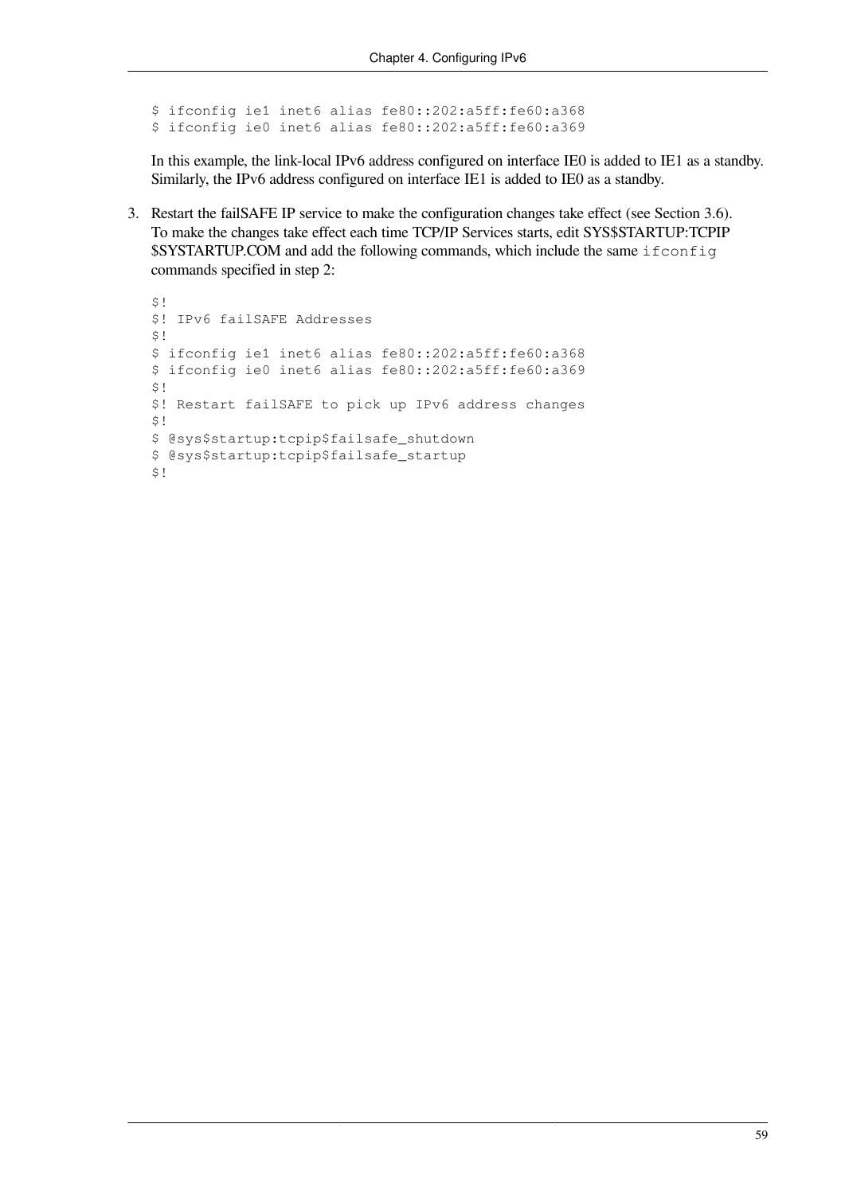```
$ ifconfig ie1 inet6 alias fe80::202:a5ff:fe60:a368
$ ifconfig ie0 inet6 alias fe80::202:a5ff:fe60:a369
```

In this example, the link-local IPv6 address configured on interface IE0 is added to IE1 as a standby. Similarly, the IPv6 address configured on interface IE1 is added to IE0 as a standby.

3. Restart the failSAFE IP service to make the configuration changes take effect (see Section 3.6). To make the changes take effect each time TCP/IP Services starts, edit SYS$STARTUP:TCPIP$SYSTARTUP.COM and add the following commands, which include the same `ifconfig` commands specified in step 2:

```
$!
$! IPv6 failSAFE Addresses
$!
$ ifconfig ie1 inet6 alias fe80::202:a5ff:fe60:a368
$ ifconfig ie0 inet6 alias fe80::202:a5ff:fe60:a369
$!
$! Restart failSAFE to pick up IPv6 address changes
$!
$ @sys$startup:tcpip$failsafe_shutdown
$ @sys$startup:tcpip$failsafe_startup
$!
```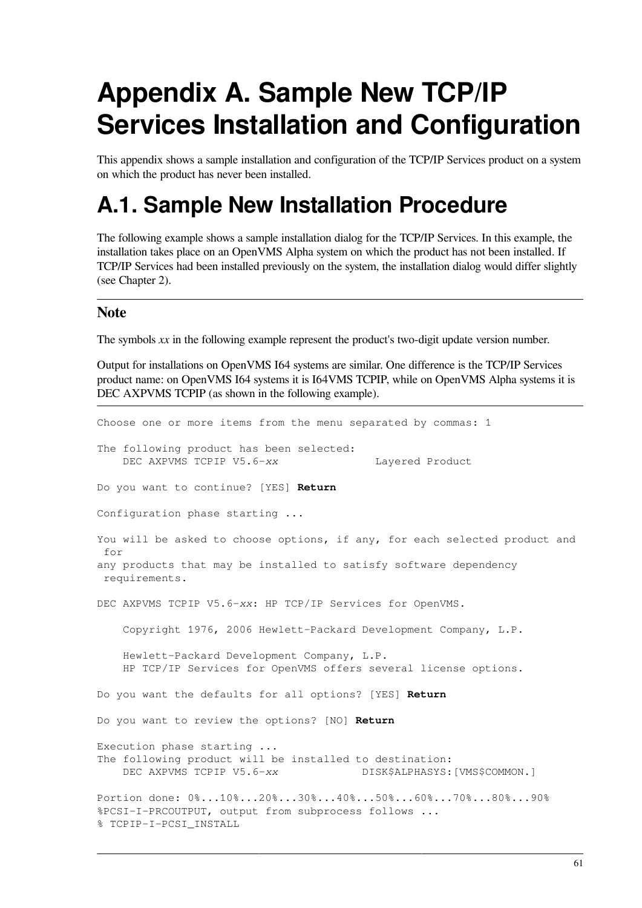# Appendix A. Sample New TCP/IP Services Installation and Configuration

This appendix shows a sample installation and configuration of the TCP/IP Services product on a system on which the product has never been installed.

# A.1. Sample New Installation Procedure

The following example shows a sample installation dialog for the TCP/IP Services. In this example, the installation takes place on an OpenVMS Alpha system on which the product has not been installed. If TCP/IP Services had been installed previously on the system, the installation dialog would differ slightly (see Chapter 2).

### Note

The symbols *xx* in the following example represent the product's two-digit update version number.

Output for installations on OpenVMS I64 systems are similar. One difference is the TCP/IP Services product name: on OpenVMS I64 systems it is I64VMS TCPIP, while on OpenVMS Alpha systems it is DEC AXPVMS TCPIP (as shown in the following example).

```
Choose one or more items from the menu separated by commas: 1

The following product has been selected:
    DEC AXPVMS TCPIP V5.6-xx               Layered Product

Do you want to continue? [YES] Return

Configuration phase starting ...

You will be asked to choose options, if any, for each selected product and
 for
any products that may be installed to satisfy software dependency
 requirements.

DEC AXPVMS TCPIP V5.6-xx: HP TCP/IP Services for OpenVMS.

    Copyright 1976, 2006 Hewlett-Packard Development Company, L.P.

    Hewlett-Packard Development Company, L.P.
    HP TCP/IP Services for OpenVMS offers several license options.

Do you want the defaults for all options? [YES] Return

Do you want to review the options? [NO] Return

Execution phase starting ...
The following product will be installed to destination:
    DEC AXPVMS TCPIP V5.6-xx             DISK$ALPHASYS:[VMS$COMMON.]

Portion done: 0%...10%...20%...30%...40%...50%...60%...70%...80%...90%
%PCSI-I-PRCOUTPUT, output from subprocess follows ...
% TCPIP-I-PCSI_INSTALL
```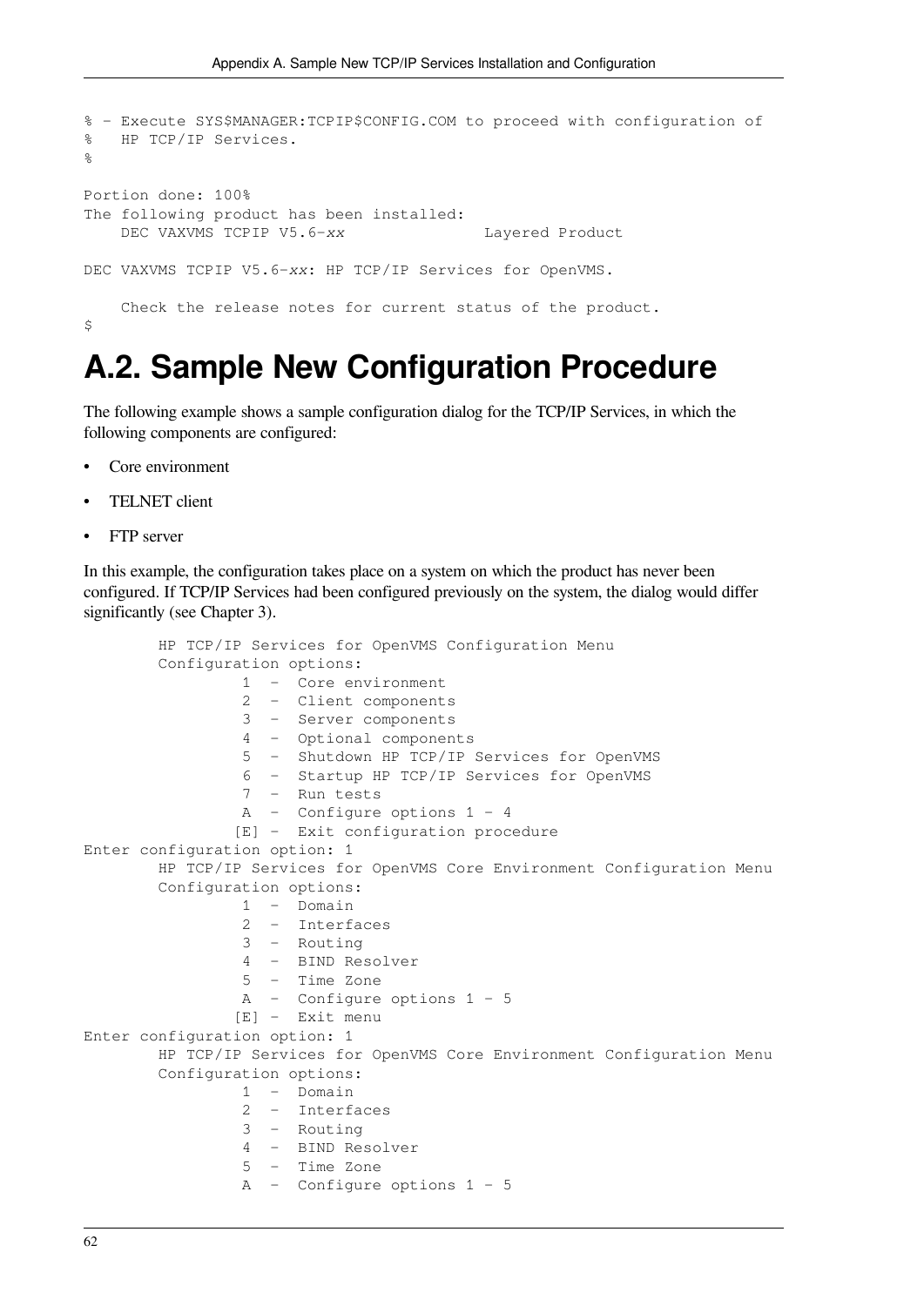```
% - Execute SYS$MANAGER:TCPIP$CONFIG.COM to proceed with configuration of
%   HP TCP/IP Services.
%

Portion done: 100%
The following product has been installed:
    DEC VAXVMS TCPIP V5.6-xx              Layered Product

DEC VAXVMS TCPIP V5.6-xx: HP TCP/IP Services for OpenVMS.

    Check the release notes for current status of the product.
$
```

## A.2. Sample New Configuration Procedure

The following example shows a sample configuration dialog for the TCP/IP Services, in which the following components are configured:

- Core environment
- TELNET client
- FTP server

In this example, the configuration takes place on a system on which the product has never been configured. If TCP/IP Services had been configured previously on the system, the dialog would differ significantly (see Chapter 3).

```
        HP TCP/IP Services for OpenVMS Configuration Menu
        Configuration options:
                 1  -  Core environment
                 2  -  Client components
                 3  -  Server components
                 4  -  Optional components
                 5  -  Shutdown HP TCP/IP Services for OpenVMS
                 6  -  Startup HP TCP/IP Services for OpenVMS
                 7  -  Run tests
                 A  -  Configure options 1 - 4
                [E] -  Exit configuration procedure
Enter configuration option: 1
        HP TCP/IP Services for OpenVMS Core Environment Configuration Menu
        Configuration options:
                 1  -  Domain
                 2  -  Interfaces
                 3  -  Routing
                 4  -  BIND Resolver
                 5  -  Time Zone
                 A  -  Configure options 1 - 5
                [E] -  Exit menu
Enter configuration option: 1
        HP TCP/IP Services for OpenVMS Core Environment Configuration Menu
        Configuration options:
                 1  -  Domain
                 2  -  Interfaces
                 3  -  Routing
                 4  -  BIND Resolver
                 5  -  Time Zone
                 A  -  Configure options 1 - 5
```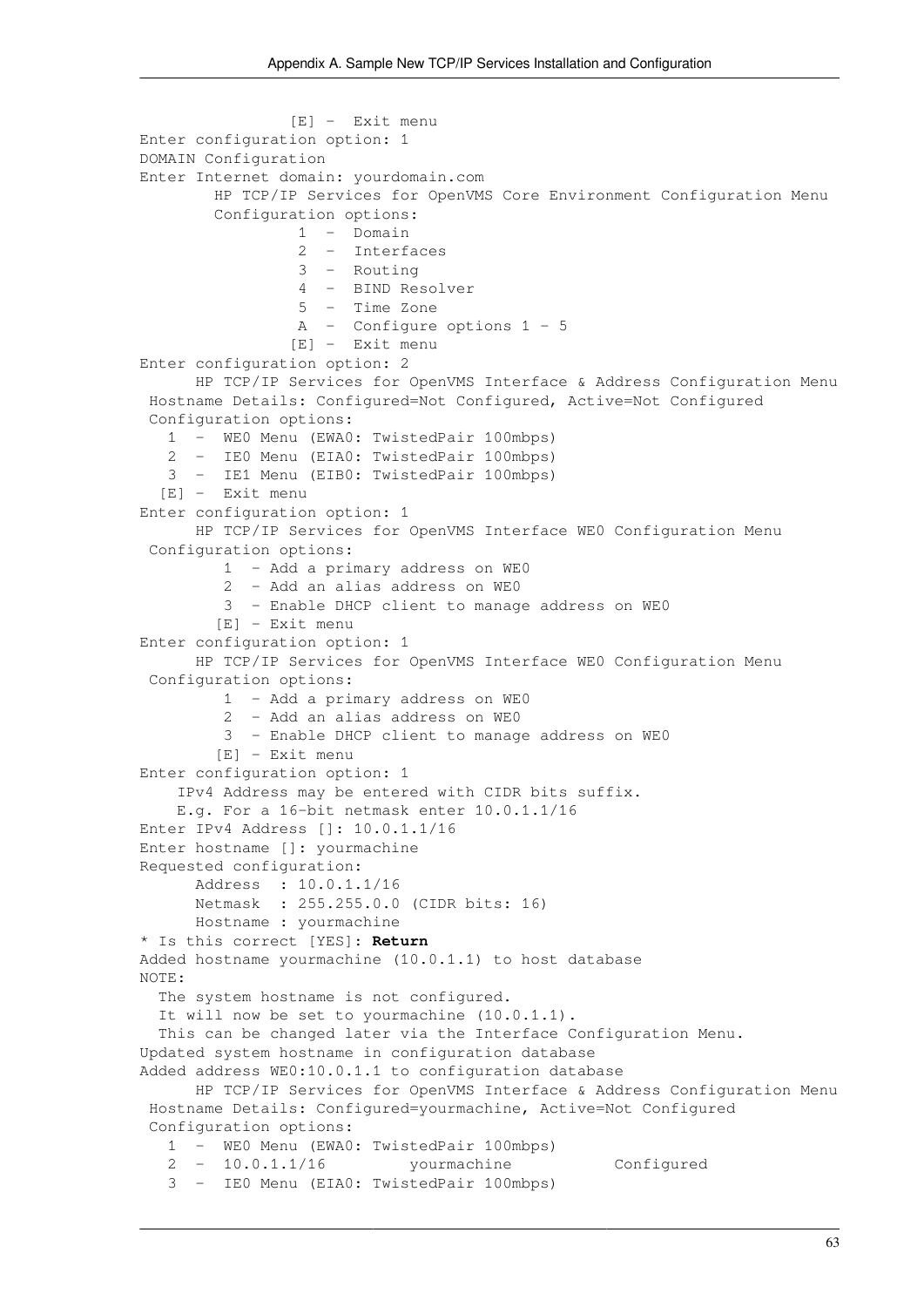```
                [E] -  Exit menu
Enter configuration option: 1
DOMAIN Configuration
Enter Internet domain: yourdomain.com
        HP TCP/IP Services for OpenVMS Core Environment Configuration Menu
        Configuration options:
                 1  -  Domain
                 2  -  Interfaces
                 3  -  Routing
                 4  -  BIND Resolver
                 5  -  Time Zone
                 A  -  Configure options 1 - 5
                [E] -  Exit menu
Enter configuration option: 2
      HP TCP/IP Services for OpenVMS Interface & Address Configuration Menu
 Hostname Details: Configured=Not Configured, Active=Not Configured
 Configuration options:
   1  -  WE0 Menu (EWA0: TwistedPair 100mbps)
   2  -  IE0 Menu (EIA0: TwistedPair 100mbps)
   3  -  IE1 Menu (EIB0: TwistedPair 100mbps)
  [E] -  Exit menu
Enter configuration option: 1
      HP TCP/IP Services for OpenVMS Interface WE0 Configuration Menu
 Configuration options:
         1  - Add a primary address on WE0
         2  - Add an alias address on WE0
         3  - Enable DHCP client to manage address on WE0
        [E] - Exit menu
Enter configuration option: 1
      HP TCP/IP Services for OpenVMS Interface WE0 Configuration Menu
 Configuration options:
         1  - Add a primary address on WE0
         2  - Add an alias address on WE0
         3  - Enable DHCP client to manage address on WE0
        [E] - Exit menu
Enter configuration option: 1
    IPv4 Address may be entered with CIDR bits suffix.
    E.g. For a 16-bit netmask enter 10.0.1.1/16
Enter IPv4 Address []: 10.0.1.1/16
Enter hostname []: yourmachine
Requested configuration:
      Address  : 10.0.1.1/16
      Netmask  : 255.255.0.0 (CIDR bits: 16)
      Hostname : yourmachine
* Is this correct [YES]: Return
Added hostname yourmachine (10.0.1.1) to host database
NOTE:
  The system hostname is not configured.
  It will now be set to yourmachine (10.0.1.1).
  This can be changed later via the Interface Configuration Menu.
Updated system hostname in configuration database
Added address WE0:10.0.1.1 to configuration database
      HP TCP/IP Services for OpenVMS Interface & Address Configuration Menu
 Hostname Details: Configured=yourmachine, Active=Not Configured
 Configuration options:
   1  -  WE0 Menu (EWA0: TwistedPair 100mbps)
   2  -  10.0.1.1/16         yourmachine           Configured
   3  -  IE0 Menu (EIA0: TwistedPair 100mbps)
```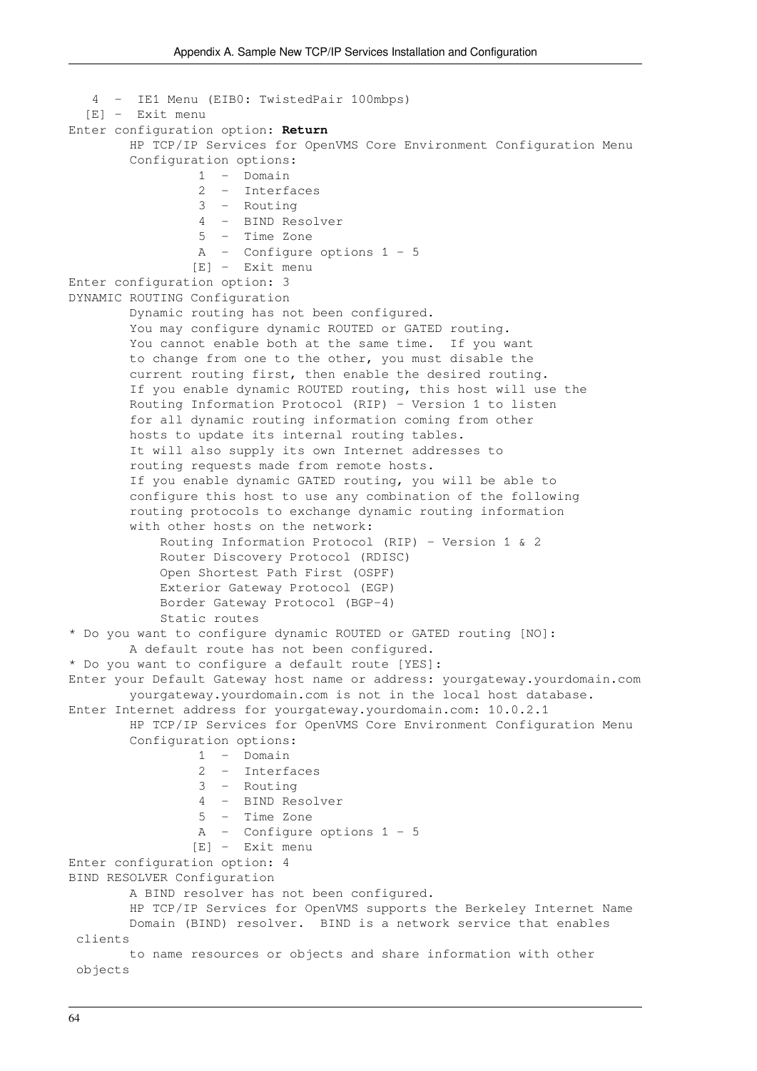```
   4  -  IE1 Menu (EIB0: TwistedPair 100mbps)
  [E] -  Exit menu
Enter configuration option: Return
        HP TCP/IP Services for OpenVMS Core Environment Configuration Menu
        Configuration options:
                 1  -  Domain
                 2  -  Interfaces
                 3  -  Routing
                 4  -  BIND Resolver
                 5  -  Time Zone
                 A  -  Configure options 1 - 5
                [E] -  Exit menu
Enter configuration option: 3
DYNAMIC ROUTING Configuration
        Dynamic routing has not been configured.
        You may configure dynamic ROUTED or GATED routing.
        You cannot enable both at the same time.  If you want
        to change from one to the other, you must disable the
        current routing first, then enable the desired routing.
        If you enable dynamic ROUTED routing, this host will use the
        Routing Information Protocol (RIP) - Version 1 to listen
        for all dynamic routing information coming from other
        hosts to update its internal routing tables.
        It will also supply its own Internet addresses to
        routing requests made from remote hosts.
        If you enable dynamic GATED routing, you will be able to
        configure this host to use any combination of the following
        routing protocols to exchange dynamic routing information
        with other hosts on the network:
            Routing Information Protocol (RIP) - Version 1 & 2
            Router Discovery Protocol (RDISC)
            Open Shortest Path First (OSPF)
            Exterior Gateway Protocol (EGP)
            Border Gateway Protocol (BGP-4)
            Static routes
* Do you want to configure dynamic ROUTED or GATED routing [NO]:
        A default route has not been configured.
* Do you want to configure a default route [YES]:
Enter your Default Gateway host name or address: yourgateway.yourdomain.com
        yourgateway.yourdomain.com is not in the local host database.
Enter Internet address for yourgateway.yourdomain.com: 10.0.2.1
        HP TCP/IP Services for OpenVMS Core Environment Configuration Menu
        Configuration options:
                 1  -  Domain
                 2  -  Interfaces
                 3  -  Routing
                 4  -  BIND Resolver
                 5  -  Time Zone
                 A  -  Configure options 1 - 5
                [E] -  Exit menu
Enter configuration option: 4
BIND RESOLVER Configuration
        A BIND resolver has not been configured.
        HP TCP/IP Services for OpenVMS supports the Berkeley Internet Name
        Domain (BIND) resolver.  BIND is a network service that enables
 clients
        to name resources or objects and share information with other
 objects
```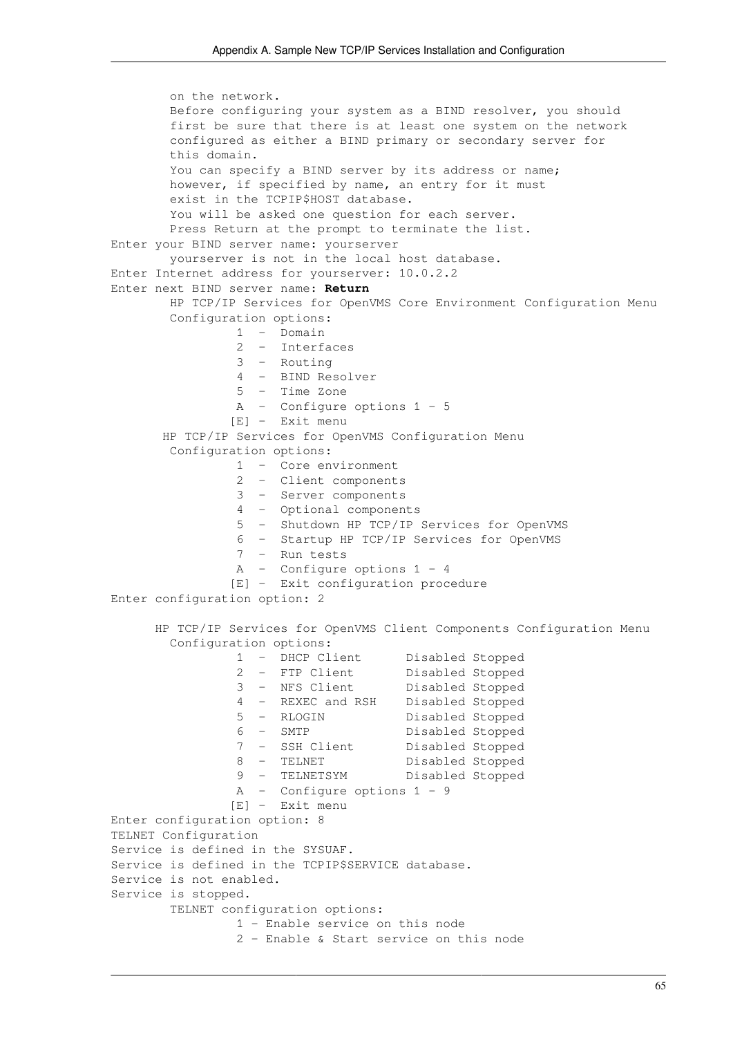```
        on the network.
        Before configuring your system as a BIND resolver, you should
        first be sure that there is at least one system on the network
        configured as either a BIND primary or secondary server for
        this domain.
        You can specify a BIND server by its address or name;
        however, if specified by name, an entry for it must
        exist in the TCPIP$HOST database.
        You will be asked one question for each server.
        Press Return at the prompt to terminate the list.
Enter your BIND server name: yourserver
        yourserver is not in the local host database.
Enter Internet address for yourserver: 10.0.2.2
Enter next BIND server name: Return
        HP TCP/IP Services for OpenVMS Core Environment Configuration Menu
        Configuration options:
                 1  -  Domain
                 2  -  Interfaces
                 3  -  Routing
                 4  -  BIND Resolver
                 5  -  Time Zone
                 A  -  Configure options 1 - 5
                [E] -  Exit menu
       HP TCP/IP Services for OpenVMS Configuration Menu
        Configuration options:
                 1  -  Core environment
                 2  -  Client components
                 3  -  Server components
                 4  -  Optional components
                 5  -  Shutdown HP TCP/IP Services for OpenVMS
                 6  -  Startup HP TCP/IP Services for OpenVMS
                 7  -  Run tests
                 A  -  Configure options 1 - 4
                [E] -  Exit configuration procedure
Enter configuration option: 2

      HP TCP/IP Services for OpenVMS Client Components Configuration Menu
        Configuration options:
                 1  -  DHCP Client      Disabled Stopped
                 2  -  FTP Client       Disabled Stopped
                 3  -  NFS Client       Disabled Stopped
                 4  -  REXEC and RSH    Disabled Stopped
                 5  -  RLOGIN           Disabled Stopped
                 6  -  SMTP             Disabled Stopped
                 7  -  SSH Client       Disabled Stopped
                 8  -  TELNET           Disabled Stopped
                 9  -  TELNETSYM        Disabled Stopped
                 A  -  Configure options 1 - 9
                [E] -  Exit menu
Enter configuration option: 8
TELNET Configuration
Service is defined in the SYSUAF.
Service is defined in the TCPIP$SERVICE database.
Service is not enabled.
Service is stopped.
        TELNET configuration options:
                 1 - Enable service on this node
                 2 - Enable & Start service on this node
```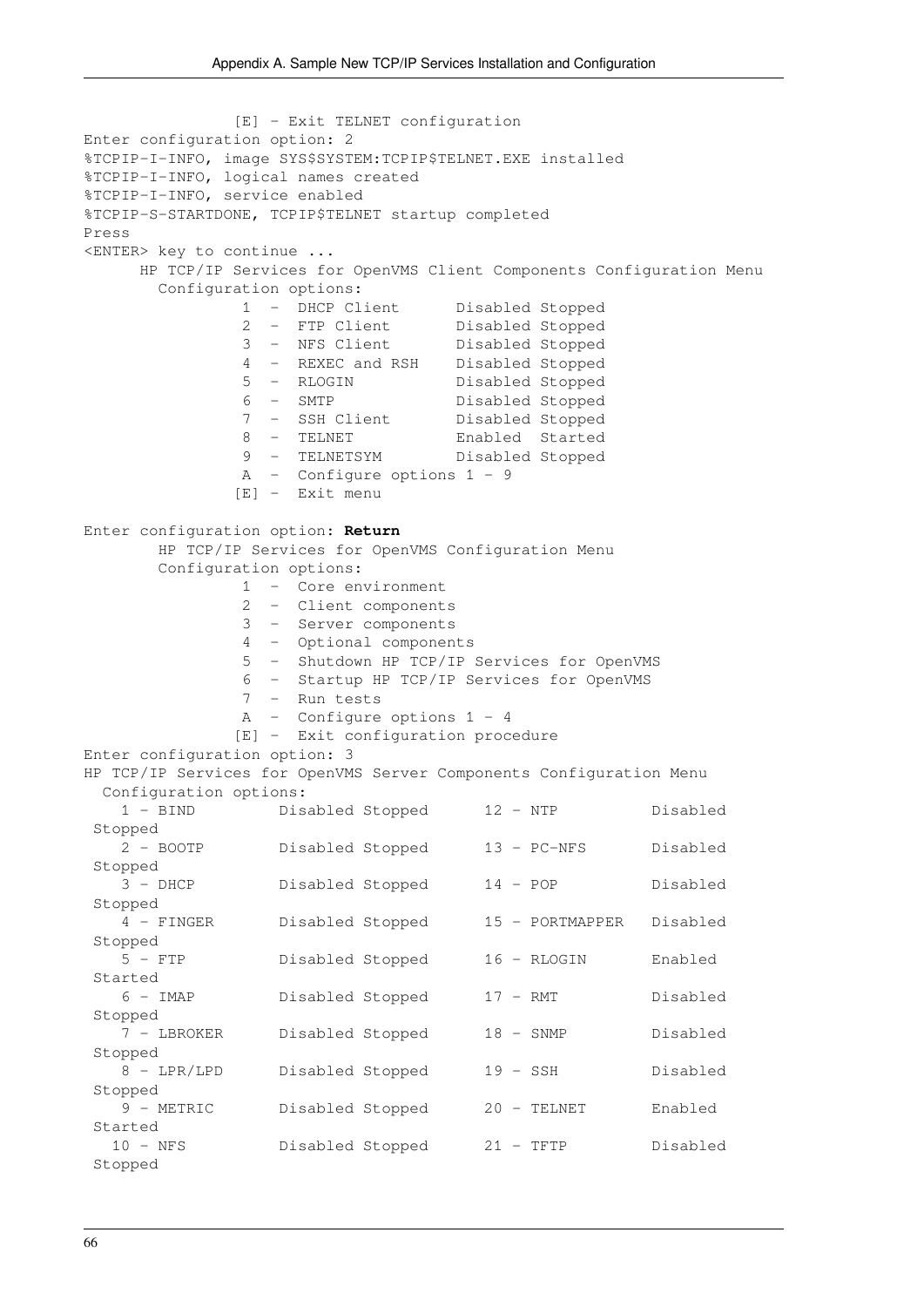```
                [E] - Exit TELNET configuration
Enter configuration option: 2
%TCPIP-I-INFO, image SYS$SYSTEM:TCPIP$TELNET.EXE installed
%TCPIP-I-INFO, logical names created
%TCPIP-I-INFO, service enabled
%TCPIP-S-STARTDONE, TCPIP$TELNET startup completed
Press
<ENTER> key to continue ...
      HP TCP/IP Services for OpenVMS Client Components Configuration Menu
        Configuration options:
                 1  -  DHCP Client      Disabled Stopped
                 2  -  FTP Client       Disabled Stopped
                 3  -  NFS Client       Disabled Stopped
                 4  -  REXEC and RSH    Disabled Stopped
                 5  -  RLOGIN           Disabled Stopped
                 6  -  SMTP             Disabled Stopped
                 7  -  SSH Client       Disabled Stopped
                 8  -  TELNET           Enabled  Started
                 9  -  TELNETSYM        Disabled Stopped
                 A  -  Configure options 1 - 9
                [E] -  Exit menu

Enter configuration option: Return
        HP TCP/IP Services for OpenVMS Configuration Menu
        Configuration options:
                 1  -  Core environment
                 2  -  Client components
                 3  -  Server components
                 4  -  Optional components
                 5  -  Shutdown HP TCP/IP Services for OpenVMS
                 6  -  Startup HP TCP/IP Services for OpenVMS
                 7  -  Run tests
                 A  -  Configure options 1 - 4
                [E] -  Exit configuration procedure
Enter configuration option: 3
HP TCP/IP Services for OpenVMS Server Components Configuration Menu
  Configuration options:
    1 - BIND         Disabled Stopped      12 - NTP          Disabled
 Stopped
    2 - BOOTP        Disabled Stopped      13 - PC-NFS       Disabled
 Stopped
    3 - DHCP         Disabled Stopped      14 - POP          Disabled
 Stopped
    4 - FINGER       Disabled Stopped      15 - PORTMAPPER   Disabled
 Stopped
    5 - FTP          Disabled Stopped      16 - RLOGIN       Enabled
 Started
    6 - IMAP         Disabled Stopped      17 - RMT          Disabled
 Stopped
    7 - LBROKER      Disabled Stopped      18 - SNMP         Disabled
 Stopped
    8 - LPR/LPD      Disabled Stopped      19 - SSH          Disabled
 Stopped
    9 - METRIC       Disabled Stopped      20 - TELNET       Enabled
 Started
   10 - NFS          Disabled Stopped      21 - TFTP         Disabled
 Stopped
```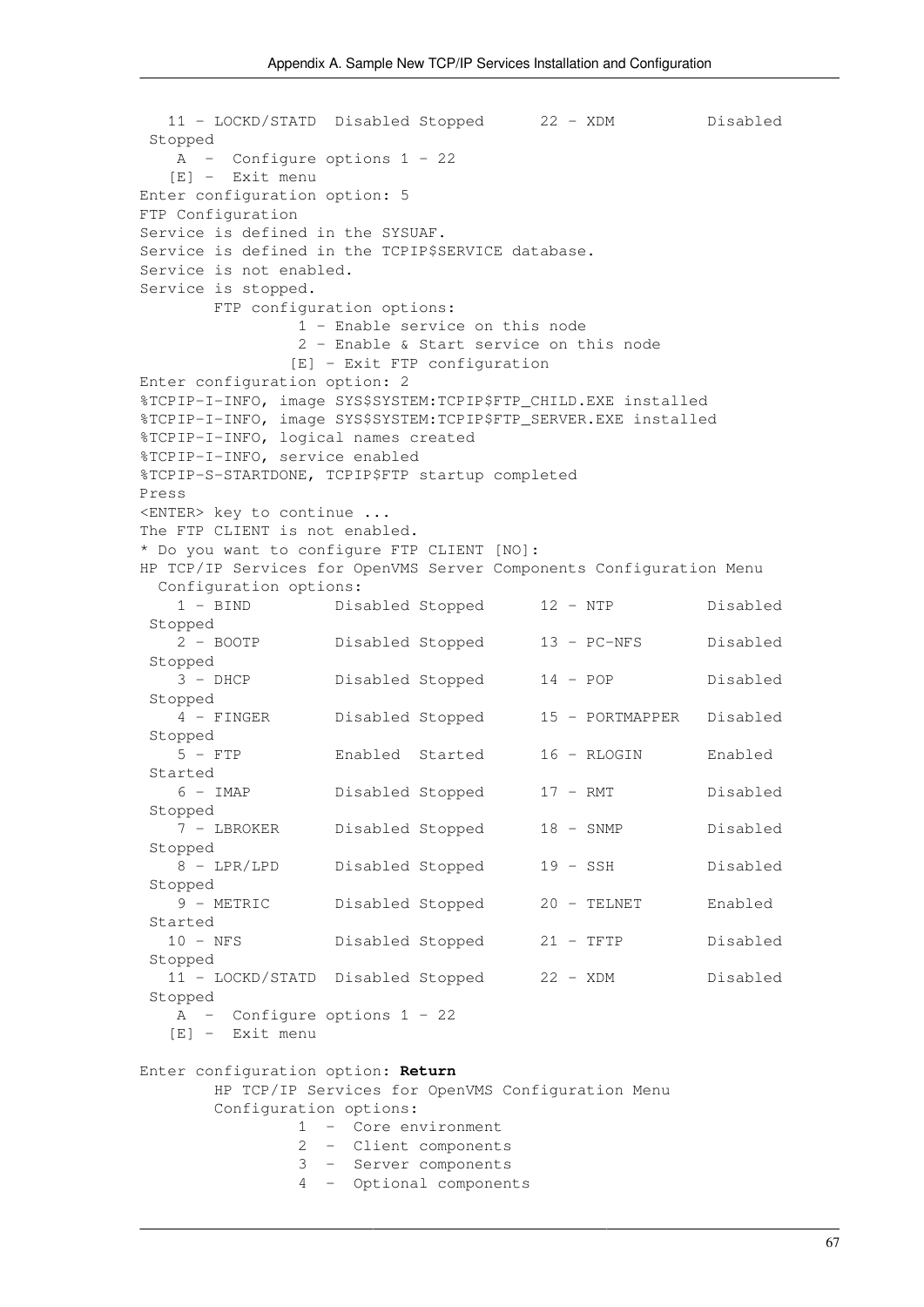```
   11 - LOCKD/STATD  Disabled Stopped      22 - XDM          Disabled
 Stopped
    A  -  Configure options 1 - 22
   [E] -  Exit menu
Enter configuration option: 5
FTP Configuration
Service is defined in the SYSUAF.
Service is defined in the TCPIP$SERVICE database.
Service is not enabled.
Service is stopped.
        FTP configuration options:
                 1 - Enable service on this node
                 2 - Enable & Start service on this node
                [E] - Exit FTP configuration
Enter configuration option: 2
%TCPIP-I-INFO, image SYS$SYSTEM:TCPIP$FTP_CHILD.EXE installed
%TCPIP-I-INFO, image SYS$SYSTEM:TCPIP$FTP_SERVER.EXE installed
%TCPIP-I-INFO, logical names created
%TCPIP-I-INFO, service enabled
%TCPIP-S-STARTDONE, TCPIP$FTP startup completed
Press
<ENTER> key to continue ...
The FTP CLIENT is not enabled.
* Do you want to configure FTP CLIENT [NO]:
HP TCP/IP Services for OpenVMS Server Components Configuration Menu
  Configuration options:
    1 - BIND         Disabled Stopped      12 - NTP          Disabled
 Stopped
    2 - BOOTP        Disabled Stopped      13 - PC-NFS       Disabled
 Stopped
    3 - DHCP         Disabled Stopped      14 - POP          Disabled
 Stopped
    4 - FINGER       Disabled Stopped      15 - PORTMAPPER   Disabled
 Stopped
    5 - FTP          Enabled  Started      16 - RLOGIN       Enabled
 Started
    6 - IMAP         Disabled Stopped      17 - RMT          Disabled
 Stopped
    7 - LBROKER      Disabled Stopped      18 - SNMP         Disabled
 Stopped
    8 - LPR/LPD      Disabled Stopped      19 - SSH          Disabled
 Stopped
    9 - METRIC       Disabled Stopped      20 - TELNET       Enabled
 Started
   10 - NFS          Disabled Stopped      21 - TFTP         Disabled
 Stopped
   11 - LOCKD/STATD  Disabled Stopped      22 - XDM          Disabled
 Stopped
    A  -  Configure options 1 - 22
   [E] -  Exit menu

Enter configuration option: Return
        HP TCP/IP Services for OpenVMS Configuration Menu
        Configuration options:
                 1  -  Core environment
                 2  -  Client components
                 3  -  Server components
                 4  -  Optional components
```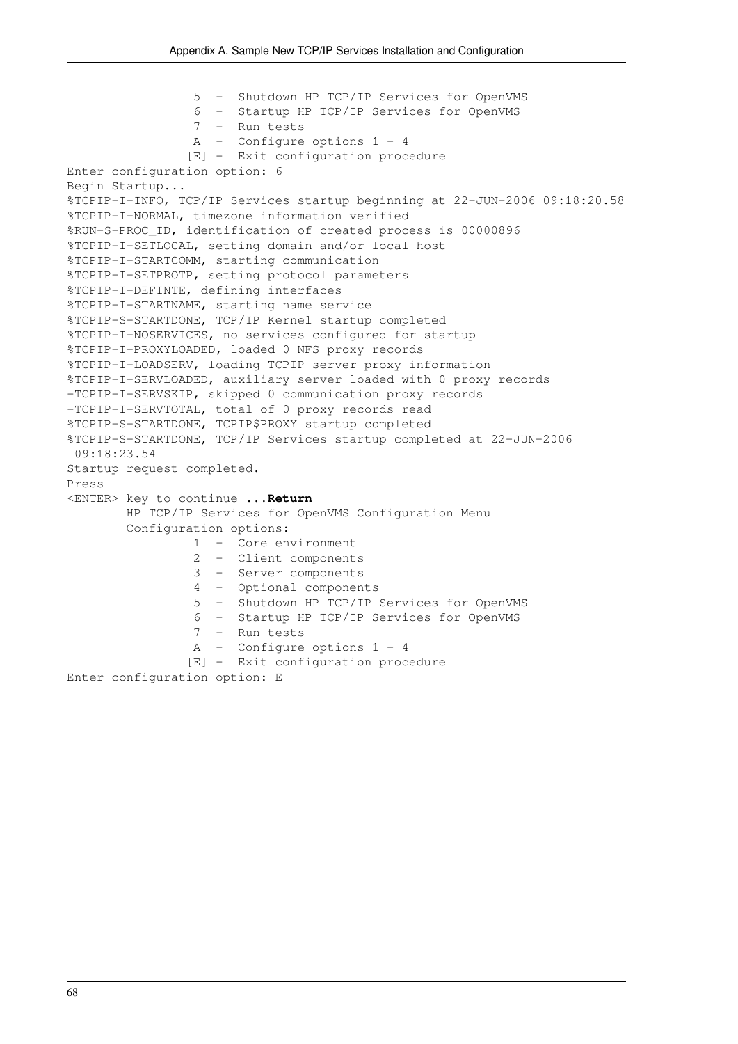```
                5  -  Shutdown HP TCP/IP Services for OpenVMS
                6  -  Startup HP TCP/IP Services for OpenVMS
                7  -  Run tests
                A  -  Configure options 1 - 4
               [E] -  Exit configuration procedure
Enter configuration option: 6
Begin Startup...
%TCPIP-I-INFO, TCP/IP Services startup beginning at 22-JUN-2006 09:18:20.58
%TCPIP-I-NORMAL, timezone information verified
%RUN-S-PROC_ID, identification of created process is 00000896
%TCPIP-I-SETLOCAL, setting domain and/or local host
%TCPIP-I-STARTCOMM, starting communication
%TCPIP-I-SETPROTP, setting protocol parameters
%TCPIP-I-DEFINTE, defining interfaces
%TCPIP-I-STARTNAME, starting name service
%TCPIP-S-STARTDONE, TCP/IP Kernel startup completed
%TCPIP-I-NOSERVICES, no services configured for startup
%TCPIP-I-PROXYLOADED, loaded 0 NFS proxy records
%TCPIP-I-LOADSERV, loading TCPIP server proxy information
%TCPIP-I-SERVLOADED, auxiliary server loaded with 0 proxy records
-TCPIP-I-SERVSKIP, skipped 0 communication proxy records
-TCPIP-I-SERVTOTAL, total of 0 proxy records read
%TCPIP-S-STARTDONE, TCPIP$PROXY startup completed
%TCPIP-S-STARTDONE, TCP/IP Services startup completed at 22-JUN-2006
 09:18:23.54
Startup request completed.
Press
<ENTER> key to continue ...Return
        HP TCP/IP Services for OpenVMS Configuration Menu
        Configuration options:
                1  -  Core environment
                2  -  Client components
                3  -  Server components
                4  -  Optional components
                5  -  Shutdown HP TCP/IP Services for OpenVMS
                6  -  Startup HP TCP/IP Services for OpenVMS
                7  -  Run tests
                A  -  Configure options 1 - 4
               [E] -  Exit configuration procedure
Enter configuration option: E
```